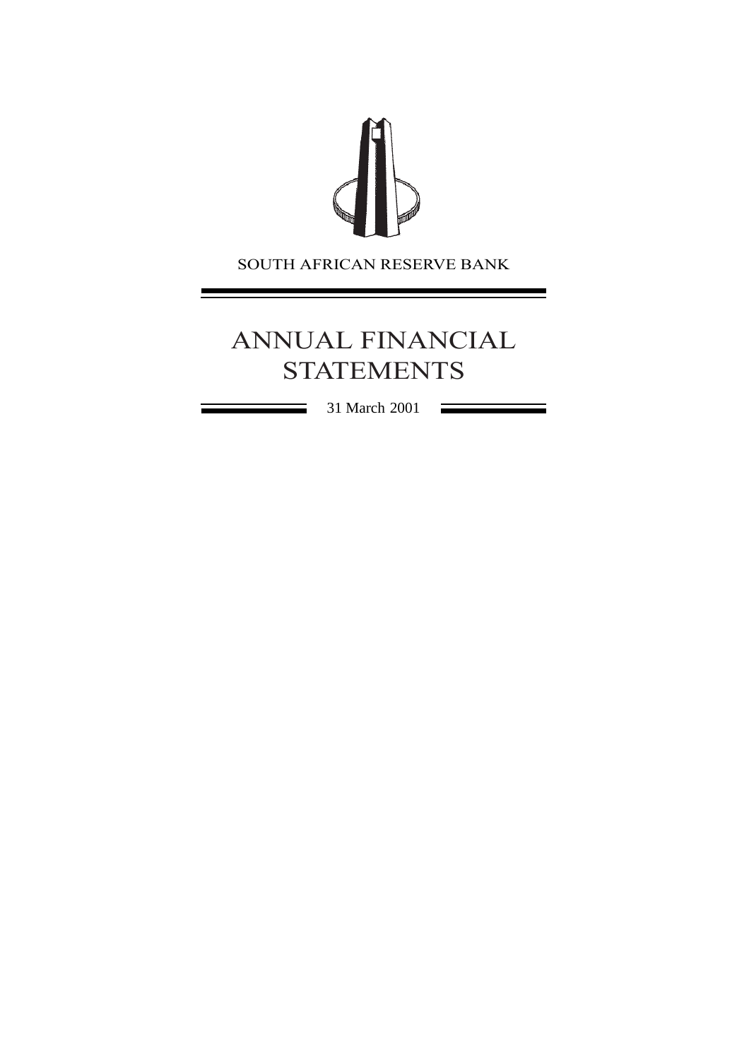SOUTH AFRICAN RESERVE BANK

# ANNUAL FINANCIAL STATEMENTS

31 March 2001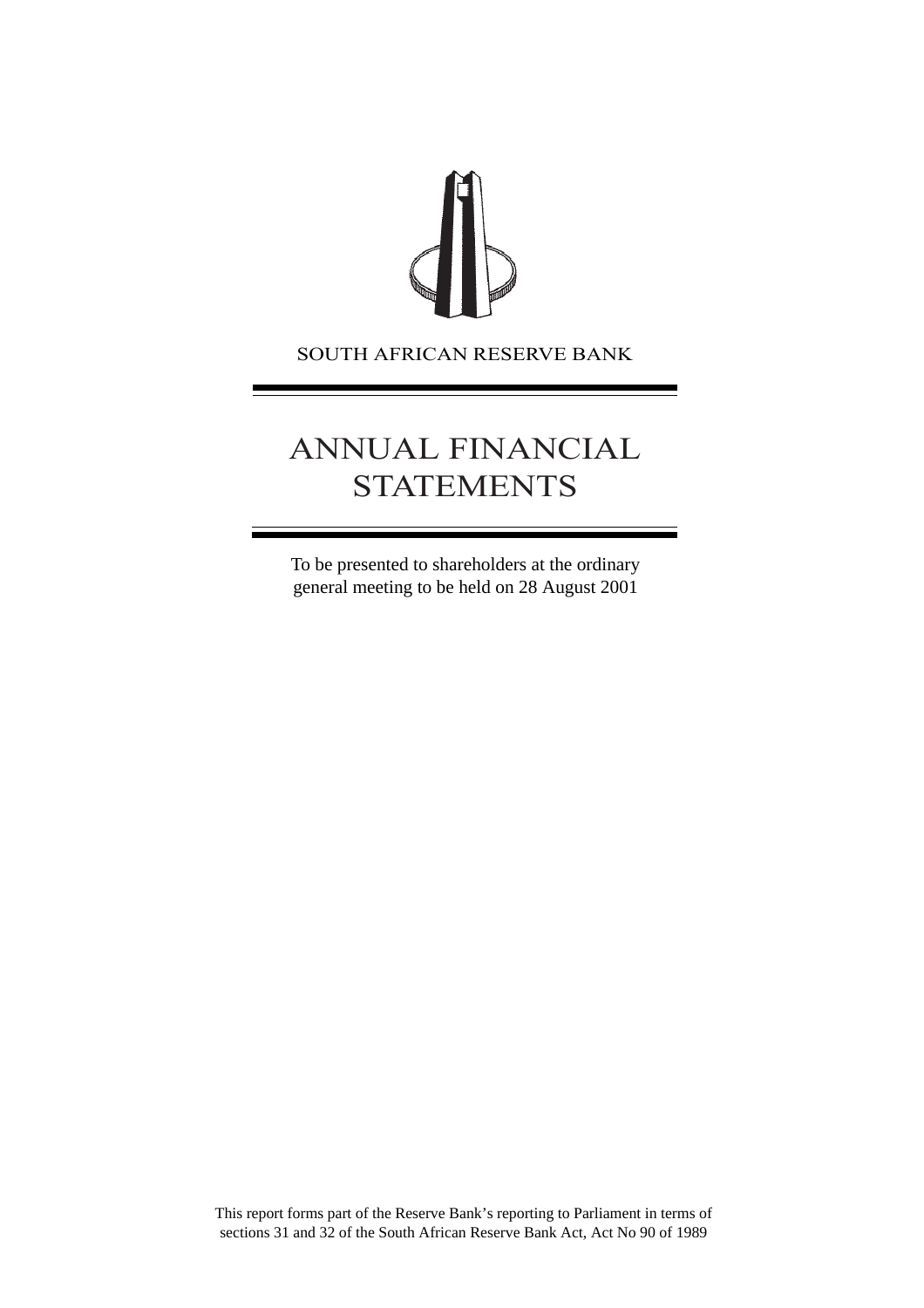SOUTH AFRICAN RESERVE BANK

# ANNUAL FINANCIAL STATEMENTS

To be presented to shareholders at the ordinary general meeting to be held on 28 August 2001

This report forms part of the Reserve Bank's reporting to Parliament in terms of sections 31 and 32 of the South African Reserve Bank Act, Act No 90 of 1989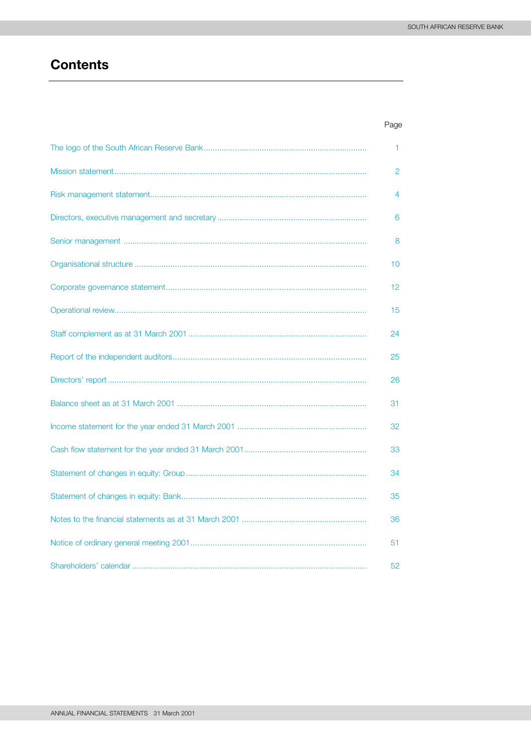# Contents

| | Page |
|---|---|
| The logo of the South African Reserve Bank | 1 |
| Mission statement | 2 |
| Risk management statement | 4 |
| Directors, executive management and secretary | 6 |
| Senior management | 8 |
| Organisational structure | 10 |
| Corporate governance statement | 12 |
| Operational review | 15 |
| Staff complement as at 31 March 2001 | 24 |
| Report of the independent auditors | 25 |
| Directors' report | 26 |
| Balance sheet as at 31 March 2001 | 31 |
| Income statement for the year ended 31 March 2001 | 32 |
| Cash flow statement for the year ended 31 March 2001 | 33 |
| Statement of changes in equity: Group | 34 |
| Statement of changes in equity: Bank | 35 |
| Notes to the financial statements as at 31 March 2001 | 36 |
| Notice of ordinary general meeting 2001 | 51 |
| Shareholders' calendar | 52 |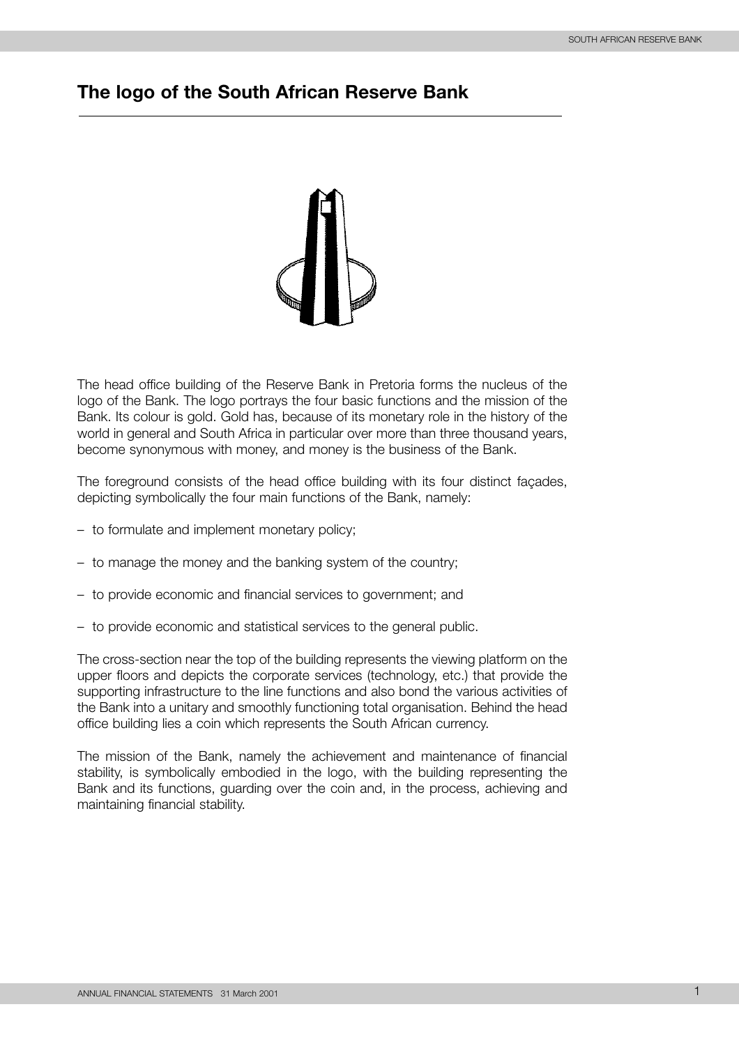# The logo of the South African Reserve Bank

The head office building of the Reserve Bank in Pretoria forms the nucleus of the logo of the Bank. The logo portrays the four basic functions and the mission of the Bank. Its colour is gold. Gold has, because of its monetary role in the history of the world in general and South Africa in particular over more than three thousand years, become synonymous with money, and money is the business of the Bank.

The foreground consists of the head office building with its four distinct façades, depicting symbolically the four main functions of the Bank, namely:

- to formulate and implement monetary policy;
- to manage the money and the banking system of the country;
- to provide economic and financial services to government; and
- to provide economic and statistical services to the general public.

The cross-section near the top of the building represents the viewing platform on the upper floors and depicts the corporate services (technology, etc.) that provide the supporting infrastructure to the line functions and also bond the various activities of the Bank into a unitary and smoothly functioning total organisation. Behind the head office building lies a coin which represents the South African currency.

The mission of the Bank, namely the achievement and maintenance of financial stability, is symbolically embodied in the logo, with the building representing the Bank and its functions, guarding over the coin and, in the process, achieving and maintaining financial stability.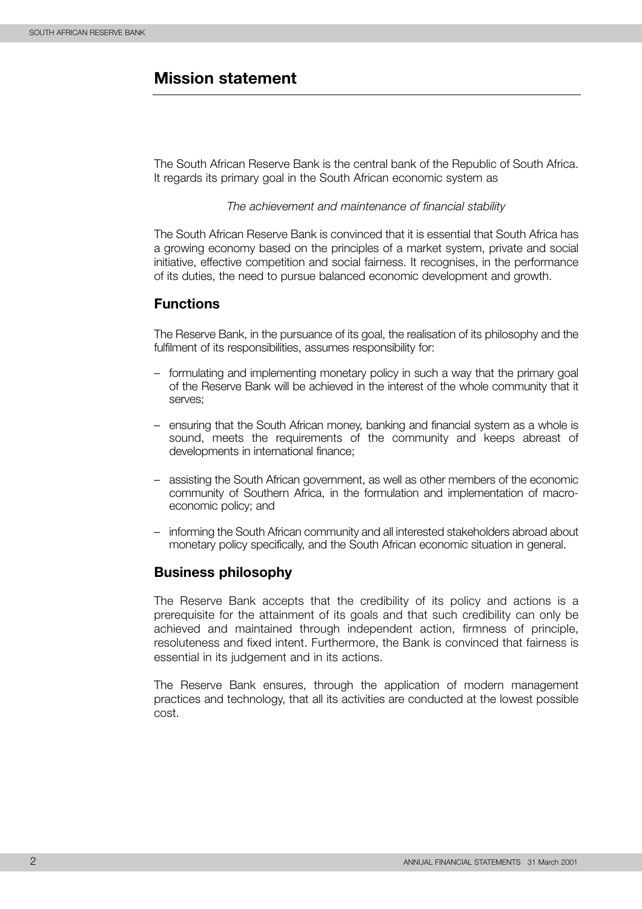# Mission statement

The South African Reserve Bank is the central bank of the Republic of South Africa. It regards its primary goal in the South African economic system as

*The achievement and maintenance of financial stability*

The South African Reserve Bank is convinced that it is essential that South Africa has a growing economy based on the principles of a market system, private and social initiative, effective competition and social fairness. It recognises, in the performance of its duties, the need to pursue balanced economic development and growth.

## Functions

The Reserve Bank, in the pursuance of its goal, the realisation of its philosophy and the fulfilment of its responsibilities, assumes responsibility for:

- formulating and implementing monetary policy in such a way that the primary goal of the Reserve Bank will be achieved in the interest of the whole community that it serves;
- ensuring that the South African money, banking and financial system as a whole is sound, meets the requirements of the community and keeps abreast of developments in international finance;
- assisting the South African government, as well as other members of the economic community of Southern Africa, in the formulation and implementation of macro-economic policy; and
- informing the South African community and all interested stakeholders abroad about monetary policy specifically, and the South African economic situation in general.

## Business philosophy

The Reserve Bank accepts that the credibility of its policy and actions is a prerequisite for the attainment of its goals and that such credibility can only be achieved and maintained through independent action, firmness of principle, resoluteness and fixed intent. Furthermore, the Bank is convinced that fairness is essential in its judgement and in its actions.

The Reserve Bank ensures, through the application of modern management practices and technology, that all its activities are conducted at the lowest possible cost.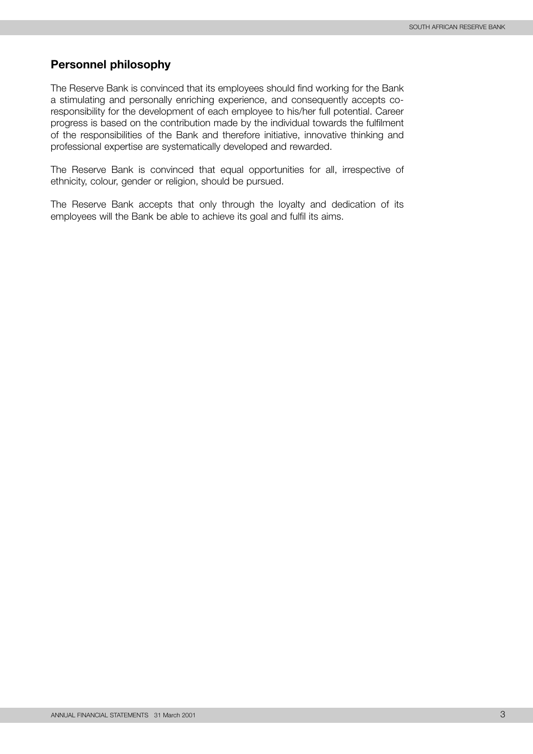## Personnel philosophy

The Reserve Bank is convinced that its employees should find working for the Bank a stimulating and personally enriching experience, and consequently accepts co-responsibility for the development of each employee to his/her full potential. Career progress is based on the contribution made by the individual towards the fulfilment of the responsibilities of the Bank and therefore initiative, innovative thinking and professional expertise are systematically developed and rewarded.

The Reserve Bank is convinced that equal opportunities for all, irrespective of ethnicity, colour, gender or religion, should be pursued.

The Reserve Bank accepts that only through the loyalty and dedication of its employees will the Bank be able to achieve its goal and fulfil its aims.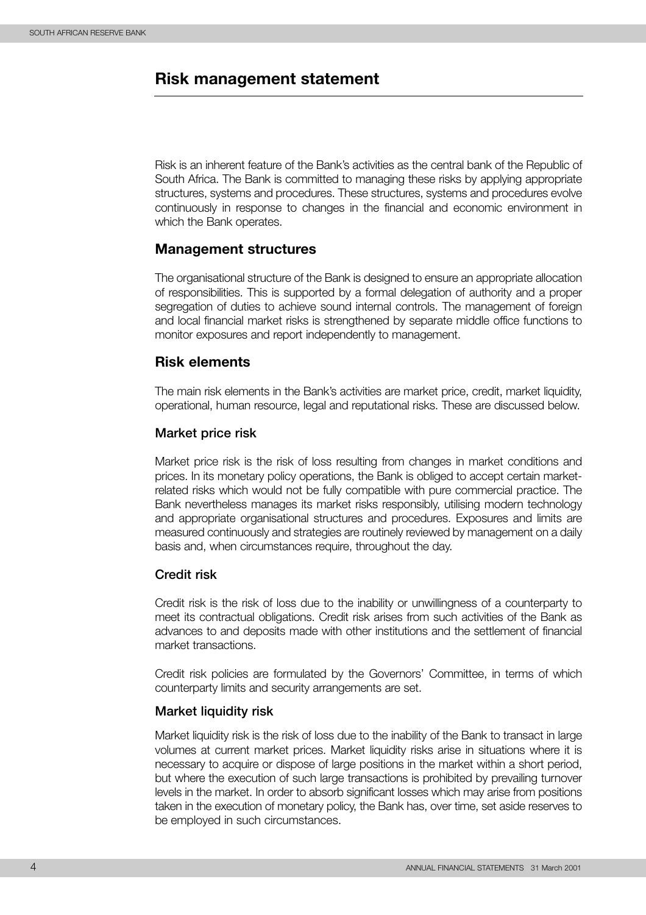# Risk management statement

Risk is an inherent feature of the Bank's activities as the central bank of the Republic of South Africa. The Bank is committed to managing these risks by applying appropriate structures, systems and procedures. These structures, systems and procedures evolve continuously in response to changes in the financial and economic environment in which the Bank operates.

## Management structures

The organisational structure of the Bank is designed to ensure an appropriate allocation of responsibilities. This is supported by a formal delegation of authority and a proper segregation of duties to achieve sound internal controls. The management of foreign and local financial market risks is strengthened by separate middle office functions to monitor exposures and report independently to management.

## Risk elements

The main risk elements in the Bank's activities are market price, credit, market liquidity, operational, human resource, legal and reputational risks. These are discussed below.

### Market price risk

Market price risk is the risk of loss resulting from changes in market conditions and prices. In its monetary policy operations, the Bank is obliged to accept certain market-related risks which would not be fully compatible with pure commercial practice. The Bank nevertheless manages its market risks responsibly, utilising modern technology and appropriate organisational structures and procedures. Exposures and limits are measured continuously and strategies are routinely reviewed by management on a daily basis and, when circumstances require, throughout the day.

### Credit risk

Credit risk is the risk of loss due to the inability or unwillingness of a counterparty to meet its contractual obligations. Credit risk arises from such activities of the Bank as advances to and deposits made with other institutions and the settlement of financial market transactions.

Credit risk policies are formulated by the Governors' Committee, in terms of which counterparty limits and security arrangements are set.

### Market liquidity risk

Market liquidity risk is the risk of loss due to the inability of the Bank to transact in large volumes at current market prices. Market liquidity risks arise in situations where it is necessary to acquire or dispose of large positions in the market within a short period, but where the execution of such large transactions is prohibited by prevailing turnover levels in the market. In order to absorb significant losses which may arise from positions taken in the execution of monetary policy, the Bank has, over time, set aside reserves to be employed in such circumstances.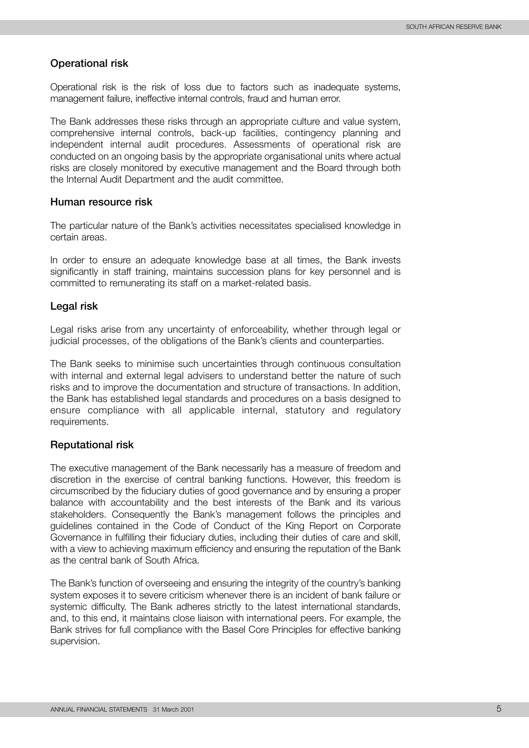## Operational risk

Operational risk is the risk of loss due to factors such as inadequate systems, management failure, ineffective internal controls, fraud and human error.

The Bank addresses these risks through an appropriate culture and value system, comprehensive internal controls, back-up facilities, contingency planning and independent internal audit procedures. Assessments of operational risk are conducted on an ongoing basis by the appropriate organisational units where actual risks are closely monitored by executive management and the Board through both the Internal Audit Department and the audit committee.

## Human resource risk

The particular nature of the Bank's activities necessitates specialised knowledge in certain areas.

In order to ensure an adequate knowledge base at all times, the Bank invests significantly in staff training, maintains succession plans for key personnel and is committed to remunerating its staff on a market-related basis.

## Legal risk

Legal risks arise from any uncertainty of enforceability, whether through legal or judicial processes, of the obligations of the Bank's clients and counterparties.

The Bank seeks to minimise such uncertainties through continuous consultation with internal and external legal advisers to understand better the nature of such risks and to improve the documentation and structure of transactions. In addition, the Bank has established legal standards and procedures on a basis designed to ensure compliance with all applicable internal, statutory and regulatory requirements.

## Reputational risk

The executive management of the Bank necessarily has a measure of freedom and discretion in the exercise of central banking functions. However, this freedom is circumscribed by the fiduciary duties of good governance and by ensuring a proper balance with accountability and the best interests of the Bank and its various stakeholders. Consequently the Bank's management follows the principles and guidelines contained in the Code of Conduct of the King Report on Corporate Governance in fulfilling their fiduciary duties, including their duties of care and skill, with a view to achieving maximum efficiency and ensuring the reputation of the Bank as the central bank of South Africa.

The Bank's function of overseeing and ensuring the integrity of the country's banking system exposes it to severe criticism whenever there is an incident of bank failure or systemic difficulty. The Bank adheres strictly to the latest international standards, and, to this end, it maintains close liaison with international peers. For example, the Bank strives for full compliance with the Basel Core Principles for effective banking supervision.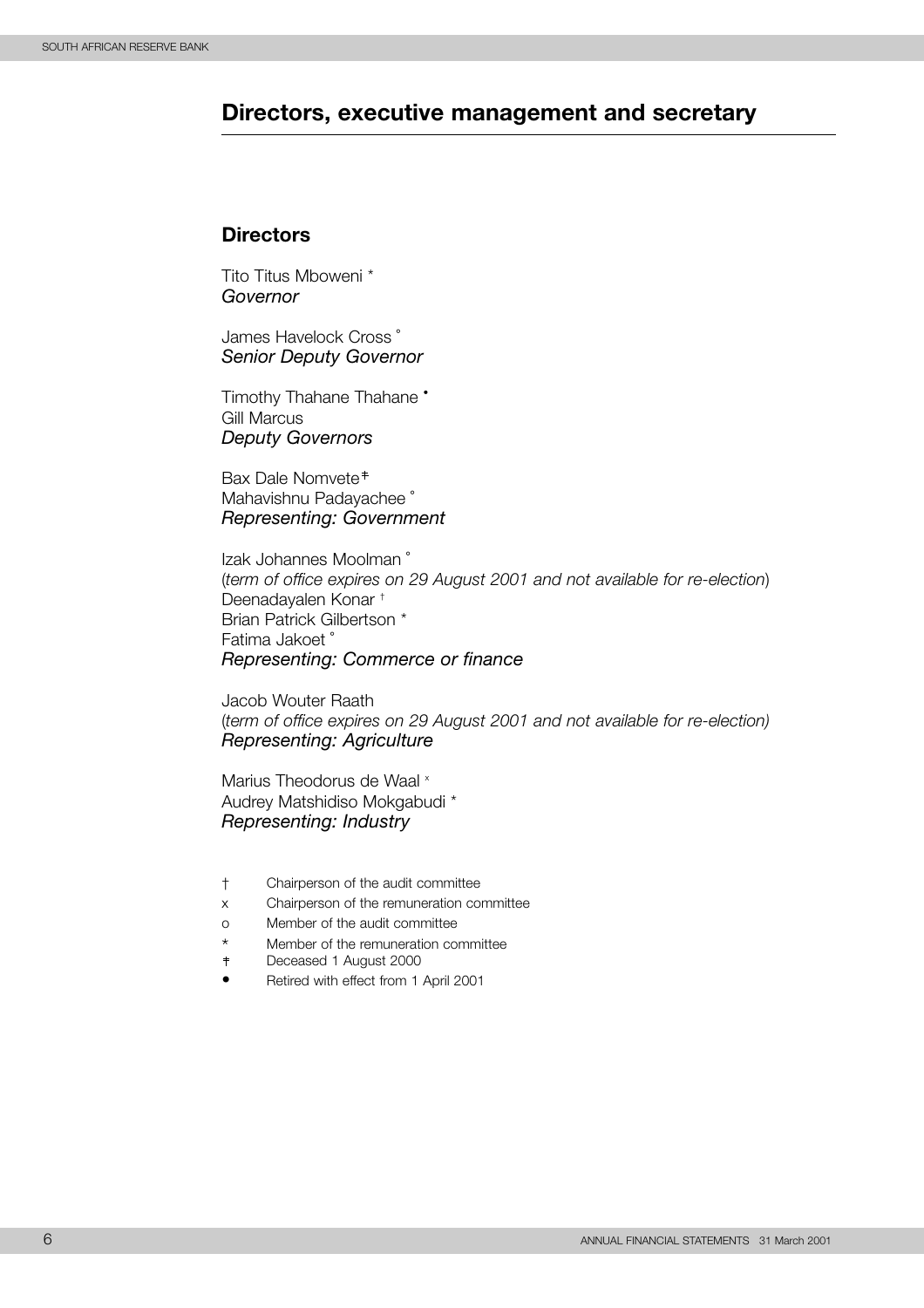## Directors, executive management and secretary

### Directors

Tito Titus Mboweni *
*Governor*

James Havelock Cross °
*Senior Deputy Governor*

Timothy Thahane Thahane •
Gill Marcus
*Deputy Governors*

Bax Dale Nomvete ǂ
Mahavishnu Padayachee °
*Representing: Government*

Izak Johannes Moolman °
(*term of office expires on 29 August 2001 and not available for re-election*)
Deenadayalen Konar †
Brian Patrick Gilbertson *
Fatima Jakoet °
*Representing: Commerce or finance*

Jacob Wouter Raath
(*term of office expires on 29 August 2001 and not available for re-election)*
*Representing: Agriculture*

Marius Theodorus de Waal ˣ
Audrey Matshidiso Mokgabudi *
*Representing: Industry*

† Chairperson of the audit committee
x Chairperson of the remuneration committee
o Member of the audit committee
* Member of the remuneration committee
ǂ Deceased 1 August 2000
• Retired with effect from 1 April 2001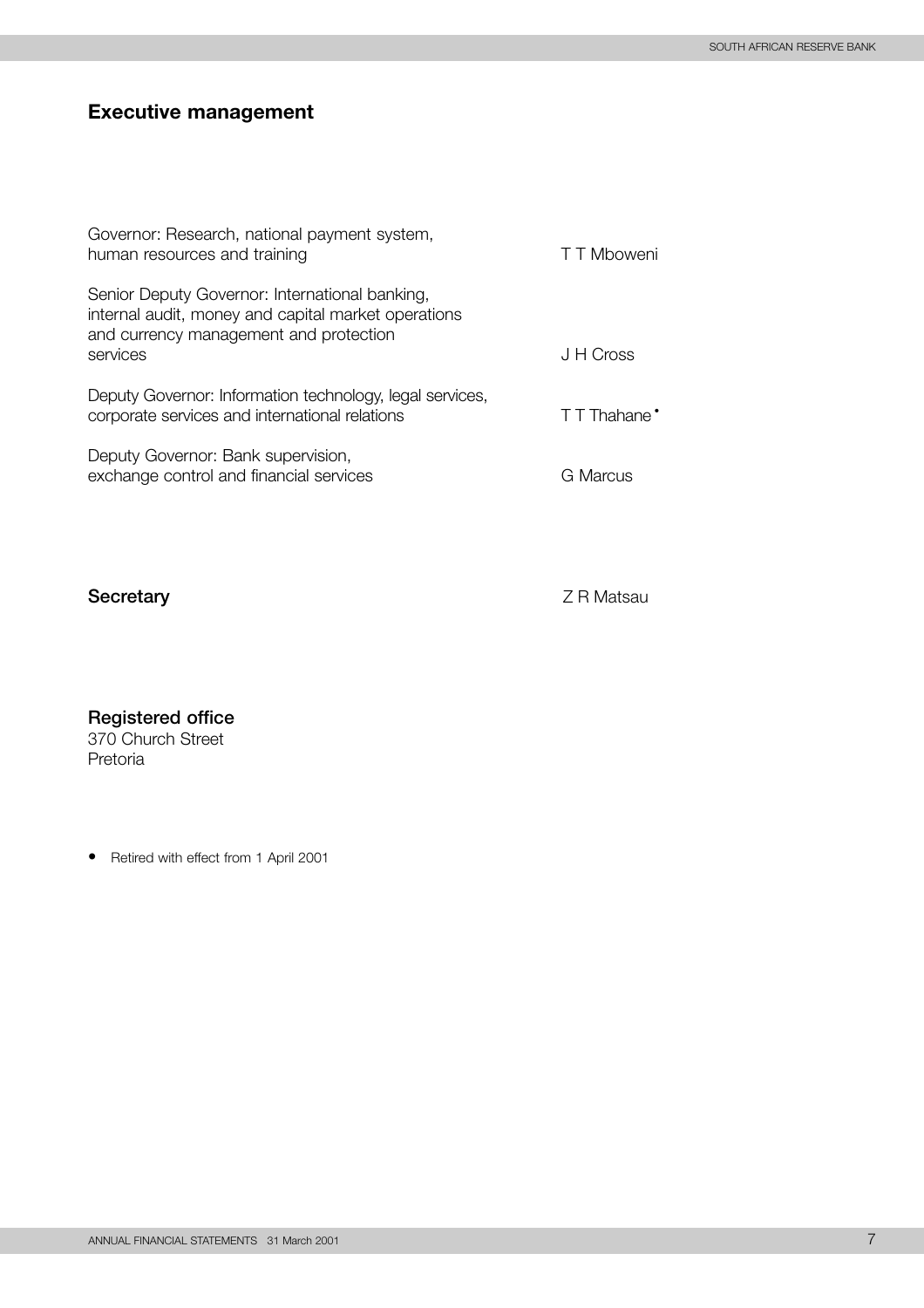## Executive management

| | |
|---|---|
| Governor: Research, national payment system, human resources and training | T T Mboweni |
| Senior Deputy Governor: International banking, internal audit, money and capital market operations and currency management and protection services | J H Cross |
| Deputy Governor: Information technology, legal services, corporate services and international relations | T T Thahane • |
| Deputy Governor: Bank supervision, exchange control and financial services | G Marcus |

**Secretary** Z R Matsau

**Registered office**
370 Church Street
Pretoria

• Retired with effect from 1 April 2001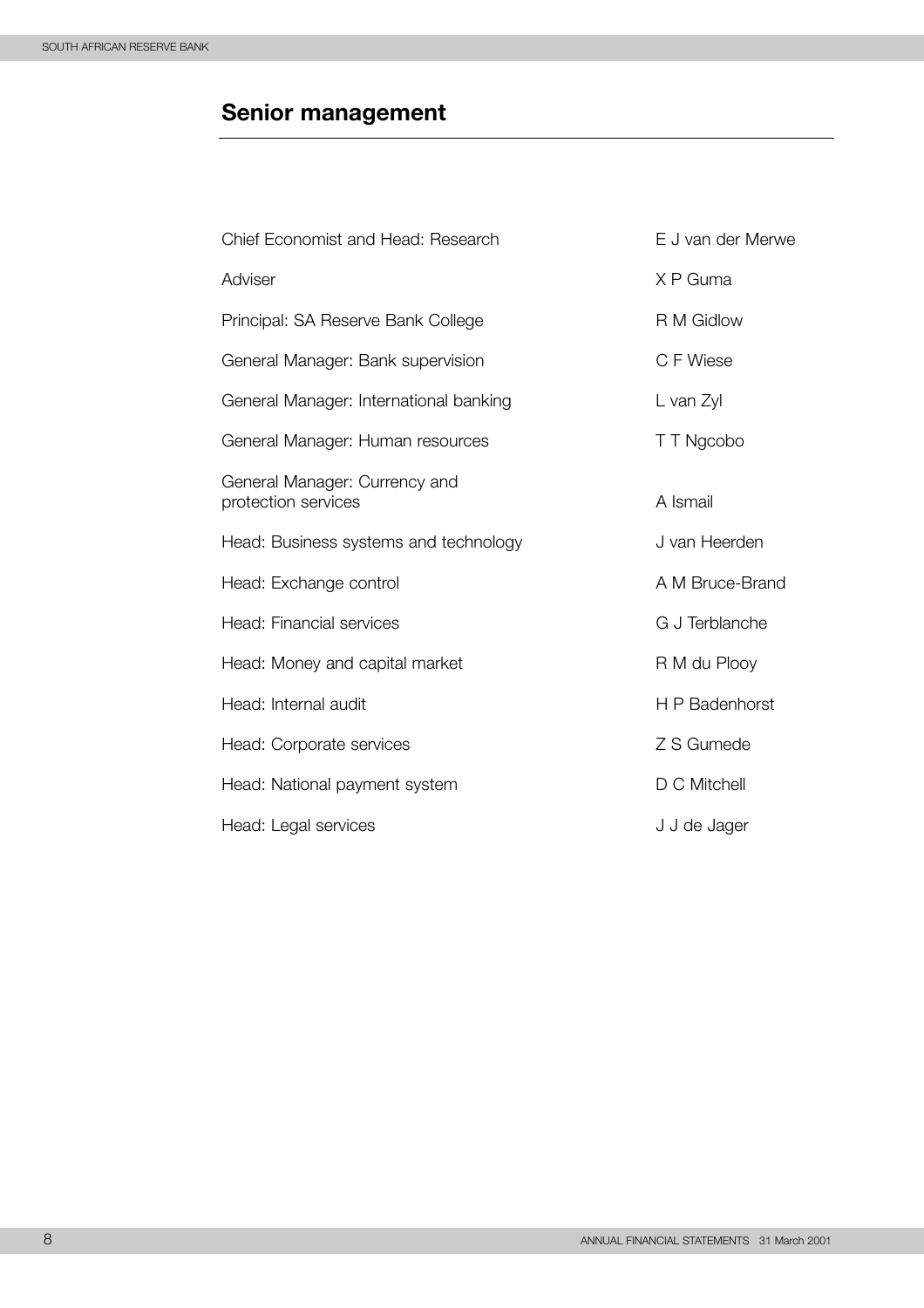## Senior management

| | |
|---|---|
| Chief Economist and Head: Research | E J van der Merwe |
| Adviser | X P Guma |
| Principal: SA Reserve Bank College | R M Gidlow |
| General Manager: Bank supervision | C F Wiese |
| General Manager: International banking | L van Zyl |
| General Manager: Human resources | T T Ngcobo |
| General Manager: Currency and protection services | A Ismail |
| Head: Business systems and technology | J van Heerden |
| Head: Exchange control | A M Bruce-Brand |
| Head: Financial services | G J Terblanche |
| Head: Money and capital market | R M du Plooy |
| Head: Internal audit | H P Badenhorst |
| Head: Corporate services | Z S Gumede |
| Head: National payment system | D C Mitchell |
| Head: Legal services | J J de Jager |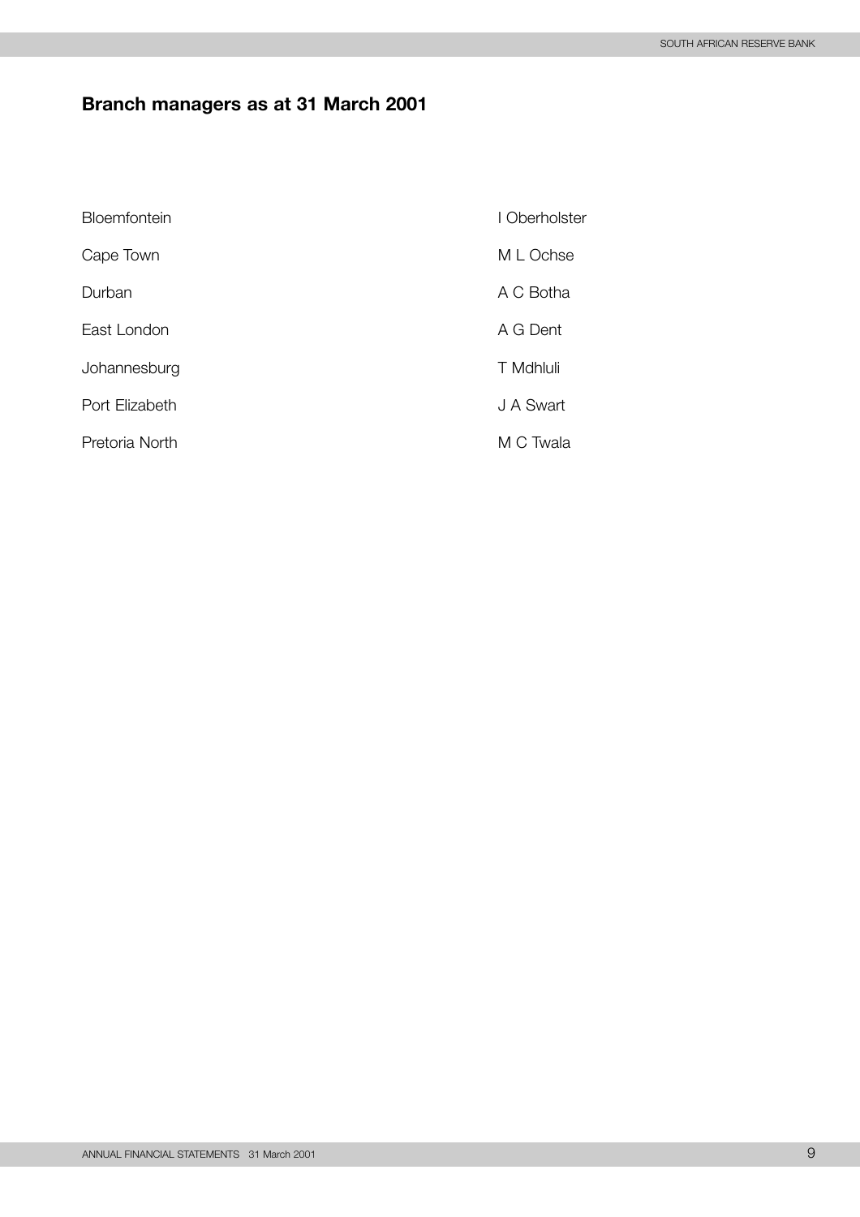## Branch managers as at 31 March 2001

| | |
|---|---|
| Bloemfontein | I Oberholster |
| Cape Town | M L Ochse |
| Durban | A C Botha |
| East London | A G Dent |
| Johannesburg | T Mdhluli |
| Port Elizabeth | J A Swart |
| Pretoria North | M C Twala |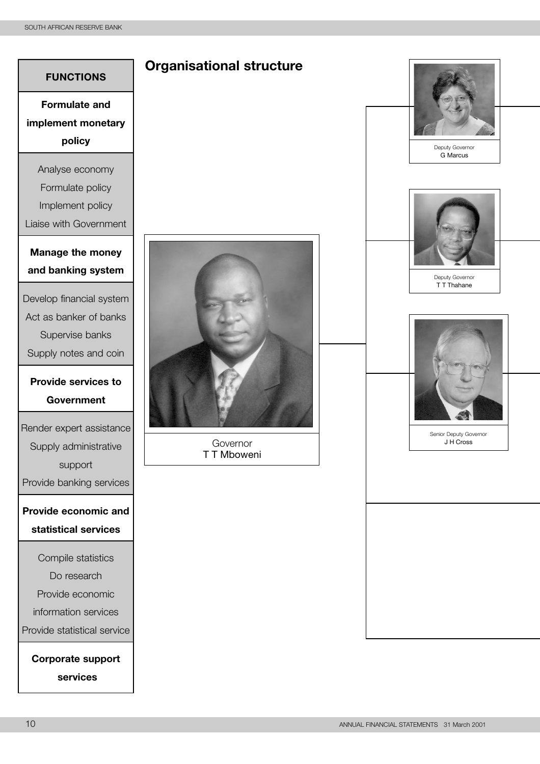## FUNCTIONS

**Formulate and implement monetary policy**

- Analyse economy
- Formulate policy
- Implement policy
- Liaise with Government

**Manage the money and banking system**

- Develop financial system
- Act as banker of banks
- Supervise banks
- Supply notes and coin

**Provide services to Government**

- Render expert assistance
- Supply administrative support
- Provide banking services

**Provide economic and statistical services**

- Compile statistics
- Do research
- Provide economic information services
- Provide statistical service

**Corporate support services**

# Organisational structure

Governor
T T Mboweni

Deputy Governor
G Marcus

Deputy Governor
T T Thahane

Senior Deputy Governor
J H Cross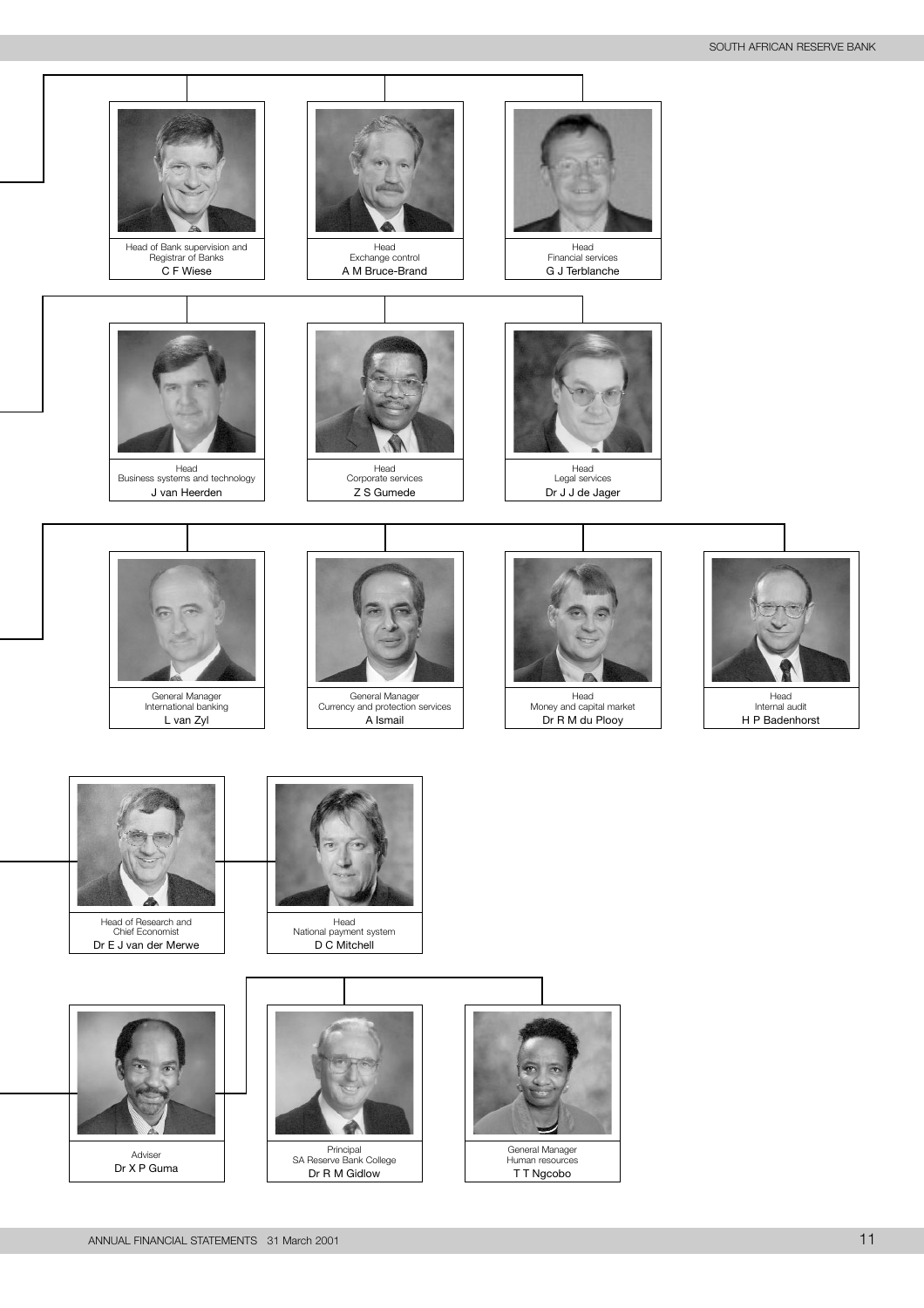Head of Bank supervision and Registrar of Banks
C F Wiese

Head
Exchange control
A M Bruce-Brand

Head
Financial services
G J Terblanche

Head
Business systems and technology
J van Heerden

Head
Corporate services
Z S Gumede

Head
Legal services
Dr J J de Jager

General Manager
International banking
L van Zyl

General Manager
Currency and protection services
A Ismail

Head
Money and capital market
Dr R M du Plooy

Head
Internal audit
H P Badenhorst

Head of Research and Chief Economist
Dr E J van der Merwe

Head
National payment system
D C Mitchell

Adviser
Dr X P Guma

Principal
SA Reserve Bank College
Dr R M Gidlow

General Manager
Human resources
T T Ngcobo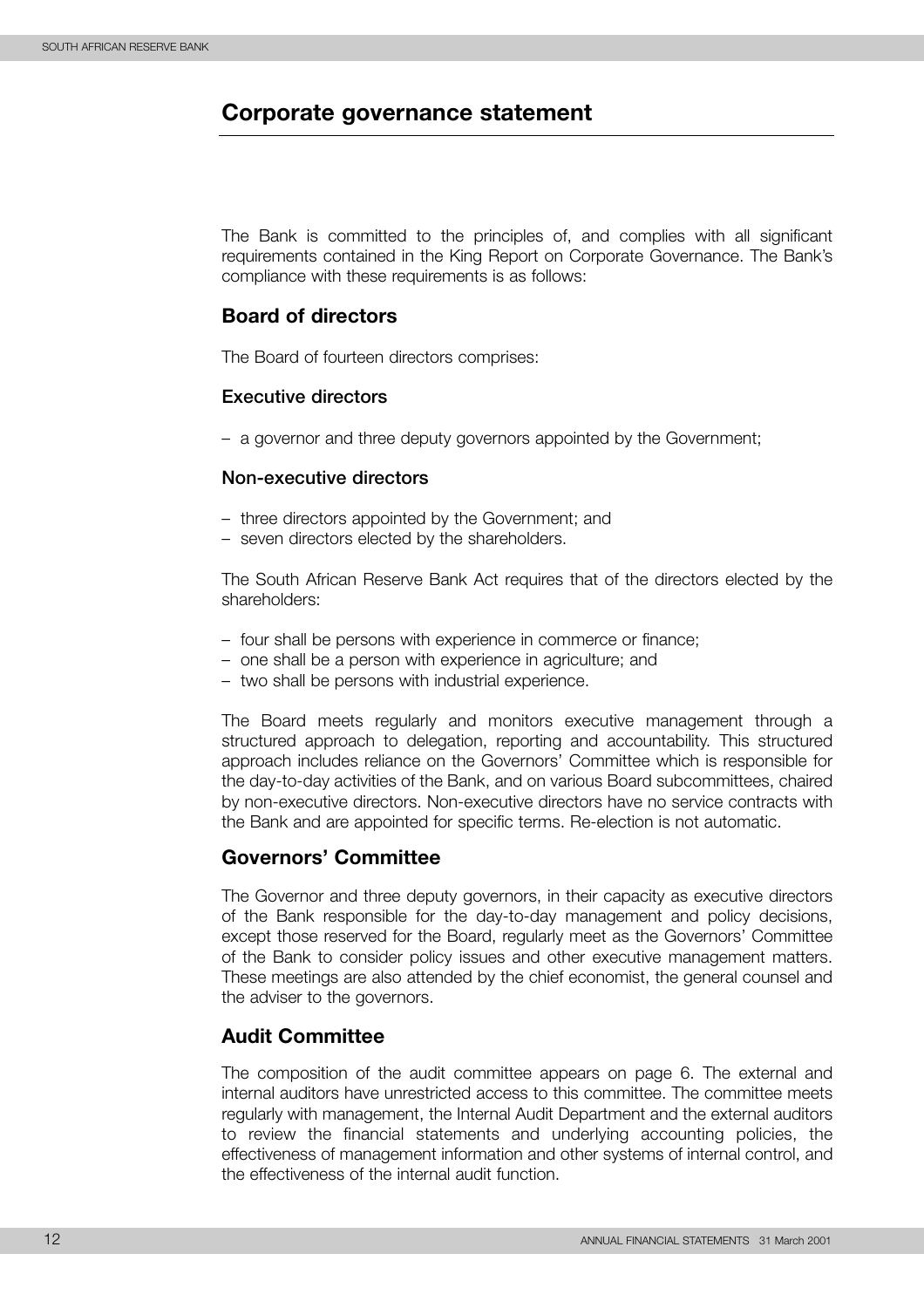# Corporate governance statement

The Bank is committed to the principles of, and complies with all significant requirements contained in the King Report on Corporate Governance. The Bank's compliance with these requirements is as follows:

## Board of directors

The Board of fourteen directors comprises:

### Executive directors

– a governor and three deputy governors appointed by the Government;

### Non-executive directors

– three directors appointed by the Government; and
– seven directors elected by the shareholders.

The South African Reserve Bank Act requires that of the directors elected by the shareholders:

– four shall be persons with experience in commerce or finance;
– one shall be a person with experience in agriculture; and
– two shall be persons with industrial experience.

The Board meets regularly and monitors executive management through a structured approach to delegation, reporting and accountability. This structured approach includes reliance on the Governors' Committee which is responsible for the day-to-day activities of the Bank, and on various Board subcommittees, chaired by non-executive directors. Non-executive directors have no service contracts with the Bank and are appointed for specific terms. Re-election is not automatic.

## Governors' Committee

The Governor and three deputy governors, in their capacity as executive directors of the Bank responsible for the day-to-day management and policy decisions, except those reserved for the Board, regularly meet as the Governors' Committee of the Bank to consider policy issues and other executive management matters. These meetings are also attended by the chief economist, the general counsel and the adviser to the governors.

## Audit Committee

The composition of the audit committee appears on page 6. The external and internal auditors have unrestricted access to this committee. The committee meets regularly with management, the Internal Audit Department and the external auditors to review the financial statements and underlying accounting policies, the effectiveness of management information and other systems of internal control, and the effectiveness of the internal audit function.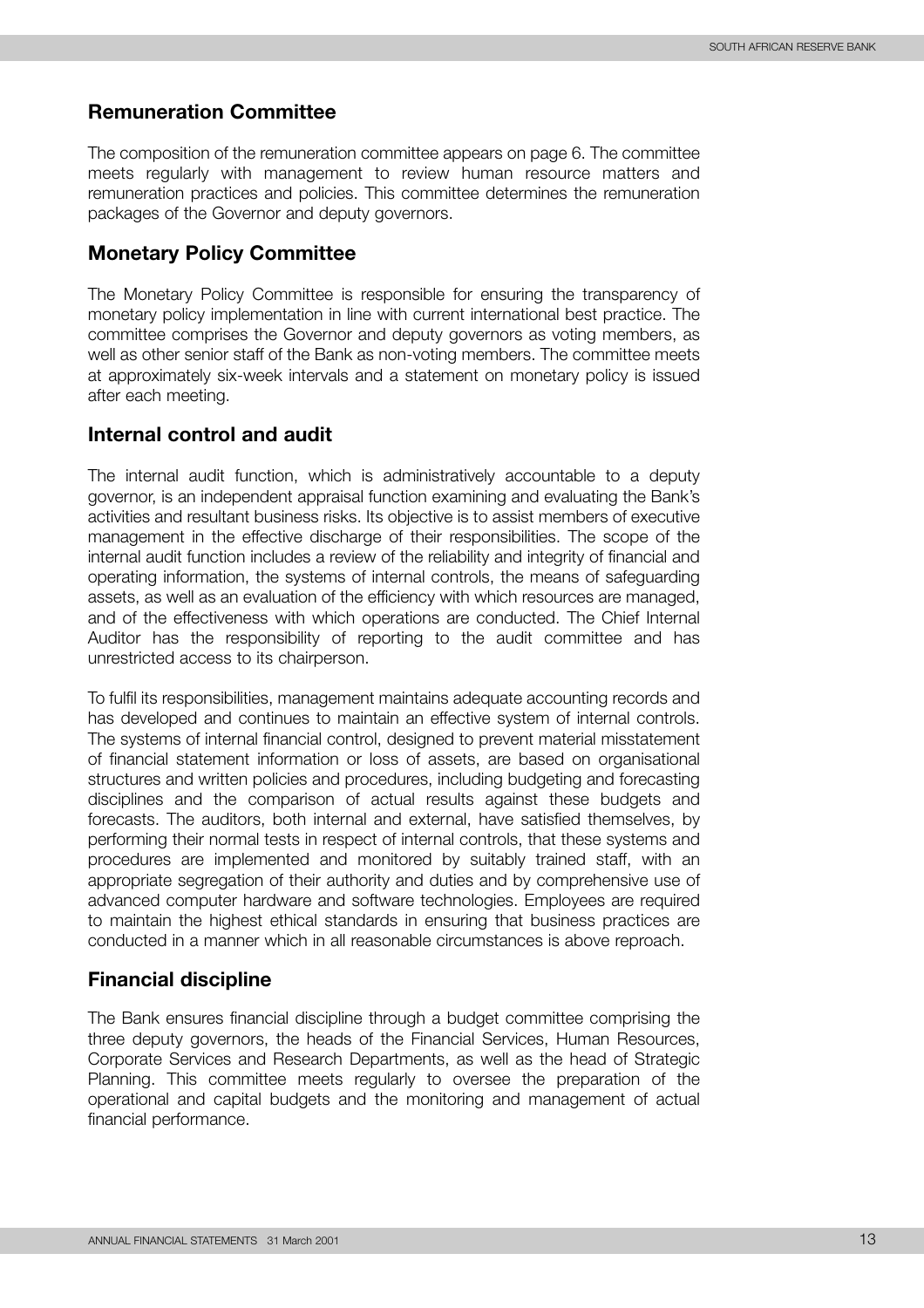## Remuneration Committee

The composition of the remuneration committee appears on page 6. The committee meets regularly with management to review human resource matters and remuneration practices and policies. This committee determines the remuneration packages of the Governor and deputy governors.

## Monetary Policy Committee

The Monetary Policy Committee is responsible for ensuring the transparency of monetary policy implementation in line with current international best practice. The committee comprises the Governor and deputy governors as voting members, as well as other senior staff of the Bank as non-voting members. The committee meets at approximately six-week intervals and a statement on monetary policy is issued after each meeting.

## Internal control and audit

The internal audit function, which is administratively accountable to a deputy governor, is an independent appraisal function examining and evaluating the Bank's activities and resultant business risks. Its objective is to assist members of executive management in the effective discharge of their responsibilities. The scope of the internal audit function includes a review of the reliability and integrity of financial and operating information, the systems of internal controls, the means of safeguarding assets, as well as an evaluation of the efficiency with which resources are managed, and of the effectiveness with which operations are conducted. The Chief Internal Auditor has the responsibility of reporting to the audit committee and has unrestricted access to its chairperson.

To fulfil its responsibilities, management maintains adequate accounting records and has developed and continues to maintain an effective system of internal controls. The systems of internal financial control, designed to prevent material misstatement of financial statement information or loss of assets, are based on organisational structures and written policies and procedures, including budgeting and forecasting disciplines and the comparison of actual results against these budgets and forecasts. The auditors, both internal and external, have satisfied themselves, by performing their normal tests in respect of internal controls, that these systems and procedures are implemented and monitored by suitably trained staff, with an appropriate segregation of their authority and duties and by comprehensive use of advanced computer hardware and software technologies. Employees are required to maintain the highest ethical standards in ensuring that business practices are conducted in a manner which in all reasonable circumstances is above reproach.

## Financial discipline

The Bank ensures financial discipline through a budget committee comprising the three deputy governors, the heads of the Financial Services, Human Resources, Corporate Services and Research Departments, as well as the head of Strategic Planning. This committee meets regularly to oversee the preparation of the operational and capital budgets and the monitoring and management of actual financial performance.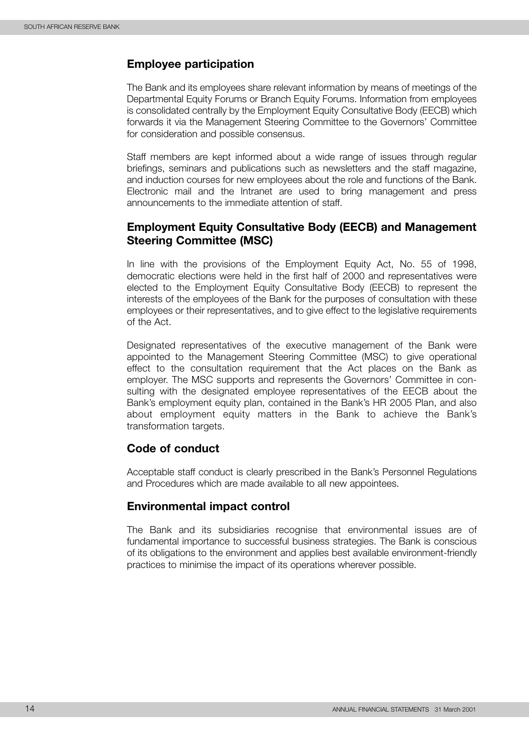## Employee participation

The Bank and its employees share relevant information by means of meetings of the Departmental Equity Forums or Branch Equity Forums. Information from employees is consolidated centrally by the Employment Equity Consultative Body (EECB) which forwards it via the Management Steering Committee to the Governors' Committee for consideration and possible consensus.

Staff members are kept informed about a wide range of issues through regular briefings, seminars and publications such as newsletters and the staff magazine, and induction courses for new employees about the role and functions of the Bank. Electronic mail and the Intranet are used to bring management and press announcements to the immediate attention of staff.

## Employment Equity Consultative Body (EECB) and Management Steering Committee (MSC)

In line with the provisions of the Employment Equity Act, No. 55 of 1998, democratic elections were held in the first half of 2000 and representatives were elected to the Employment Equity Consultative Body (EECB) to represent the interests of the employees of the Bank for the purposes of consultation with these employees or their representatives, and to give effect to the legislative requirements of the Act.

Designated representatives of the executive management of the Bank were appointed to the Management Steering Committee (MSC) to give operational effect to the consultation requirement that the Act places on the Bank as employer. The MSC supports and represents the Governors' Committee in consulting with the designated employee representatives of the EECB about the Bank's employment equity plan, contained in the Bank's HR 2005 Plan, and also about employment equity matters in the Bank to achieve the Bank's transformation targets.

## Code of conduct

Acceptable staff conduct is clearly prescribed in the Bank's Personnel Regulations and Procedures which are made available to all new appointees.

## Environmental impact control

The Bank and its subsidiaries recognise that environmental issues are of fundamental importance to successful business strategies. The Bank is conscious of its obligations to the environment and applies best available environment-friendly practices to minimise the impact of its operations wherever possible.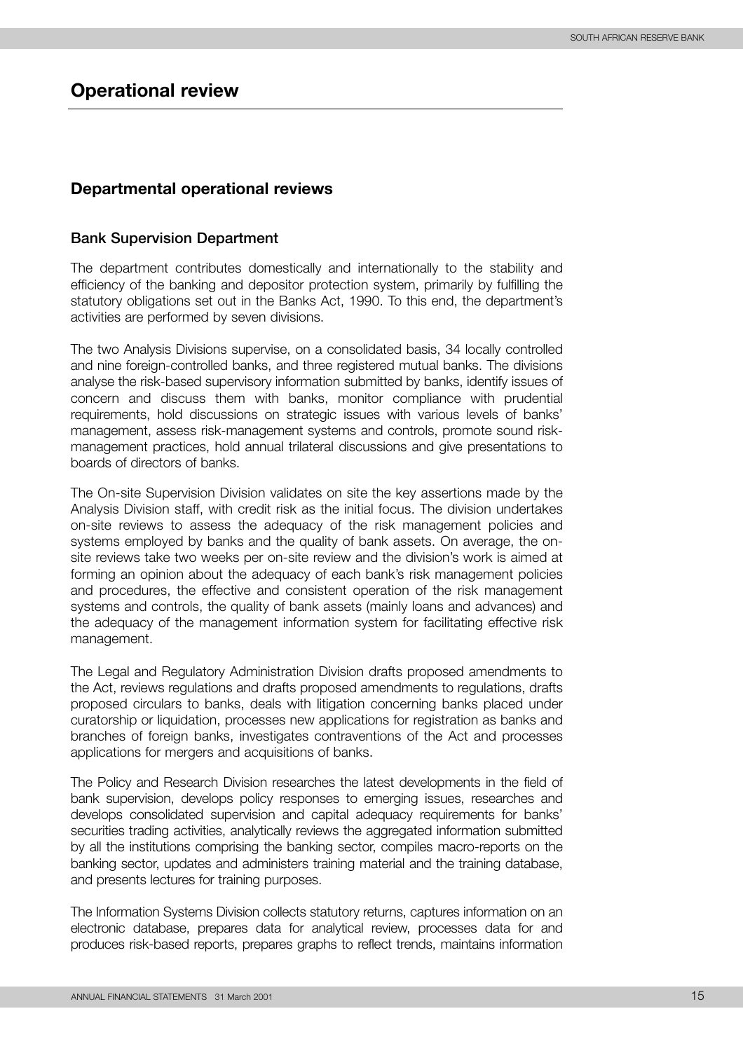# Operational review

## Departmental operational reviews

### Bank Supervision Department

The department contributes domestically and internationally to the stability and efficiency of the banking and depositor protection system, primarily by fulfilling the statutory obligations set out in the Banks Act, 1990. To this end, the department's activities are performed by seven divisions.

The two Analysis Divisions supervise, on a consolidated basis, 34 locally controlled and nine foreign-controlled banks, and three registered mutual banks. The divisions analyse the risk-based supervisory information submitted by banks, identify issues of concern and discuss them with banks, monitor compliance with prudential requirements, hold discussions on strategic issues with various levels of banks' management, assess risk-management systems and controls, promote sound risk-management practices, hold annual trilateral discussions and give presentations to boards of directors of banks.

The On-site Supervision Division validates on site the key assertions made by the Analysis Division staff, with credit risk as the initial focus. The division undertakes on-site reviews to assess the adequacy of the risk management policies and systems employed by banks and the quality of bank assets. On average, the on-site reviews take two weeks per on-site review and the division's work is aimed at forming an opinion about the adequacy of each bank's risk management policies and procedures, the effective and consistent operation of the risk management systems and controls, the quality of bank assets (mainly loans and advances) and the adequacy of the management information system for facilitating effective risk management.

The Legal and Regulatory Administration Division drafts proposed amendments to the Act, reviews regulations and drafts proposed amendments to regulations, drafts proposed circulars to banks, deals with litigation concerning banks placed under curatorship or liquidation, processes new applications for registration as banks and branches of foreign banks, investigates contraventions of the Act and processes applications for mergers and acquisitions of banks.

The Policy and Research Division researches the latest developments in the field of bank supervision, develops policy responses to emerging issues, researches and develops consolidated supervision and capital adequacy requirements for banks' securities trading activities, analytically reviews the aggregated information submitted by all the institutions comprising the banking sector, compiles macro-reports on the banking sector, updates and administers training material and the training database, and presents lectures for training purposes.

The Information Systems Division collects statutory returns, captures information on an electronic database, prepares data for analytical review, processes data for and produces risk-based reports, prepares graphs to reflect trends, maintains information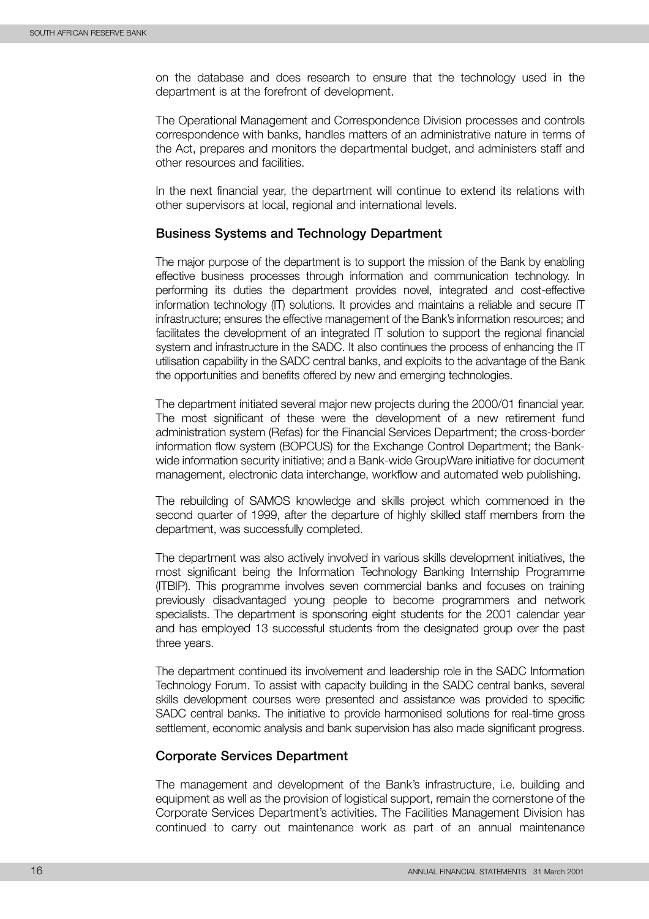on the database and does research to ensure that the technology used in the department is at the forefront of development.

The Operational Management and Correspondence Division processes and controls correspondence with banks, handles matters of an administrative nature in terms of the Act, prepares and monitors the departmental budget, and administers staff and other resources and facilities.

In the next financial year, the department will continue to extend its relations with other supervisors at local, regional and international levels.

### Business Systems and Technology Department

The major purpose of the department is to support the mission of the Bank by enabling effective business processes through information and communication technology. In performing its duties the department provides novel, integrated and cost-effective information technology (IT) solutions. It provides and maintains a reliable and secure IT infrastructure; ensures the effective management of the Bank's information resources; and facilitates the development of an integrated IT solution to support the regional financial system and infrastructure in the SADC. It also continues the process of enhancing the IT utilisation capability in the SADC central banks, and exploits to the advantage of the Bank the opportunities and benefits offered by new and emerging technologies.

The department initiated several major new projects during the 2000/01 financial year. The most significant of these were the development of a new retirement fund administration system (Refas) for the Financial Services Department; the cross-border information flow system (BOPCUS) for the Exchange Control Department; the Bank-wide information security initiative; and a Bank-wide GroupWare initiative for document management, electronic data interchange, workflow and automated web publishing.

The rebuilding of SAMOS knowledge and skills project which commenced in the second quarter of 1999, after the departure of highly skilled staff members from the department, was successfully completed.

The department was also actively involved in various skills development initiatives, the most significant being the Information Technology Banking Internship Programme (ITBIP). This programme involves seven commercial banks and focuses on training previously disadvantaged young people to become programmers and network specialists. The department is sponsoring eight students for the 2001 calendar year and has employed 13 successful students from the designated group over the past three years.

The department continued its involvement and leadership role in the SADC Information Technology Forum. To assist with capacity building in the SADC central banks, several skills development courses were presented and assistance was provided to specific SADC central banks. The initiative to provide harmonised solutions for real-time gross settlement, economic analysis and bank supervision has also made significant progress.

### Corporate Services Department

The management and development of the Bank's infrastructure, i.e. building and equipment as well as the provision of logistical support, remain the cornerstone of the Corporate Services Department's activities. The Facilities Management Division has continued to carry out maintenance work as part of an annual maintenance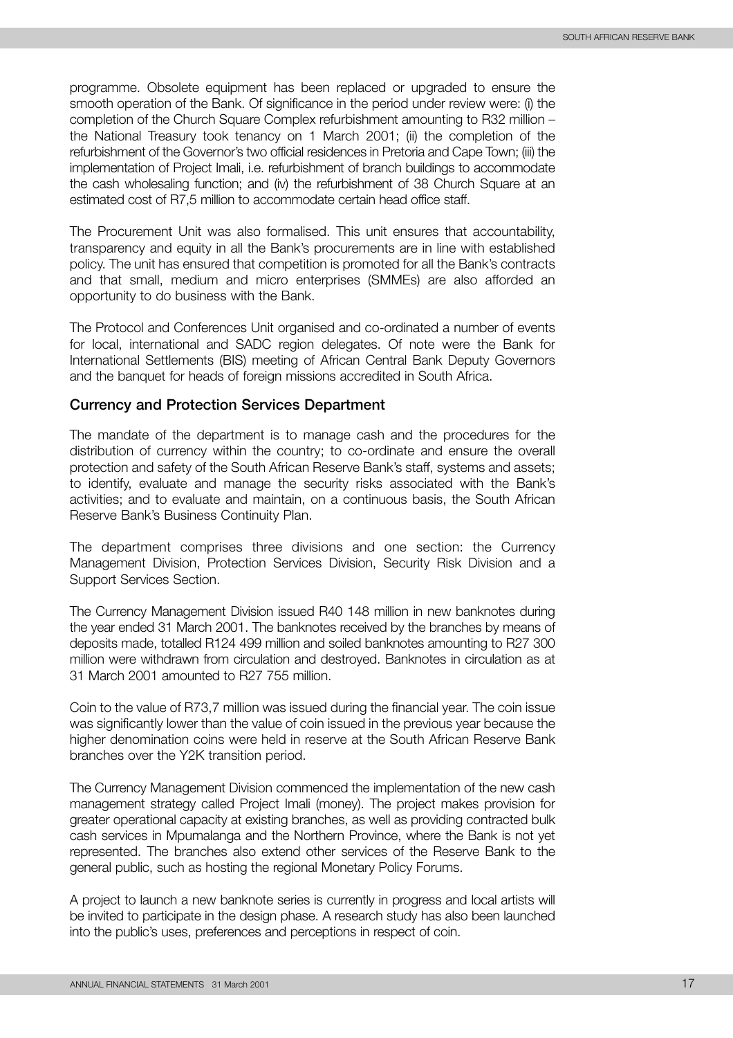programme. Obsolete equipment has been replaced or upgraded to ensure the smooth operation of the Bank. Of significance in the period under review were: (i) the completion of the Church Square Complex refurbishment amounting to R32 million – the National Treasury took tenancy on 1 March 2001; (ii) the completion of the refurbishment of the Governor's two official residences in Pretoria and Cape Town; (iii) the implementation of Project Imali, i.e. refurbishment of branch buildings to accommodate the cash wholesaling function; and (iv) the refurbishment of 38 Church Square at an estimated cost of R7,5 million to accommodate certain head office staff.

The Procurement Unit was also formalised. This unit ensures that accountability, transparency and equity in all the Bank's procurements are in line with established policy. The unit has ensured that competition is promoted for all the Bank's contracts and that small, medium and micro enterprises (SMMEs) are also afforded an opportunity to do business with the Bank.

The Protocol and Conferences Unit organised and co-ordinated a number of events for local, international and SADC region delegates. Of note were the Bank for International Settlements (BIS) meeting of African Central Bank Deputy Governors and the banquet for heads of foreign missions accredited in South Africa.

## Currency and Protection Services Department

The mandate of the department is to manage cash and the procedures for the distribution of currency within the country; to co-ordinate and ensure the overall protection and safety of the South African Reserve Bank's staff, systems and assets; to identify, evaluate and manage the security risks associated with the Bank's activities; and to evaluate and maintain, on a continuous basis, the South African Reserve Bank's Business Continuity Plan.

The department comprises three divisions and one section: the Currency Management Division, Protection Services Division, Security Risk Division and a Support Services Section.

The Currency Management Division issued R40 148 million in new banknotes during the year ended 31 March 2001. The banknotes received by the branches by means of deposits made, totalled R124 499 million and soiled banknotes amounting to R27 300 million were withdrawn from circulation and destroyed. Banknotes in circulation as at 31 March 2001 amounted to R27 755 million.

Coin to the value of R73,7 million was issued during the financial year. The coin issue was significantly lower than the value of coin issued in the previous year because the higher denomination coins were held in reserve at the South African Reserve Bank branches over the Y2K transition period.

The Currency Management Division commenced the implementation of the new cash management strategy called Project Imali (money). The project makes provision for greater operational capacity at existing branches, as well as providing contracted bulk cash services in Mpumalanga and the Northern Province, where the Bank is not yet represented. The branches also extend other services of the Reserve Bank to the general public, such as hosting the regional Monetary Policy Forums.

A project to launch a new banknote series is currently in progress and local artists will be invited to participate in the design phase. A research study has also been launched into the public's uses, preferences and perceptions in respect of coin.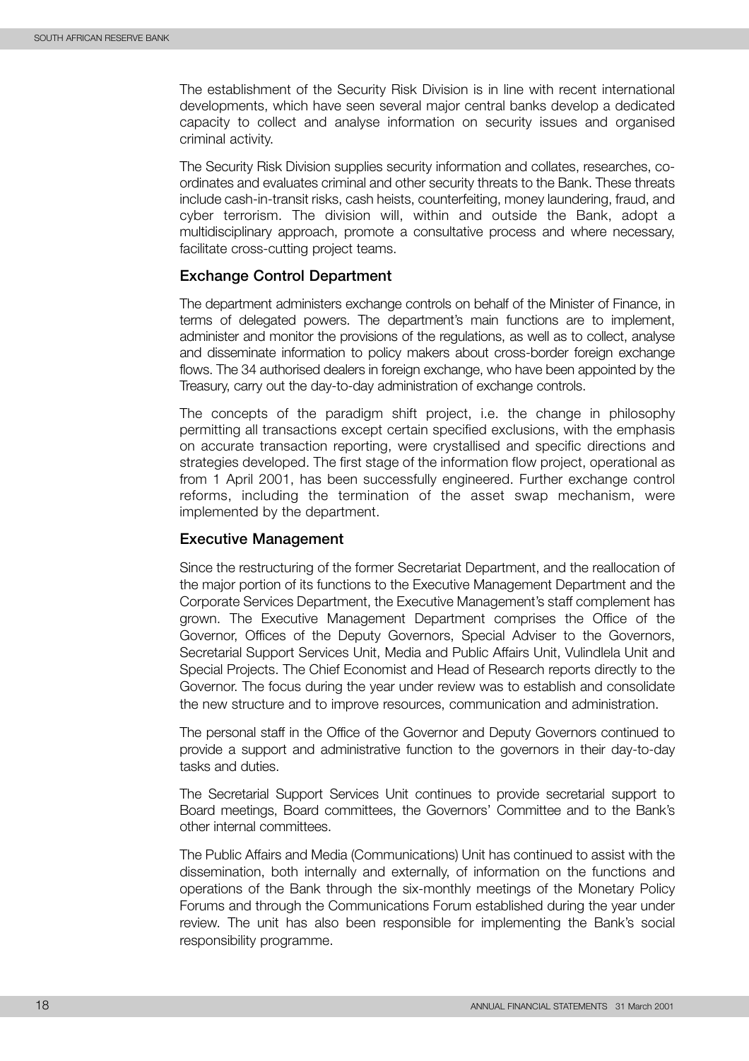The establishment of the Security Risk Division is in line with recent international developments, which have seen several major central banks develop a dedicated capacity to collect and analyse information on security issues and organised criminal activity.

The Security Risk Division supplies security information and collates, researches, co-ordinates and evaluates criminal and other security threats to the Bank. These threats include cash-in-transit risks, cash heists, counterfeiting, money laundering, fraud, and cyber terrorism. The division will, within and outside the Bank, adopt a multidisciplinary approach, promote a consultative process and where necessary, facilitate cross-cutting project teams.

### Exchange Control Department

The department administers exchange controls on behalf of the Minister of Finance, in terms of delegated powers. The department's main functions are to implement, administer and monitor the provisions of the regulations, as well as to collect, analyse and disseminate information to policy makers about cross-border foreign exchange flows. The 34 authorised dealers in foreign exchange, who have been appointed by the Treasury, carry out the day-to-day administration of exchange controls.

The concepts of the paradigm shift project, i.e. the change in philosophy permitting all transactions except certain specified exclusions, with the emphasis on accurate transaction reporting, were crystallised and specific directions and strategies developed. The first stage of the information flow project, operational as from 1 April 2001, has been successfully engineered. Further exchange control reforms, including the termination of the asset swap mechanism, were implemented by the department.

### Executive Management

Since the restructuring of the former Secretariat Department, and the reallocation of the major portion of its functions to the Executive Management Department and the Corporate Services Department, the Executive Management's staff complement has grown. The Executive Management Department comprises the Office of the Governor, Offices of the Deputy Governors, Special Adviser to the Governors, Secretarial Support Services Unit, Media and Public Affairs Unit, Vulindlela Unit and Special Projects. The Chief Economist and Head of Research reports directly to the Governor. The focus during the year under review was to establish and consolidate the new structure and to improve resources, communication and administration.

The personal staff in the Office of the Governor and Deputy Governors continued to provide a support and administrative function to the governors in their day-to-day tasks and duties.

The Secretarial Support Services Unit continues to provide secretarial support to Board meetings, Board committees, the Governors' Committee and to the Bank's other internal committees.

The Public Affairs and Media (Communications) Unit has continued to assist with the dissemination, both internally and externally, of information on the functions and operations of the Bank through the six-monthly meetings of the Monetary Policy Forums and through the Communications Forum established during the year under review. The unit has also been responsible for implementing the Bank's social responsibility programme.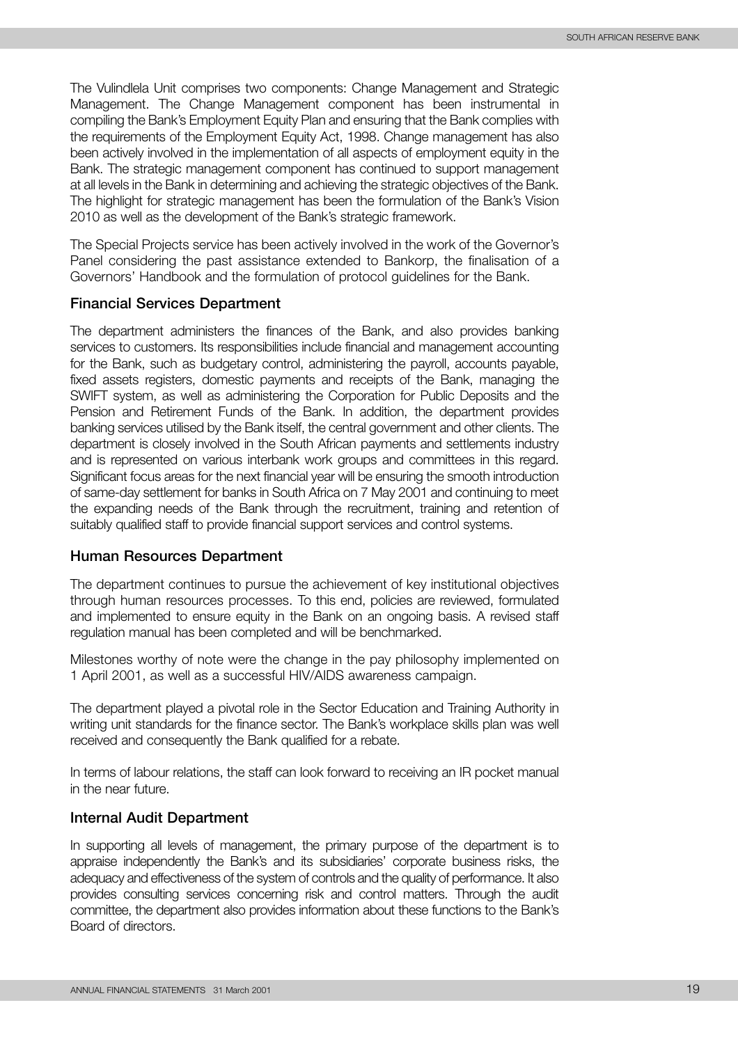The Vulindlela Unit comprises two components: Change Management and Strategic Management. The Change Management component has been instrumental in compiling the Bank's Employment Equity Plan and ensuring that the Bank complies with the requirements of the Employment Equity Act, 1998. Change management has also been actively involved in the implementation of all aspects of employment equity in the Bank. The strategic management component has continued to support management at all levels in the Bank in determining and achieving the strategic objectives of the Bank. The highlight for strategic management has been the formulation of the Bank's Vision 2010 as well as the development of the Bank's strategic framework.

The Special Projects service has been actively involved in the work of the Governor's Panel considering the past assistance extended to Bankorp, the finalisation of a Governors' Handbook and the formulation of protocol guidelines for the Bank.

### Financial Services Department

The department administers the finances of the Bank, and also provides banking services to customers. Its responsibilities include financial and management accounting for the Bank, such as budgetary control, administering the payroll, accounts payable, fixed assets registers, domestic payments and receipts of the Bank, managing the SWIFT system, as well as administering the Corporation for Public Deposits and the Pension and Retirement Funds of the Bank. In addition, the department provides banking services utilised by the Bank itself, the central government and other clients. The department is closely involved in the South African payments and settlements industry and is represented on various interbank work groups and committees in this regard. Significant focus areas for the next financial year will be ensuring the smooth introduction of same-day settlement for banks in South Africa on 7 May 2001 and continuing to meet the expanding needs of the Bank through the recruitment, training and retention of suitably qualified staff to provide financial support services and control systems.

### Human Resources Department

The department continues to pursue the achievement of key institutional objectives through human resources processes. To this end, policies are reviewed, formulated and implemented to ensure equity in the Bank on an ongoing basis. A revised staff regulation manual has been completed and will be benchmarked.

Milestones worthy of note were the change in the pay philosophy implemented on 1 April 2001, as well as a successful HIV/AIDS awareness campaign.

The department played a pivotal role in the Sector Education and Training Authority in writing unit standards for the finance sector. The Bank's workplace skills plan was well received and consequently the Bank qualified for a rebate.

In terms of labour relations, the staff can look forward to receiving an IR pocket manual in the near future.

### Internal Audit Department

In supporting all levels of management, the primary purpose of the department is to appraise independently the Bank's and its subsidiaries' corporate business risks, the adequacy and effectiveness of the system of controls and the quality of performance. It also provides consulting services concerning risk and control matters. Through the audit committee, the department also provides information about these functions to the Bank's Board of directors.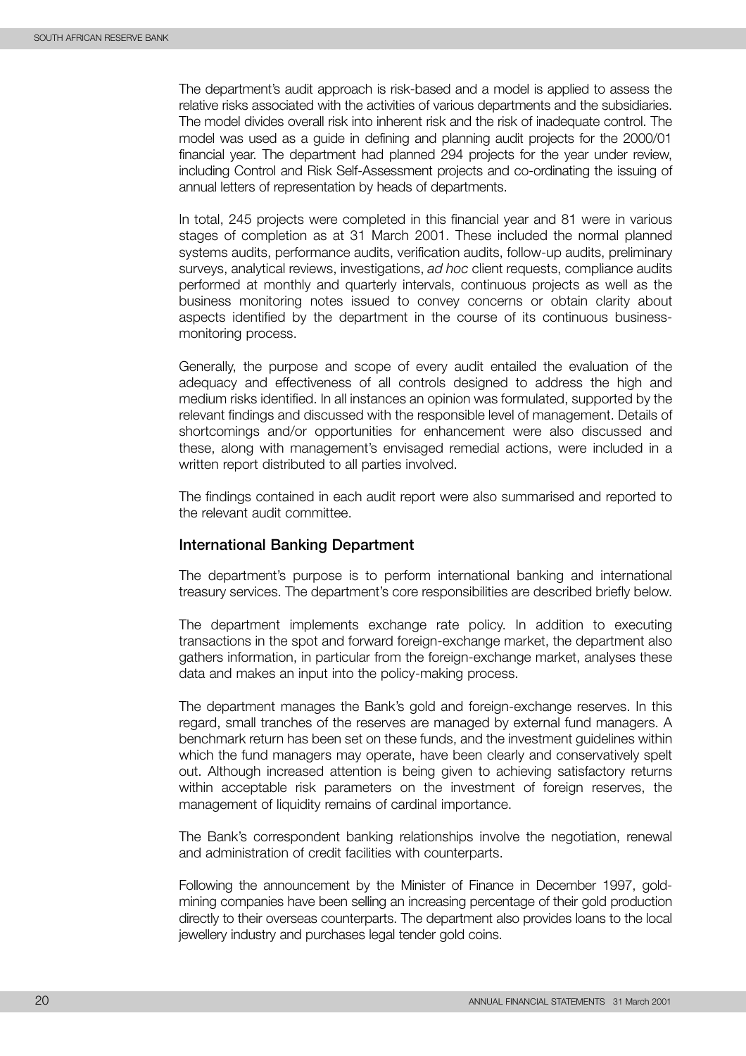The department's audit approach is risk-based and a model is applied to assess the relative risks associated with the activities of various departments and the subsidiaries. The model divides overall risk into inherent risk and the risk of inadequate control. The model was used as a guide in defining and planning audit projects for the 2000/01 financial year. The department had planned 294 projects for the year under review, including Control and Risk Self-Assessment projects and co-ordinating the issuing of annual letters of representation by heads of departments.

In total, 245 projects were completed in this financial year and 81 were in various stages of completion as at 31 March 2001. These included the normal planned systems audits, performance audits, verification audits, follow-up audits, preliminary surveys, analytical reviews, investigations, *ad hoc* client requests, compliance audits performed at monthly and quarterly intervals, continuous projects as well as the business monitoring notes issued to convey concerns or obtain clarity about aspects identified by the department in the course of its continuous business-monitoring process.

Generally, the purpose and scope of every audit entailed the evaluation of the adequacy and effectiveness of all controls designed to address the high and medium risks identified. In all instances an opinion was formulated, supported by the relevant findings and discussed with the responsible level of management. Details of shortcomings and/or opportunities for enhancement were also discussed and these, along with management's envisaged remedial actions, were included in a written report distributed to all parties involved.

The findings contained in each audit report were also summarised and reported to the relevant audit committee.

## International Banking Department

The department's purpose is to perform international banking and international treasury services. The department's core responsibilities are described briefly below.

The department implements exchange rate policy. In addition to executing transactions in the spot and forward foreign-exchange market, the department also gathers information, in particular from the foreign-exchange market, analyses these data and makes an input into the policy-making process.

The department manages the Bank's gold and foreign-exchange reserves. In this regard, small tranches of the reserves are managed by external fund managers. A benchmark return has been set on these funds, and the investment guidelines within which the fund managers may operate, have been clearly and conservatively spelt out. Although increased attention is being given to achieving satisfactory returns within acceptable risk parameters on the investment of foreign reserves, the management of liquidity remains of cardinal importance.

The Bank's correspondent banking relationships involve the negotiation, renewal and administration of credit facilities with counterparts.

Following the announcement by the Minister of Finance in December 1997, gold-mining companies have been selling an increasing percentage of their gold production directly to their overseas counterparts. The department also provides loans to the local jewellery industry and purchases legal tender gold coins.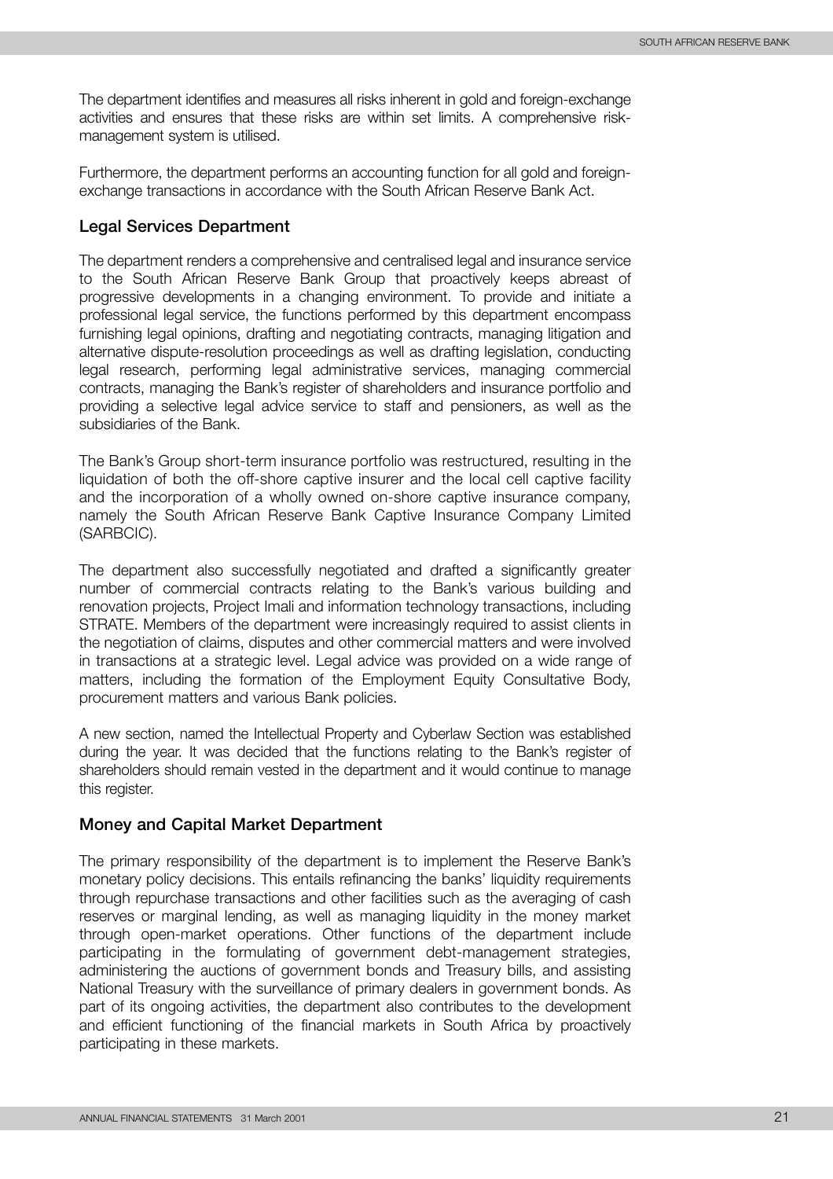The department identifies and measures all risks inherent in gold and foreign-exchange activities and ensures that these risks are within set limits. A comprehensive risk-management system is utilised.

Furthermore, the department performs an accounting function for all gold and foreign-exchange transactions in accordance with the South African Reserve Bank Act.

### Legal Services Department

The department renders a comprehensive and centralised legal and insurance service to the South African Reserve Bank Group that proactively keeps abreast of progressive developments in a changing environment. To provide and initiate a professional legal service, the functions performed by this department encompass furnishing legal opinions, drafting and negotiating contracts, managing litigation and alternative dispute-resolution proceedings as well as drafting legislation, conducting legal research, performing legal administrative services, managing commercial contracts, managing the Bank's register of shareholders and insurance portfolio and providing a selective legal advice service to staff and pensioners, as well as the subsidiaries of the Bank.

The Bank's Group short-term insurance portfolio was restructured, resulting in the liquidation of both the off-shore captive insurer and the local cell captive facility and the incorporation of a wholly owned on-shore captive insurance company, namely the South African Reserve Bank Captive Insurance Company Limited (SARBCIC).

The department also successfully negotiated and drafted a significantly greater number of commercial contracts relating to the Bank's various building and renovation projects, Project Imali and information technology transactions, including STRATE. Members of the department were increasingly required to assist clients in the negotiation of claims, disputes and other commercial matters and were involved in transactions at a strategic level. Legal advice was provided on a wide range of matters, including the formation of the Employment Equity Consultative Body, procurement matters and various Bank policies.

A new section, named the Intellectual Property and Cyberlaw Section was established during the year. It was decided that the functions relating to the Bank's register of shareholders should remain vested in the department and it would continue to manage this register.

### Money and Capital Market Department

The primary responsibility of the department is to implement the Reserve Bank's monetary policy decisions. This entails refinancing the banks' liquidity requirements through repurchase transactions and other facilities such as the averaging of cash reserves or marginal lending, as well as managing liquidity in the money market through open-market operations. Other functions of the department include participating in the formulating of government debt-management strategies, administering the auctions of government bonds and Treasury bills, and assisting National Treasury with the surveillance of primary dealers in government bonds. As part of its ongoing activities, the department also contributes to the development and efficient functioning of the financial markets in South Africa by proactively participating in these markets.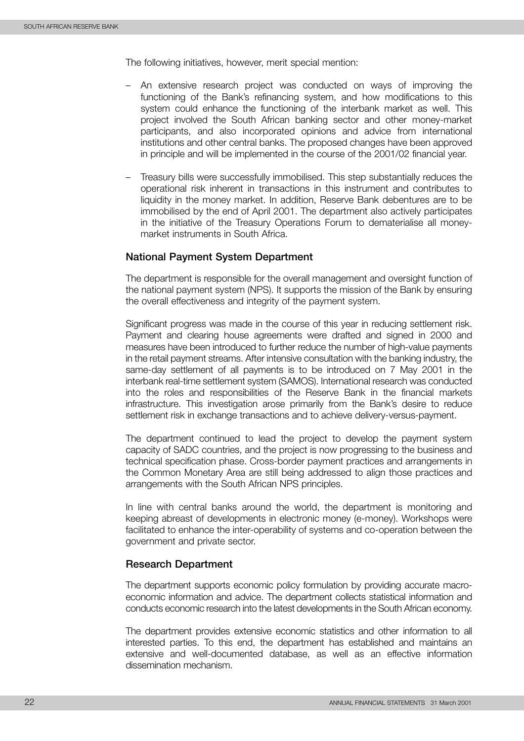The following initiatives, however, merit special mention:

- An extensive research project was conducted on ways of improving the functioning of the Bank's refinancing system, and how modifications to this system could enhance the functioning of the interbank market as well. This project involved the South African banking sector and other money-market participants, and also incorporated opinions and advice from international institutions and other central banks. The proposed changes have been approved in principle and will be implemented in the course of the 2001/02 financial year.
- Treasury bills were successfully immobilised. This step substantially reduces the operational risk inherent in transactions in this instrument and contributes to liquidity in the money market. In addition, Reserve Bank debentures are to be immobilised by the end of April 2001. The department also actively participates in the initiative of the Treasury Operations Forum to dematerialise all money-market instruments in South Africa.

### National Payment System Department

The department is responsible for the overall management and oversight function of the national payment system (NPS). It supports the mission of the Bank by ensuring the overall effectiveness and integrity of the payment system.

Significant progress was made in the course of this year in reducing settlement risk. Payment and clearing house agreements were drafted and signed in 2000 and measures have been introduced to further reduce the number of high-value payments in the retail payment streams. After intensive consultation with the banking industry, the same-day settlement of all payments is to be introduced on 7 May 2001 in the interbank real-time settlement system (SAMOS). International research was conducted into the roles and responsibilities of the Reserve Bank in the financial markets infrastructure. This investigation arose primarily from the Bank's desire to reduce settlement risk in exchange transactions and to achieve delivery-versus-payment.

The department continued to lead the project to develop the payment system capacity of SADC countries, and the project is now progressing to the business and technical specification phase. Cross-border payment practices and arrangements in the Common Monetary Area are still being addressed to align those practices and arrangements with the South African NPS principles.

In line with central banks around the world, the department is monitoring and keeping abreast of developments in electronic money (e-money). Workshops were facilitated to enhance the inter-operability of systems and co-operation between the government and private sector.

### Research Department

The department supports economic policy formulation by providing accurate macro-economic information and advice. The department collects statistical information and conducts economic research into the latest developments in the South African economy.

The department provides extensive economic statistics and other information to all interested parties. To this end, the department has established and maintains an extensive and well-documented database, as well as an effective information dissemination mechanism.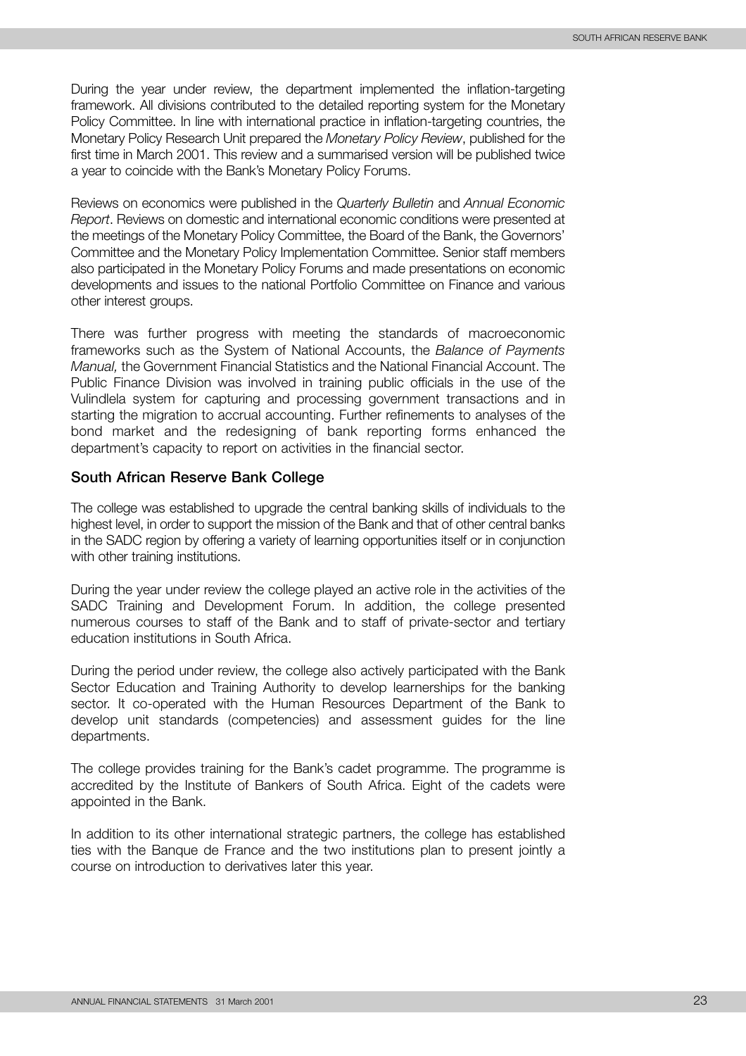During the year under review, the department implemented the inflation-targeting framework. All divisions contributed to the detailed reporting system for the Monetary Policy Committee. In line with international practice in inflation-targeting countries, the Monetary Policy Research Unit prepared the *Monetary Policy Review*, published for the first time in March 2001. This review and a summarised version will be published twice a year to coincide with the Bank's Monetary Policy Forums.

Reviews on economics were published in the *Quarterly Bulletin* and *Annual Economic Report*. Reviews on domestic and international economic conditions were presented at the meetings of the Monetary Policy Committee, the Board of the Bank, the Governors' Committee and the Monetary Policy Implementation Committee. Senior staff members also participated in the Monetary Policy Forums and made presentations on economic developments and issues to the national Portfolio Committee on Finance and various other interest groups.

There was further progress with meeting the standards of macroeconomic frameworks such as the System of National Accounts, the *Balance of Payments Manual,* the Government Financial Statistics and the National Financial Account. The Public Finance Division was involved in training public officials in the use of the Vulindlela system for capturing and processing government transactions and in starting the migration to accrual accounting. Further refinements to analyses of the bond market and the redesigning of bank reporting forms enhanced the department's capacity to report on activities in the financial sector.

### South African Reserve Bank College

The college was established to upgrade the central banking skills of individuals to the highest level, in order to support the mission of the Bank and that of other central banks in the SADC region by offering a variety of learning opportunities itself or in conjunction with other training institutions.

During the year under review the college played an active role in the activities of the SADC Training and Development Forum. In addition, the college presented numerous courses to staff of the Bank and to staff of private-sector and tertiary education institutions in South Africa.

During the period under review, the college also actively participated with the Bank Sector Education and Training Authority to develop learnerships for the banking sector. It co-operated with the Human Resources Department of the Bank to develop unit standards (competencies) and assessment guides for the line departments.

The college provides training for the Bank's cadet programme. The programme is accredited by the Institute of Bankers of South Africa. Eight of the cadets were appointed in the Bank.

In addition to its other international strategic partners, the college has established ties with the Banque de France and the two institutions plan to present jointly a course on introduction to derivatives later this year.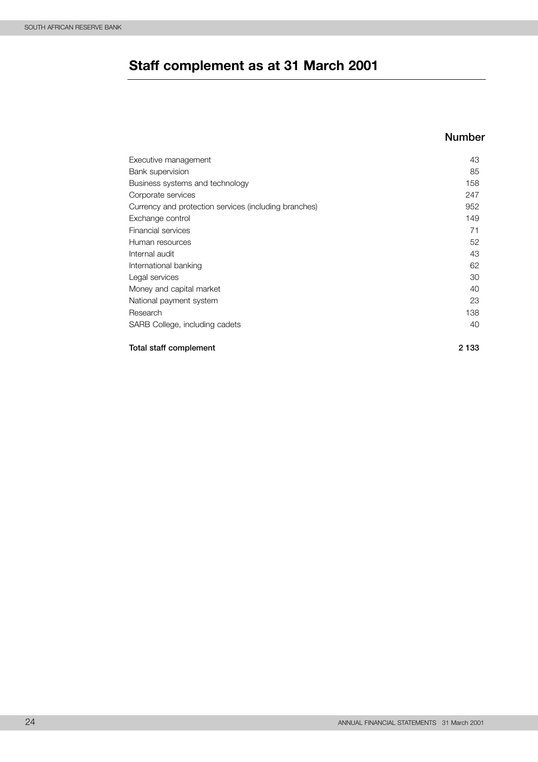# Staff complement as at 31 March 2001

| | Number |
|---|---|
| Executive management | 43 |
| Bank supervision | 85 |
| Business systems and technology | 158 |
| Corporate services | 247 |
| Currency and protection services (including branches) | 952 |
| Exchange control | 149 |
| Financial services | 71 |
| Human resources | 52 |
| Internal audit | 43 |
| International banking | 62 |
| Legal services | 30 |
| Money and capital market | 40 |
| National payment system | 23 |
| Research | 138 |
| SARB College, including cadets | 40 |
| **Total staff complement** | **2 133** |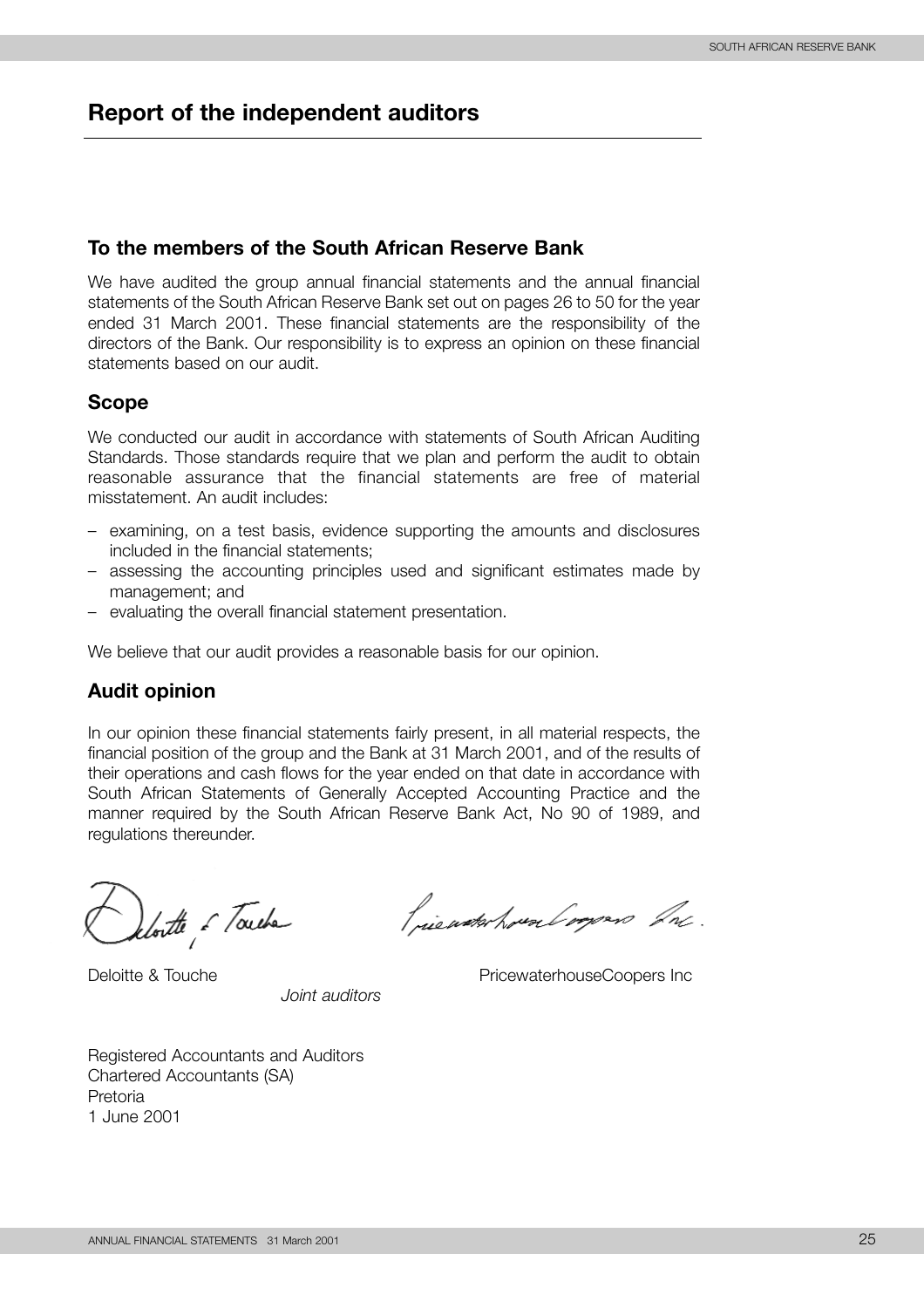# Report of the independent auditors

## To the members of the South African Reserve Bank

We have audited the group annual financial statements and the annual financial statements of the South African Reserve Bank set out on pages 26 to 50 for the year ended 31 March 2001. These financial statements are the responsibility of the directors of the Bank. Our responsibility is to express an opinion on these financial statements based on our audit.

## Scope

We conducted our audit in accordance with statements of South African Auditing Standards. Those standards require that we plan and perform the audit to obtain reasonable assurance that the financial statements are free of material misstatement. An audit includes:

- examining, on a test basis, evidence supporting the amounts and disclosures included in the financial statements;
- assessing the accounting principles used and significant estimates made by management; and
- evaluating the overall financial statement presentation.

We believe that our audit provides a reasonable basis for our opinion.

## Audit opinion

In our opinion these financial statements fairly present, in all material respects, the financial position of the group and the Bank at 31 March 2001, and of the results of their operations and cash flows for the year ended on that date in accordance with South African Statements of Generally Accepted Accounting Practice and the manner required by the South African Reserve Bank Act, No 90 of 1989, and regulations thereunder.

Deloitte & Touche PricewaterhouseCoopers Inc

*Joint auditors*

Registered Accountants and Auditors
Chartered Accountants (SA)
Pretoria
1 June 2001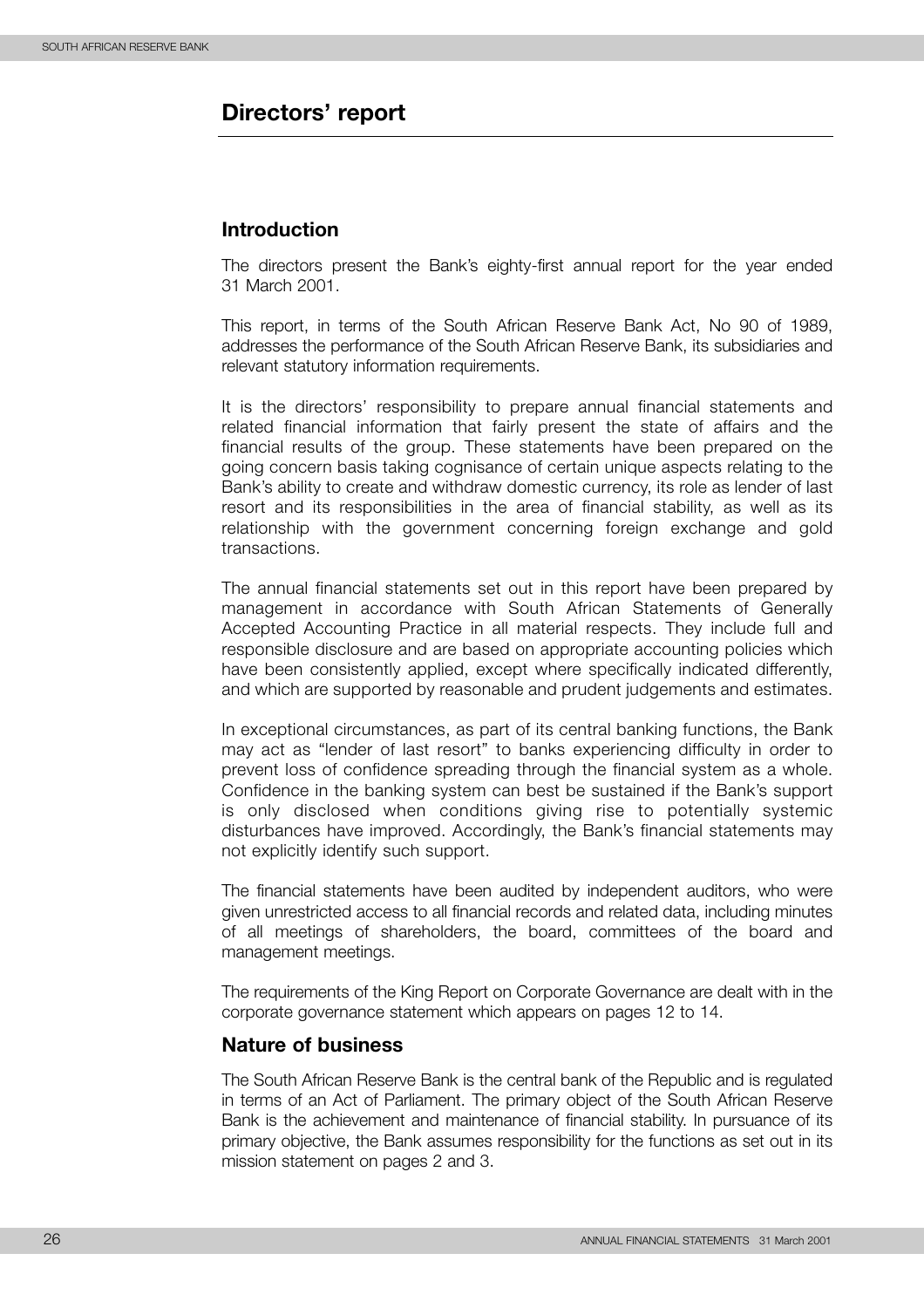# Directors' report

## Introduction

The directors present the Bank's eighty-first annual report for the year ended 31 March 2001.

This report, in terms of the South African Reserve Bank Act, No 90 of 1989, addresses the performance of the South African Reserve Bank, its subsidiaries and relevant statutory information requirements.

It is the directors' responsibility to prepare annual financial statements and related financial information that fairly present the state of affairs and the financial results of the group. These statements have been prepared on the going concern basis taking cognisance of certain unique aspects relating to the Bank's ability to create and withdraw domestic currency, its role as lender of last resort and its responsibilities in the area of financial stability, as well as its relationship with the government concerning foreign exchange and gold transactions.

The annual financial statements set out in this report have been prepared by management in accordance with South African Statements of Generally Accepted Accounting Practice in all material respects. They include full and responsible disclosure and are based on appropriate accounting policies which have been consistently applied, except where specifically indicated differently, and which are supported by reasonable and prudent judgements and estimates.

In exceptional circumstances, as part of its central banking functions, the Bank may act as "lender of last resort" to banks experiencing difficulty in order to prevent loss of confidence spreading through the financial system as a whole. Confidence in the banking system can best be sustained if the Bank's support is only disclosed when conditions giving rise to potentially systemic disturbances have improved. Accordingly, the Bank's financial statements may not explicitly identify such support.

The financial statements have been audited by independent auditors, who were given unrestricted access to all financial records and related data, including minutes of all meetings of shareholders, the board, committees of the board and management meetings.

The requirements of the King Report on Corporate Governance are dealt with in the corporate governance statement which appears on pages 12 to 14.

## Nature of business

The South African Reserve Bank is the central bank of the Republic and is regulated in terms of an Act of Parliament. The primary object of the South African Reserve Bank is the achievement and maintenance of financial stability. In pursuance of its primary objective, the Bank assumes responsibility for the functions as set out in its mission statement on pages 2 and 3.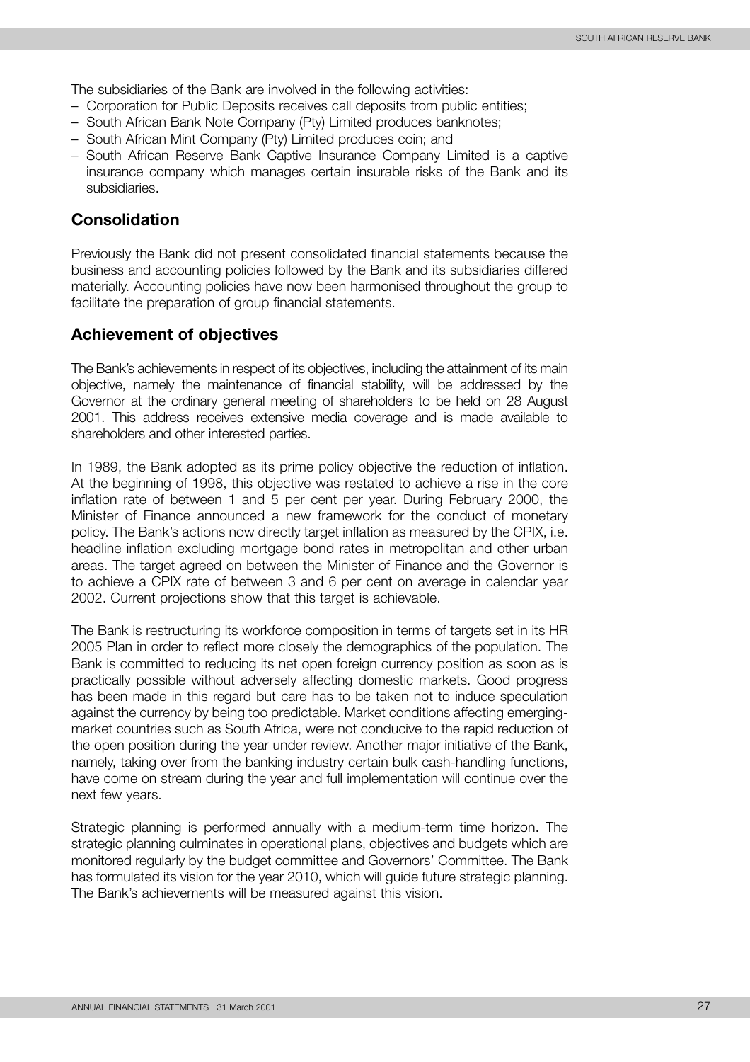The subsidiaries of the Bank are involved in the following activities:

- Corporation for Public Deposits receives call deposits from public entities;
- South African Bank Note Company (Pty) Limited produces banknotes;
- South African Mint Company (Pty) Limited produces coin; and
- South African Reserve Bank Captive Insurance Company Limited is a captive insurance company which manages certain insurable risks of the Bank and its subsidiaries.

## Consolidation

Previously the Bank did not present consolidated financial statements because the business and accounting policies followed by the Bank and its subsidiaries differed materially. Accounting policies have now been harmonised throughout the group to facilitate the preparation of group financial statements.

## Achievement of objectives

The Bank's achievements in respect of its objectives, including the attainment of its main objective, namely the maintenance of financial stability, will be addressed by the Governor at the ordinary general meeting of shareholders to be held on 28 August 2001. This address receives extensive media coverage and is made available to shareholders and other interested parties.

In 1989, the Bank adopted as its prime policy objective the reduction of inflation. At the beginning of 1998, this objective was restated to achieve a rise in the core inflation rate of between 1 and 5 per cent per year. During February 2000, the Minister of Finance announced a new framework for the conduct of monetary policy. The Bank's actions now directly target inflation as measured by the CPIX, i.e. headline inflation excluding mortgage bond rates in metropolitan and other urban areas. The target agreed on between the Minister of Finance and the Governor is to achieve a CPIX rate of between 3 and 6 per cent on average in calendar year 2002. Current projections show that this target is achievable.

The Bank is restructuring its workforce composition in terms of targets set in its HR 2005 Plan in order to reflect more closely the demographics of the population. The Bank is committed to reducing its net open foreign currency position as soon as is practically possible without adversely affecting domestic markets. Good progress has been made in this regard but care has to be taken not to induce speculation against the currency by being too predictable. Market conditions affecting emerging-market countries such as South Africa, were not conducive to the rapid reduction of the open position during the year under review. Another major initiative of the Bank, namely, taking over from the banking industry certain bulk cash-handling functions, have come on stream during the year and full implementation will continue over the next few years.

Strategic planning is performed annually with a medium-term time horizon. The strategic planning culminates in operational plans, objectives and budgets which are monitored regularly by the budget committee and Governors' Committee. The Bank has formulated its vision for the year 2010, which will guide future strategic planning. The Bank's achievements will be measured against this vision.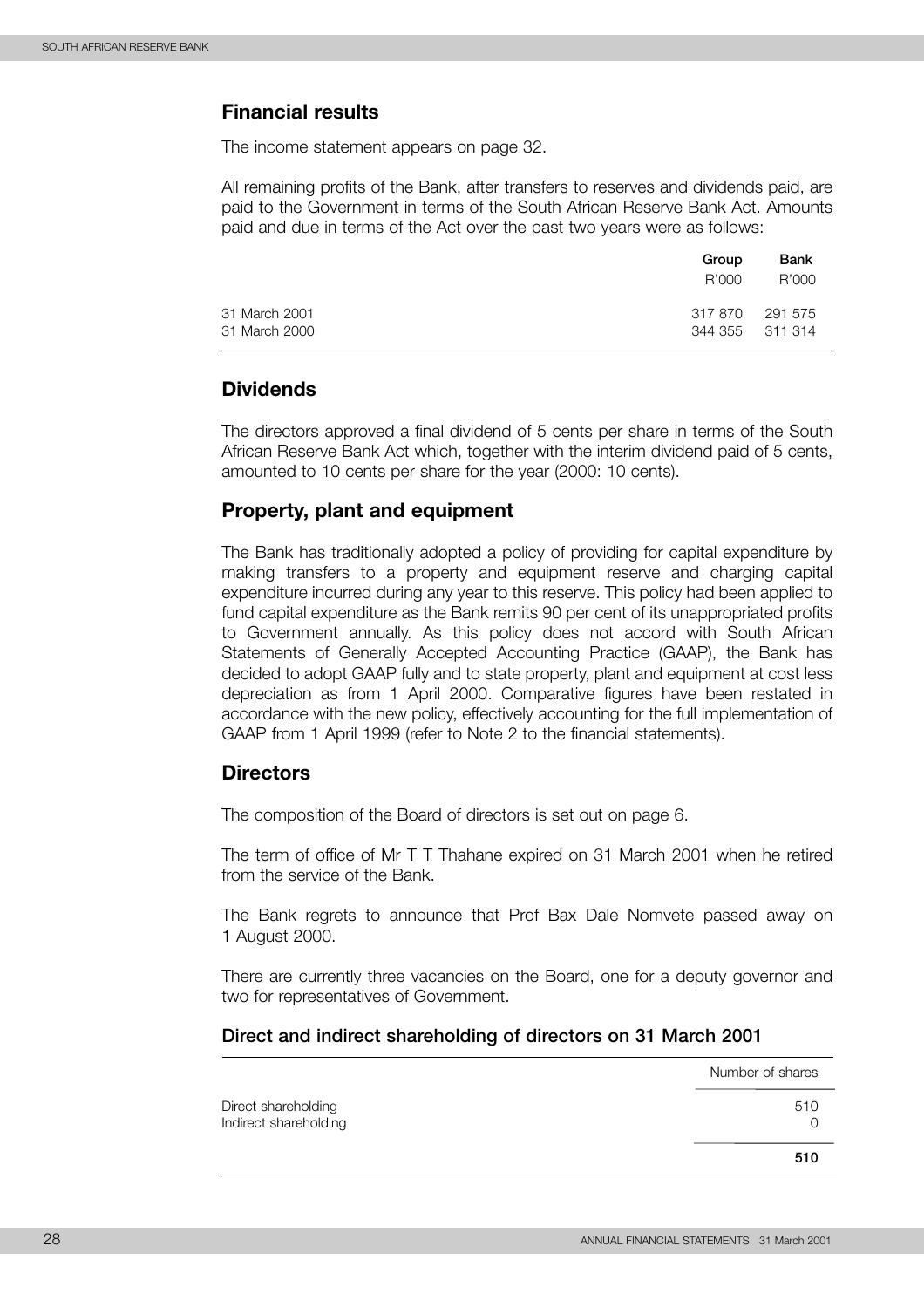## Financial results

The income statement appears on page 32.

All remaining profits of the Bank, after transfers to reserves and dividends paid, are paid to the Government in terms of the South African Reserve Bank Act. Amounts paid and due in terms of the Act over the past two years were as follows:

| | Group | Bank |
|---|---|---|
| | R'000 | R'000 |
| 31 March 2001 | 317 870 | 291 575 |
| 31 March 2000 | 344 355 | 311 314 |

## Dividends

The directors approved a final dividend of 5 cents per share in terms of the South African Reserve Bank Act which, together with the interim dividend paid of 5 cents, amounted to 10 cents per share for the year (2000: 10 cents).

## Property, plant and equipment

The Bank has traditionally adopted a policy of providing for capital expenditure by making transfers to a property and equipment reserve and charging capital expenditure incurred during any year to this reserve. This policy had been applied to fund capital expenditure as the Bank remits 90 per cent of its unappropriated profits to Government annually. As this policy does not accord with South African Statements of Generally Accepted Accounting Practice (GAAP), the Bank has decided to adopt GAAP fully and to state property, plant and equipment at cost less depreciation as from 1 April 2000. Comparative figures have been restated in accordance with the new policy, effectively accounting for the full implementation of GAAP from 1 April 1999 (refer to Note 2 to the financial statements).

## Directors

The composition of the Board of directors is set out on page 6.

The term of office of Mr T T Thahane expired on 31 March 2001 when he retired from the service of the Bank.

The Bank regrets to announce that Prof Bax Dale Nomvete passed away on 1 August 2000.

There are currently three vacancies on the Board, one for a deputy governor and two for representatives of Government.

### Direct and indirect shareholding of directors on 31 March 2001

| | Number of shares |
|---|---|
| Direct shareholding | 510 |
| Indirect shareholding | 0 |
| | **510** |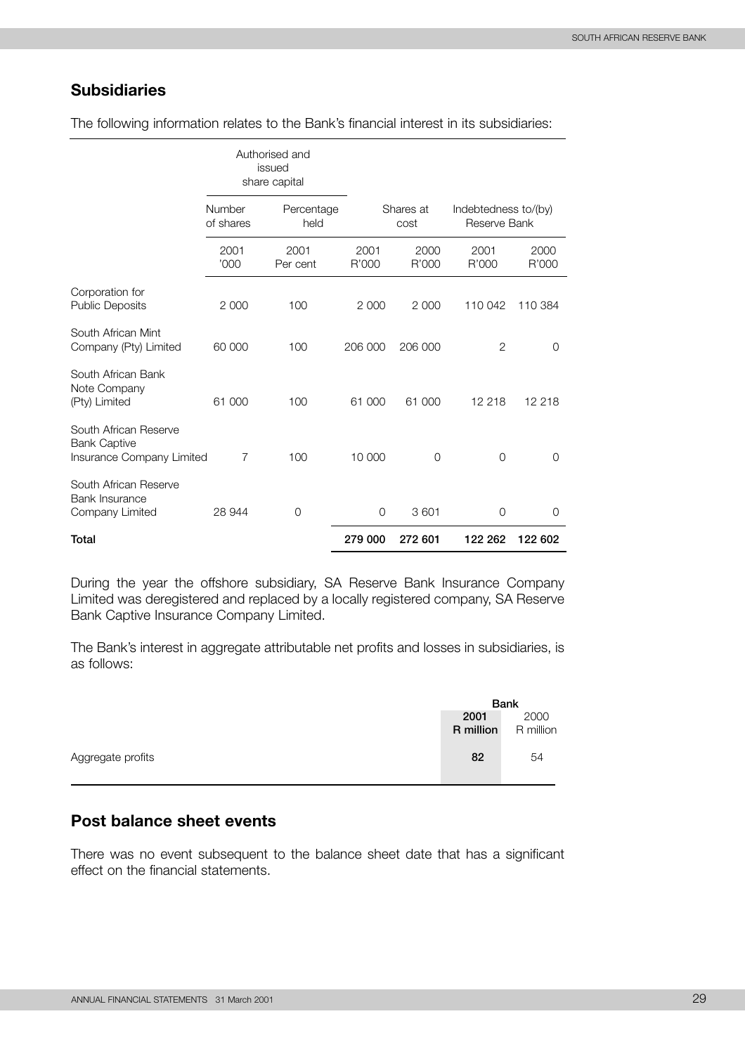## Subsidiaries

The following information relates to the Bank's financial interest in its subsidiaries:

| | Authorised and issued share capital | | | | | |
|---|---|---|---|---|---|---|
| | Number of shares | Percentage held | Shares at cost | | Indebtedness to/(by) Reserve Bank | |
| | 2001 '000 | 2001 Per cent | 2001 R'000 | 2000 R'000 | 2001 R'000 | 2000 R'000 |
| Corporation for Public Deposits | 2 000 | 100 | 2 000 | 2 000 | 110 042 | 110 384 |
| South African Mint Company (Pty) Limited | 60 000 | 100 | 206 000 | 206 000 | 2 | 0 |
| South African Bank Note Company (Pty) Limited | 61 000 | 100 | 61 000 | 61 000 | 12 218 | 12 218 |
| South African Reserve Bank Captive Insurance Company Limited | 7 | 100 | 10 000 | 0 | 0 | 0 |
| South African Reserve Bank Insurance Company Limited | 28 944 | 0 | 0 | 3 601 | 0 | 0 |
| **Total** | | | **279 000** | **272 601** | **122 262** | **122 602** |

During the year the offshore subsidiary, SA Reserve Bank Insurance Company Limited was deregistered and replaced by a locally registered company, SA Reserve Bank Captive Insurance Company Limited.

The Bank's interest in aggregate attributable net profits and losses in subsidiaries, is as follows:

| | Bank | |
|---|---|---|
| | **2001 R million** | 2000 R million |
| Aggregate profits | **82** | 54 |

## Post balance sheet events

There was no event subsequent to the balance sheet date that has a significant effect on the financial statements.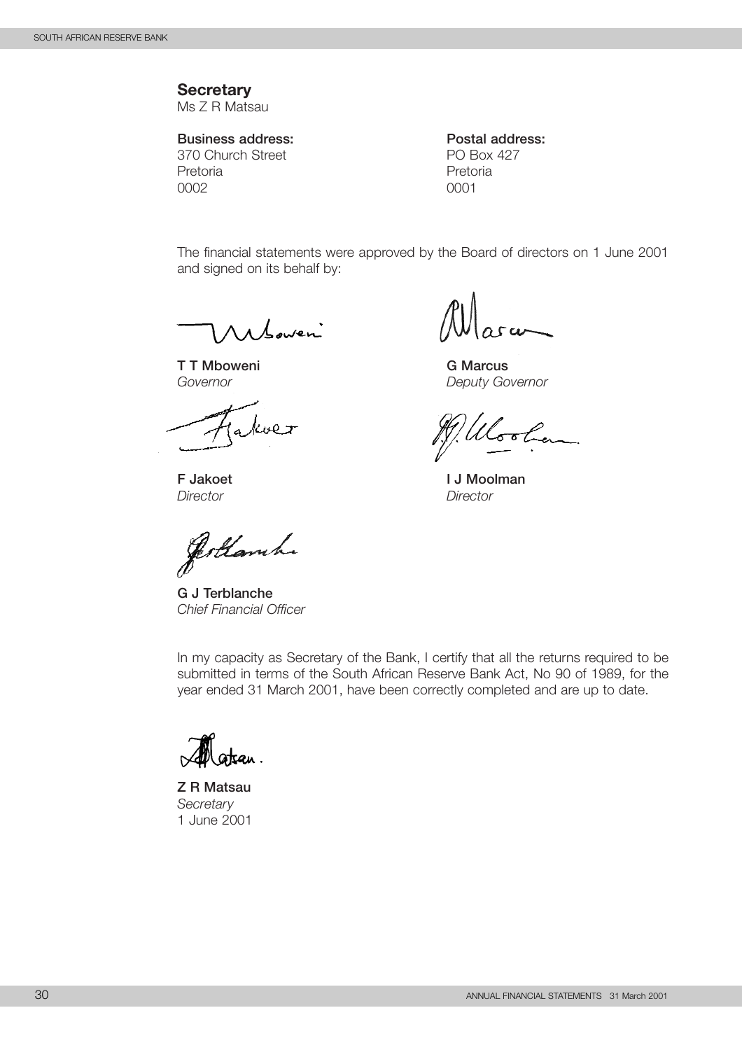**Secretary**
Ms Z R Matsau

**Business address:**
370 Church Street
Pretoria
0002

**Postal address:**
PO Box 427
Pretoria
0001

The financial statements were approved by the Board of directors on 1 June 2001 and signed on its behalf by:

**T T Mboweni**
*Governor*

**G Marcus**
*Deputy Governor*

**F Jakoet**
*Director*

**I J Moolman**
*Director*

**G J Terblanche**
*Chief Financial Officer*

In my capacity as Secretary of the Bank, I certify that all the returns required to be submitted in terms of the South African Reserve Bank Act, No 90 of 1989, for the year ended 31 March 2001, have been correctly completed and are up to date.

**Z R Matsau**
*Secretary*
1 June 2001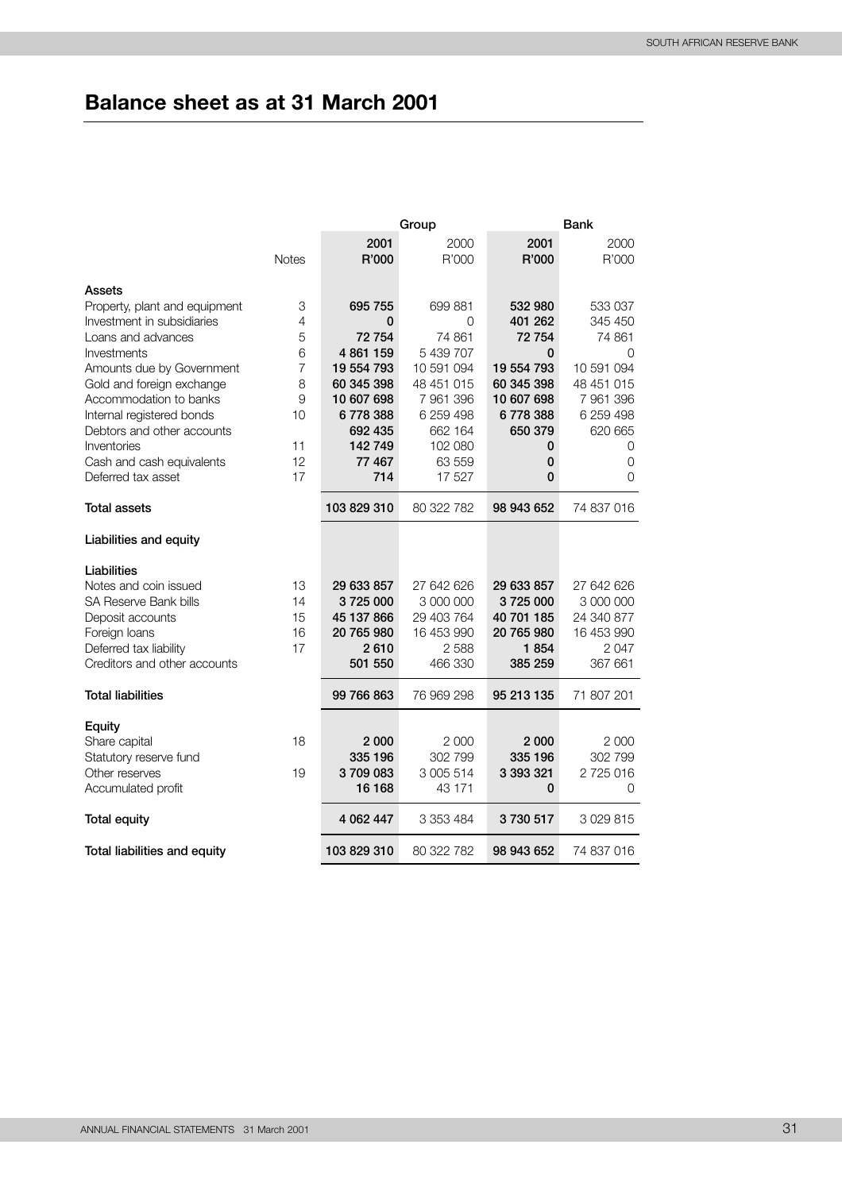# Balance sheet as at 31 March 2001

| | | Group | | Bank | |
|---|---|---|---|---|---|
| | Notes | 2001 R'000 | 2000 R'000 | 2001 R'000 | 2000 R'000 |
| **Assets** | | | | | |
| Property, plant and equipment | 3 | 695 755 | 699 881 | 532 980 | 533 037 |
| Investment in subsidiaries | 4 | 0 | 0 | 401 262 | 345 450 |
| Loans and advances | 5 | 72 754 | 74 861 | 72 754 | 74 861 |
| Investments | 6 | 4 861 159 | 5 439 707 | 0 | 0 |
| Amounts due by Government | 7 | 19 554 793 | 10 591 094 | 19 554 793 | 10 591 094 |
| Gold and foreign exchange | 8 | 60 345 398 | 48 451 015 | 60 345 398 | 48 451 015 |
| Accommodation to banks | 9 | 10 607 698 | 7 961 396 | 10 607 698 | 7 961 396 |
| Internal registered bonds | 10 | 6 778 388 | 6 259 498 | 6 778 388 | 6 259 498 |
| Debtors and other accounts | | 692 435 | 662 164 | 650 379 | 620 665 |
| Inventories | 11 | 142 749 | 102 080 | 0 | 0 |
| Cash and cash equivalents | 12 | 77 467 | 63 559 | 0 | 0 |
| Deferred tax asset | 17 | 714 | 17 527 | 0 | 0 |
| **Total assets** | | 103 829 310 | 80 322 782 | 98 943 652 | 74 837 016 |
| **Liabilities and equity** | | | | | |
| **Liabilities** | | | | | |
| Notes and coin issued | 13 | 29 633 857 | 27 642 626 | 29 633 857 | 27 642 626 |
| SA Reserve Bank bills | 14 | 3 725 000 | 3 000 000 | 3 725 000 | 3 000 000 |
| Deposit accounts | 15 | 45 137 866 | 29 403 764 | 40 701 185 | 24 340 877 |
| Foreign loans | 16 | 20 765 980 | 16 453 990 | 20 765 980 | 16 453 990 |
| Deferred tax liability | 17 | 2 610 | 2 588 | 1 854 | 2 047 |
| Creditors and other accounts | | 501 550 | 466 330 | 385 259 | 367 661 |
| **Total liabilities** | | 99 766 863 | 76 969 298 | 95 213 135 | 71 807 201 |
| **Equity** | | | | | |
| Share capital | 18 | 2 000 | 2 000 | 2 000 | 2 000 |
| Statutory reserve fund | | 335 196 | 302 799 | 335 196 | 302 799 |
| Other reserves | 19 | 3 709 083 | 3 005 514 | 3 393 321 | 2 725 016 |
| Accumulated profit | | 16 168 | 43 171 | 0 | 0 |
| **Total equity** | | 4 062 447 | 3 353 484 | 3 730 517 | 3 029 815 |
| **Total liabilities and equity** | | 103 829 310 | 80 322 782 | 98 943 652 | 74 837 016 |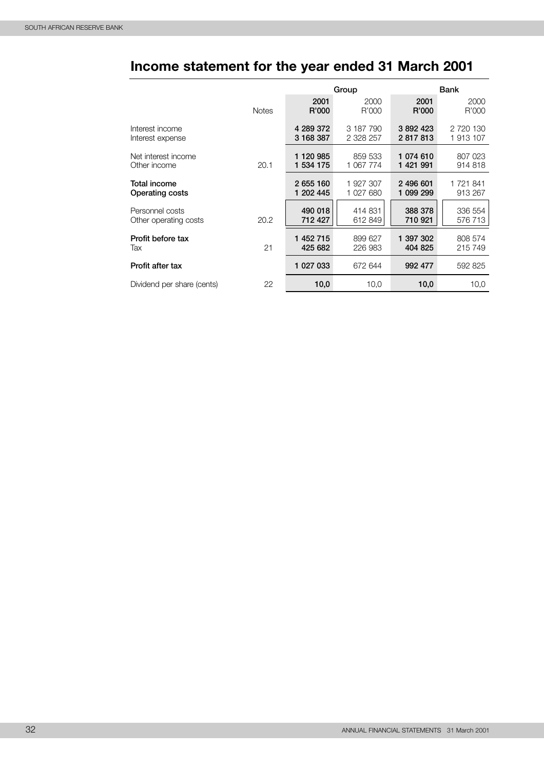## Income statement for the year ended 31 March 2001

| | | Group | | Bank | |
|---|---|---|---|---|---|
| | Notes | **2001 R'000** | 2000 R'000 | **2001 R'000** | 2000 R'000 |
| Interest income | | **4 289 372** | 3 187 790 | **3 892 423** | 2 720 130 |
| Interest expense | | **3 168 387** | 2 328 257 | **2 817 813** | 1 913 107 |
| Net interest income | | **1 120 985** | 859 533 | **1 074 610** | 807 023 |
| Other income | 20.1 | **1 534 175** | 1 067 774 | **1 421 991** | 914 818 |
| **Total income** | | **2 655 160** | 1 927 307 | **2 496 601** | 1 721 841 |
| **Operating costs** | | **1 202 445** | 1 027 680 | **1 099 299** | 913 267 |
| Personnel costs | | **490 018** | 414 831 | **388 378** | 336 554 |
| Other operating costs | 20.2 | **712 427** | 612 849 | **710 921** | 576 713 |
| **Profit before tax** | | **1 452 715** | 899 627 | **1 397 302** | 808 574 |
| Tax | 21 | **425 682** | 226 983 | **404 825** | 215 749 |
| **Profit after tax** | | **1 027 033** | 672 644 | **992 477** | 592 825 |
| Dividend per share (cents) | 22 | **10,0** | 10,0 | **10,0** | 10,0 |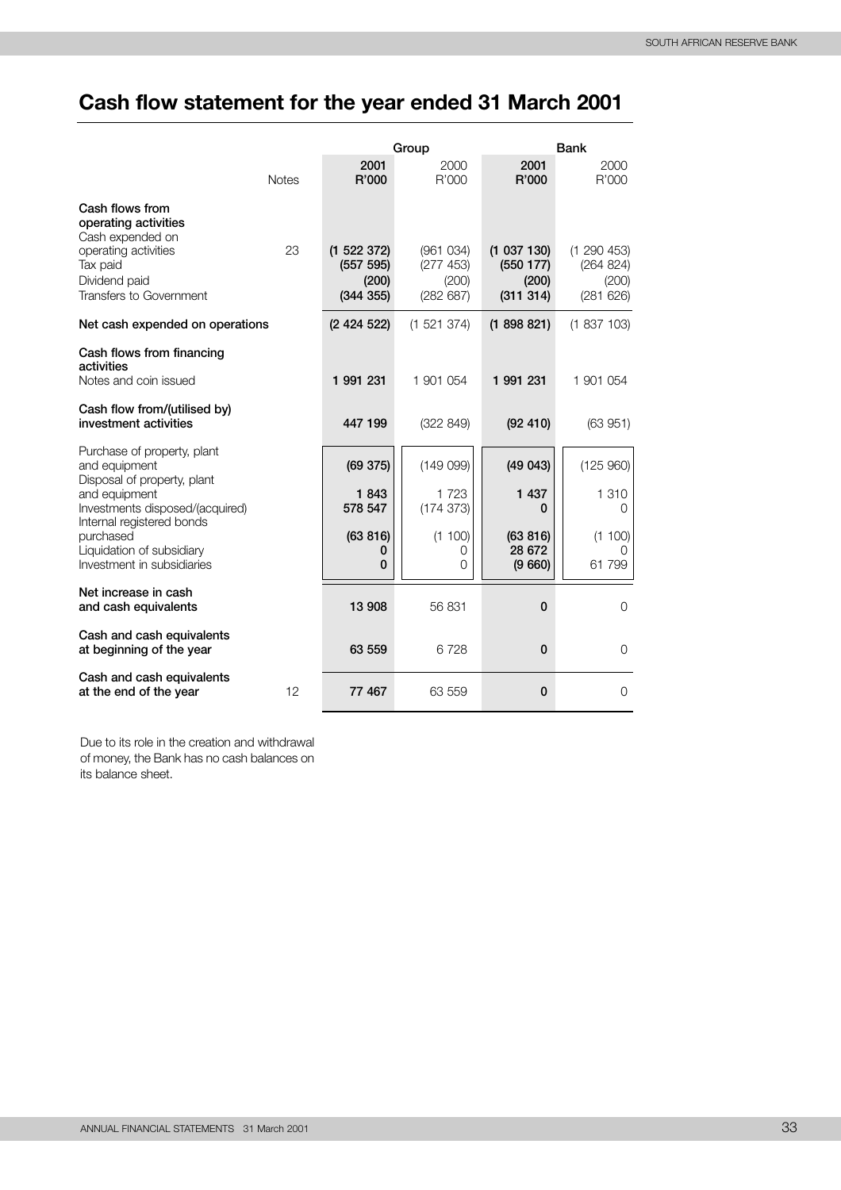# Cash flow statement for the year ended 31 March 2001

| | | Group | | Bank | |
|---|---|---|---|---|---|
| | Notes | 2001 R'000 | 2000 R'000 | 2001 R'000 | 2000 R'000 |
| **Cash flows from operating activities** | | | | | |
| Cash expended on operating activities | 23 | **(1 522 372)** | (961 034) | **(1 037 130)** | (1 290 453) |
| Tax paid | | **(557 595)** | (277 453) | **(550 177)** | (264 824) |
| Dividend paid | | **(200)** | (200) | **(200)** | (200) |
| Transfers to Government | | **(344 355)** | (282 687) | **(311 314)** | (281 626) |
| **Net cash expended on operations** | | **(2 424 522)** | (1 521 374) | **(1 898 821)** | (1 837 103) |
| **Cash flows from financing activities** | | | | | |
| Notes and coin issued | | **1 991 231** | 1 901 054 | **1 991 231** | 1 901 054 |
| **Cash flow from/(utilised by) investment activities** | | **447 199** | (322 849) | **(92 410)** | (63 951) |
| Purchase of property, plant and equipment | | **(69 375)** | (149 099) | **(49 043)** | (125 960) |
| Disposal of property, plant and equipment | | **1 843** | 1 723 | **1 437** | 1 310 |
| Investments disposed/(acquired) | | **578 547** | (174 373) | **0** | 0 |
| Internal registered bonds purchased | | **(63 816)** | (1 100) | **(63 816)** | (1 100) |
| Liquidation of subsidiary | | **0** | 0 | **28 672** | 0 |
| Investment in subsidiaries | | **0** | 0 | **(9 660)** | 61 799 |
| **Net increase in cash and cash equivalents** | | **13 908** | 56 831 | **0** | 0 |
| **Cash and cash equivalents at beginning of the year** | | **63 559** | 6 728 | **0** | 0 |
| **Cash and cash equivalents at the end of the year** | 12 | **77 467** | 63 559 | **0** | 0 |

Due to its role in the creation and withdrawal of money, the Bank has no cash balances on its balance sheet.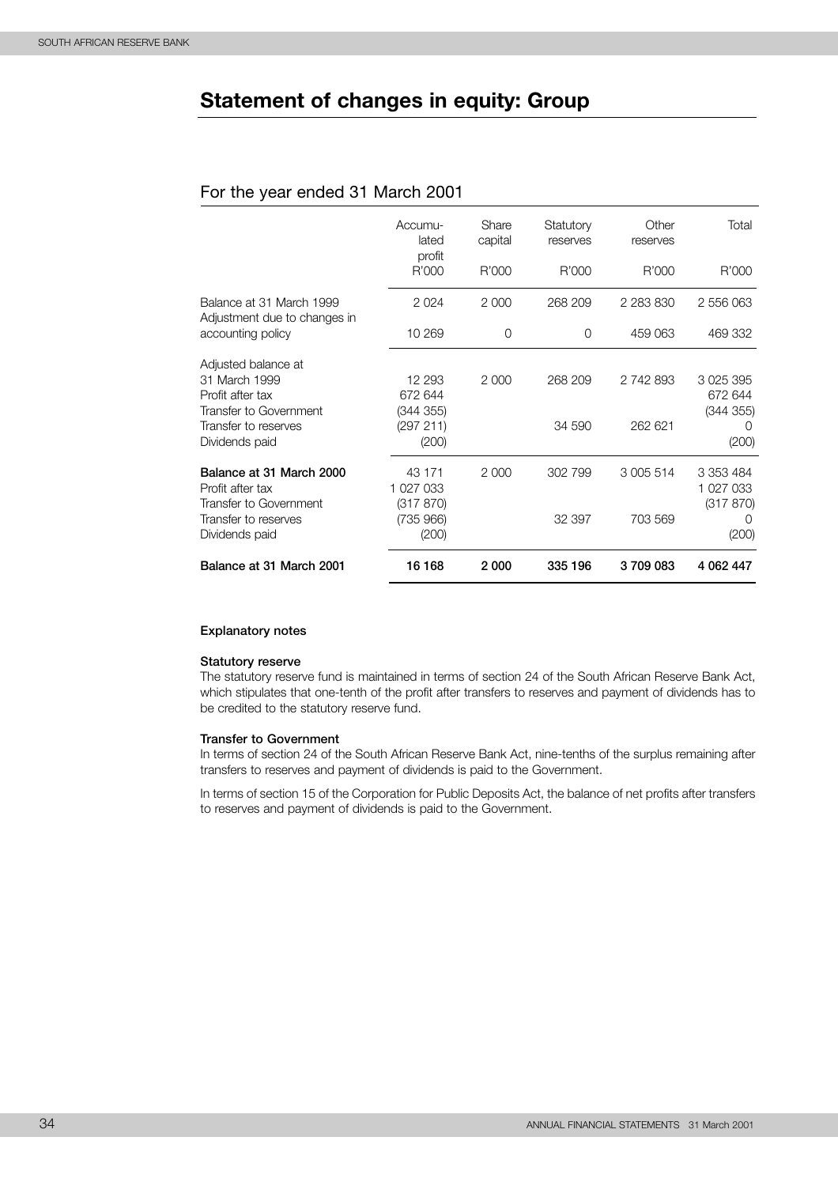# Statement of changes in equity: Group

## For the year ended 31 March 2001

| | Accumulated profit R'000 | Share capital R'000 | Statutory reserves R'000 | Other reserves R'000 | Total R'000 |
|---|---|---|---|---|---|
| Balance at 31 March 1999 | 2 024 | 2 000 | 268 209 | 2 283 830 | 2 556 063 |
| Adjustment due to changes in accounting policy | 10 269 | 0 | 0 | 459 063 | 469 332 |
| Adjusted balance at 31 March 1999 | 12 293 | 2 000 | 268 209 | 2 742 893 | 3 025 395 |
| Profit after tax | 672 644 | | | | 672 644 |
| Transfer to Government | (344 355) | | | | (344 355) |
| Transfer to reserves | (297 211) | | 34 590 | 262 621 | 0 |
| Dividends paid | (200) | | | | (200) |
| **Balance at 31 March 2000** | 43 171 | 2 000 | 302 799 | 3 005 514 | 3 353 484 |
| Profit after tax | 1 027 033 | | | | 1 027 033 |
| Transfer to Government | (317 870) | | | | (317 870) |
| Transfer to reserves | (735 966) | | 32 397 | 703 569 | 0 |
| Dividends paid | (200) | | | | (200) |
| **Balance at 31 March 2001** | **16 168** | **2 000** | **335 196** | **3 709 083** | **4 062 447** |

**Explanatory notes**

**Statutory reserve**

The statutory reserve fund is maintained in terms of section 24 of the South African Reserve Bank Act, which stipulates that one-tenth of the profit after transfers to reserves and payment of dividends has to be credited to the statutory reserve fund.

**Transfer to Government**

In terms of section 24 of the South African Reserve Bank Act, nine-tenths of the surplus remaining after transfers to reserves and payment of dividends is paid to the Government.

In terms of section 15 of the Corporation for Public Deposits Act, the balance of net profits after transfers to reserves and payment of dividends is paid to the Government.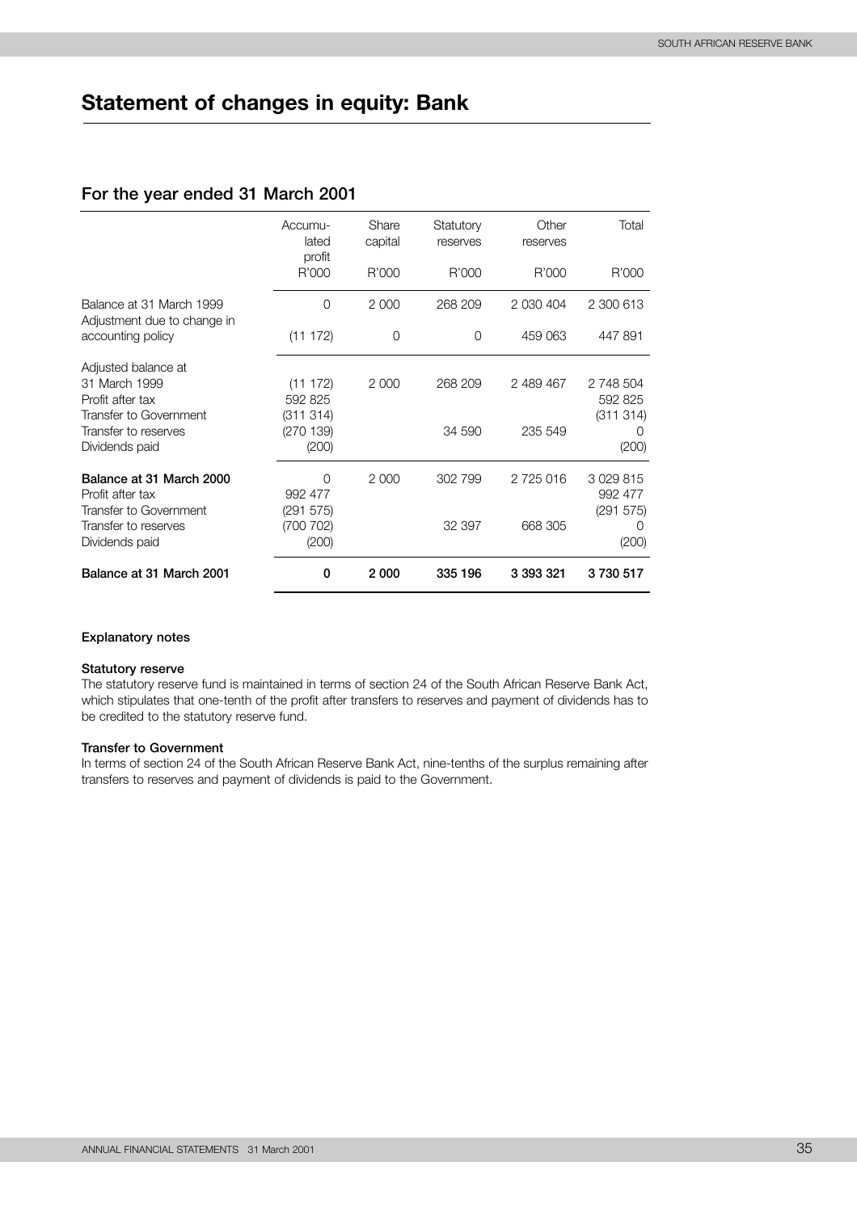# Statement of changes in equity: Bank

## For the year ended 31 March 2001

| | Accumu-lated profit | Share capital | Statutory reserves | Other reserves | Total |
|---|---|---|---|---|---|
| | R'000 | R'000 | R'000 | R'000 | R'000 |
| Balance at 31 March 1999 | 0 | 2 000 | 268 209 | 2 030 404 | 2 300 613 |
| Adjustment due to change in accounting policy | (11 172) | 0 | 0 | 459 063 | 447 891 |
| Adjusted balance at 31 March 1999 | (11 172) | 2 000 | 268 209 | 2 489 467 | 2 748 504 |
| Profit after tax | 592 825 | | | | 592 825 |
| Transfer to Government | (311 314) | | | | (311 314) |
| Transfer to reserves | (270 139) | | 34 590 | 235 549 | 0 |
| Dividends paid | (200) | | | | (200) |
| **Balance at 31 March 2000** | 0 | 2 000 | 302 799 | 2 725 016 | 3 029 815 |
| Profit after tax | 992 477 | | | | 992 477 |
| Transfer to Government | (291 575) | | | | (291 575) |
| Transfer to reserves | (700 702) | | 32 397 | 668 305 | 0 |
| Dividends paid | (200) | | | | (200) |
| **Balance at 31 March 2001** | **0** | **2 000** | **335 196** | **3 393 321** | **3 730 517** |

**Explanatory notes**

**Statutory reserve**

The statutory reserve fund is maintained in terms of section 24 of the South African Reserve Bank Act, which stipulates that one-tenth of the profit after transfers to reserves and payment of dividends has to be credited to the statutory reserve fund.

**Transfer to Government**

In terms of section 24 of the South African Reserve Bank Act, nine-tenths of the surplus remaining after transfers to reserves and payment of dividends is paid to the Government.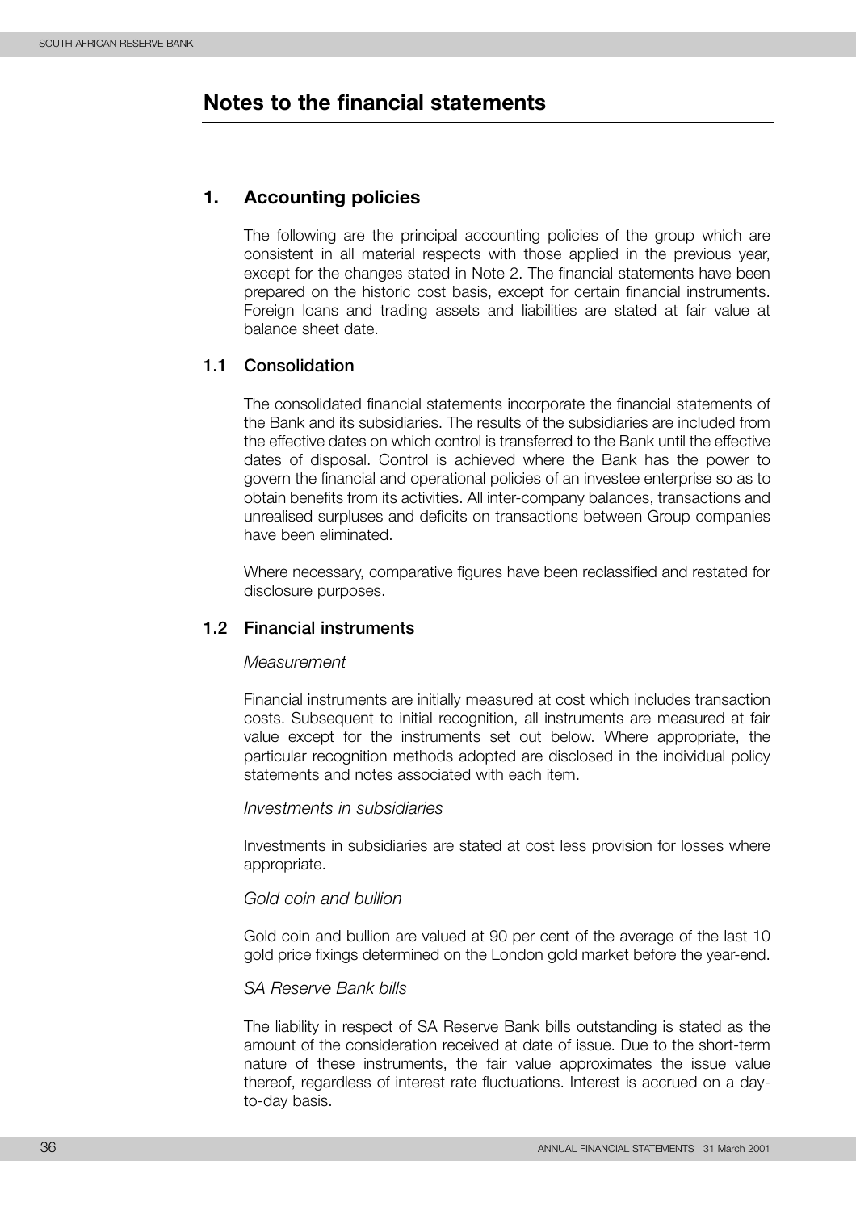# Notes to the financial statements

## 1. Accounting policies

The following are the principal accounting policies of the group which are consistent in all material respects with those applied in the previous year, except for the changes stated in Note 2. The financial statements have been prepared on the historic cost basis, except for certain financial instruments. Foreign loans and trading assets and liabilities are stated at fair value at balance sheet date.

### 1.1 Consolidation

The consolidated financial statements incorporate the financial statements of the Bank and its subsidiaries. The results of the subsidiaries are included from the effective dates on which control is transferred to the Bank until the effective dates of disposal. Control is achieved where the Bank has the power to govern the financial and operational policies of an investee enterprise so as to obtain benefits from its activities. All inter-company balances, transactions and unrealised surpluses and deficits on transactions between Group companies have been eliminated.

Where necessary, comparative figures have been reclassified and restated for disclosure purposes.

### 1.2 Financial instruments

*Measurement*

Financial instruments are initially measured at cost which includes transaction costs. Subsequent to initial recognition, all instruments are measured at fair value except for the instruments set out below. Where appropriate, the particular recognition methods adopted are disclosed in the individual policy statements and notes associated with each item.

*Investments in subsidiaries*

Investments in subsidiaries are stated at cost less provision for losses where appropriate.

*Gold coin and bullion*

Gold coin and bullion are valued at 90 per cent of the average of the last 10 gold price fixings determined on the London gold market before the year-end.

*SA Reserve Bank bills*

The liability in respect of SA Reserve Bank bills outstanding is stated as the amount of the consideration received at date of issue. Due to the short-term nature of these instruments, the fair value approximates the issue value thereof, regardless of interest rate fluctuations. Interest is accrued on a day-to-day basis.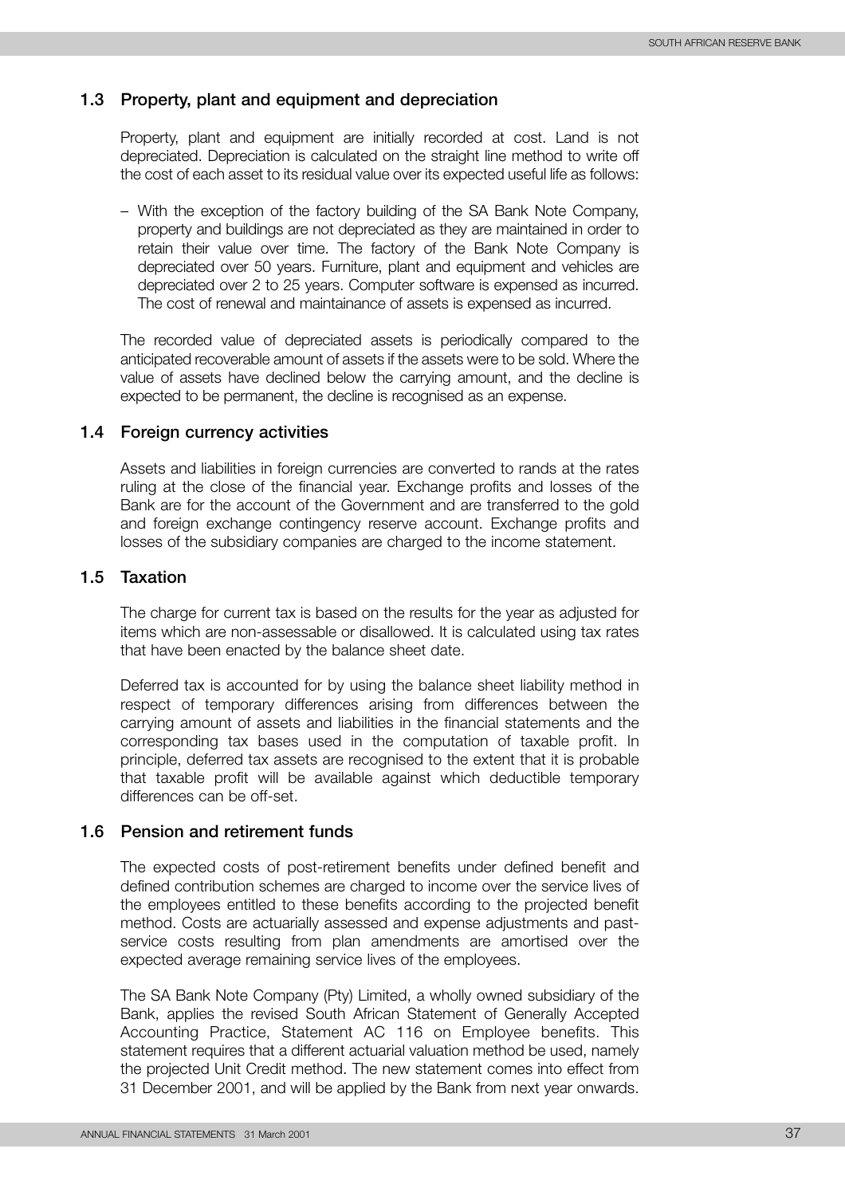### 1.3 Property, plant and equipment and depreciation

Property, plant and equipment are initially recorded at cost. Land is not depreciated. Depreciation is calculated on the straight line method to write off the cost of each asset to its residual value over its expected useful life as follows:

– With the exception of the factory building of the SA Bank Note Company, property and buildings are not depreciated as they are maintained in order to retain their value over time. The factory of the Bank Note Company is depreciated over 50 years. Furniture, plant and equipment and vehicles are depreciated over 2 to 25 years. Computer software is expensed as incurred. The cost of renewal and maintainance of assets is expensed as incurred.

The recorded value of depreciated assets is periodically compared to the anticipated recoverable amount of assets if the assets were to be sold. Where the value of assets have declined below the carrying amount, and the decline is expected to be permanent, the decline is recognised as an expense.

### 1.4 Foreign currency activities

Assets and liabilities in foreign currencies are converted to rands at the rates ruling at the close of the financial year. Exchange profits and losses of the Bank are for the account of the Government and are transferred to the gold and foreign exchange contingency reserve account. Exchange profits and losses of the subsidiary companies are charged to the income statement.

### 1.5 Taxation

The charge for current tax is based on the results for the year as adjusted for items which are non-assessable or disallowed. It is calculated using tax rates that have been enacted by the balance sheet date.

Deferred tax is accounted for by using the balance sheet liability method in respect of temporary differences arising from differences between the carrying amount of assets and liabilities in the financial statements and the corresponding tax bases used in the computation of taxable profit. In principle, deferred tax assets are recognised to the extent that it is probable that taxable profit will be available against which deductible temporary differences can be off-set.

### 1.6 Pension and retirement funds

The expected costs of post-retirement benefits under defined benefit and defined contribution schemes are charged to income over the service lives of the employees entitled to these benefits according to the projected benefit method. Costs are actuarially assessed and expense adjustments and past-service costs resulting from plan amendments are amortised over the expected average remaining service lives of the employees.

The SA Bank Note Company (Pty) Limited, a wholly owned subsidiary of the Bank, applies the revised South African Statement of Generally Accepted Accounting Practice, Statement AC 116 on Employee benefits. This statement requires that a different actuarial valuation method be used, namely the projected Unit Credit method. The new statement comes into effect from 31 December 2001, and will be applied by the Bank from next year onwards.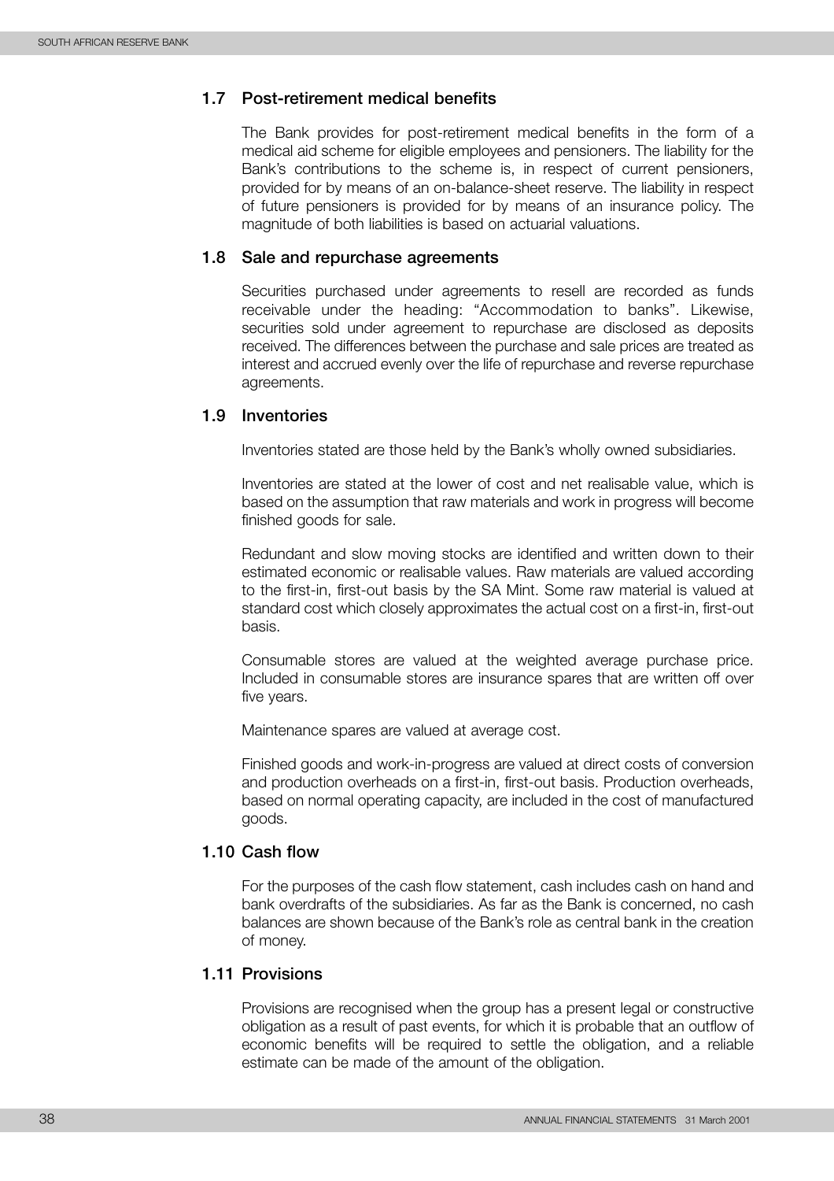### 1.7 Post-retirement medical benefits

The Bank provides for post-retirement medical benefits in the form of a medical aid scheme for eligible employees and pensioners. The liability for the Bank's contributions to the scheme is, in respect of current pensioners, provided for by means of an on-balance-sheet reserve. The liability in respect of future pensioners is provided for by means of an insurance policy. The magnitude of both liabilities is based on actuarial valuations.

### 1.8 Sale and repurchase agreements

Securities purchased under agreements to resell are recorded as funds receivable under the heading: "Accommodation to banks". Likewise, securities sold under agreement to repurchase are disclosed as deposits received. The differences between the purchase and sale prices are treated as interest and accrued evenly over the life of repurchase and reverse repurchase agreements.

### 1.9 Inventories

Inventories stated are those held by the Bank's wholly owned subsidiaries.

Inventories are stated at the lower of cost and net realisable value, which is based on the assumption that raw materials and work in progress will become finished goods for sale.

Redundant and slow moving stocks are identified and written down to their estimated economic or realisable values. Raw materials are valued according to the first-in, first-out basis by the SA Mint. Some raw material is valued at standard cost which closely approximates the actual cost on a first-in, first-out basis.

Consumable stores are valued at the weighted average purchase price. Included in consumable stores are insurance spares that are written off over five years.

Maintenance spares are valued at average cost.

Finished goods and work-in-progress are valued at direct costs of conversion and production overheads on a first-in, first-out basis. Production overheads, based on normal operating capacity, are included in the cost of manufactured goods.

### 1.10 Cash flow

For the purposes of the cash flow statement, cash includes cash on hand and bank overdrafts of the subsidiaries. As far as the Bank is concerned, no cash balances are shown because of the Bank's role as central bank in the creation of money.

### 1.11 Provisions

Provisions are recognised when the group has a present legal or constructive obligation as a result of past events, for which it is probable that an outflow of economic benefits will be required to settle the obligation, and a reliable estimate can be made of the amount of the obligation.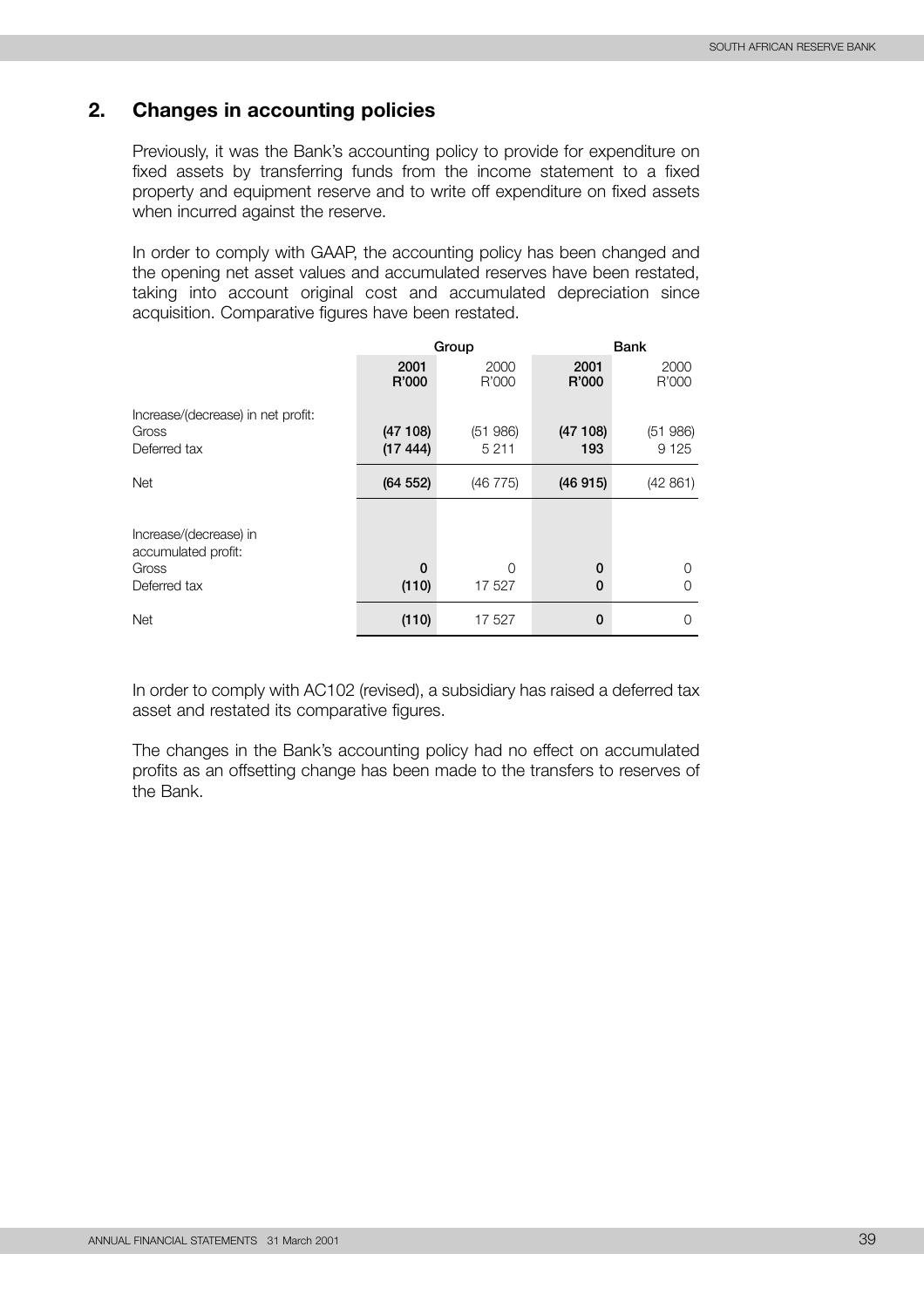## 2. Changes in accounting policies

Previously, it was the Bank's accounting policy to provide for expenditure on fixed assets by transferring funds from the income statement to a fixed property and equipment reserve and to write off expenditure on fixed assets when incurred against the reserve.

In order to comply with GAAP, the accounting policy has been changed and the opening net asset values and accumulated reserves have been restated, taking into account original cost and accumulated depreciation since acquisition. Comparative figures have been restated.

| | Group | | Bank | |
|---|---|---|---|---|
| | **2001 R'000** | 2000 R'000 | **2001 R'000** | 2000 R'000 |
| Increase/(decrease) in net profit: | | | | |
| Gross | **(47 108)** | (51 986) | **(47 108)** | (51 986) |
| Deferred tax | **(17 444)** | 5 211 | **193** | 9 125 |
| Net | **(64 552)** | (46 775) | **(46 915)** | (42 861) |
| Increase/(decrease) in accumulated profit: | | | | |
| Gross | **0** | 0 | **0** | 0 |
| Deferred tax | **(110)** | 17 527 | **0** | 0 |
| Net | **(110)** | 17 527 | **0** | 0 |

In order to comply with AC102 (revised), a subsidiary has raised a deferred tax asset and restated its comparative figures.

The changes in the Bank's accounting policy had no effect on accumulated profits as an offsetting change has been made to the transfers to reserves of the Bank.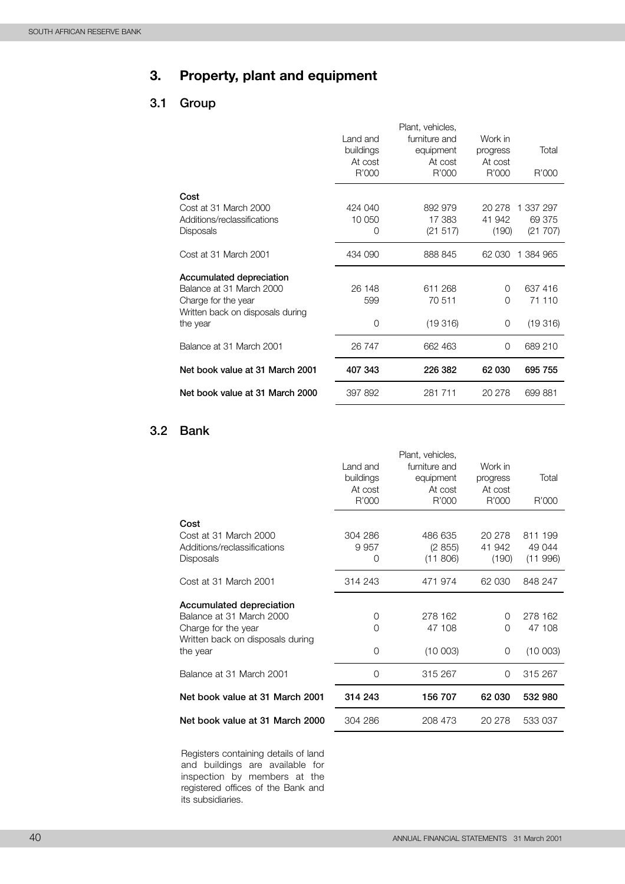## 3. Property, plant and equipment

### 3.1 Group

| | Land and buildings At cost R'000 | Plant, vehicles, furniture and equipment At cost R'000 | Work in progress At cost R'000 | Total R'000 |
|---|---|---|---|---|
| **Cost** | | | | |
| Cost at 31 March 2000 | 424 040 | 892 979 | 20 278 | 1 337 297 |
| Additions/reclassifications | 10 050 | 17 383 | 41 942 | 69 375 |
| Disposals | 0 | (21 517) | (190) | (21 707) |
| Cost at 31 March 2001 | 434 090 | 888 845 | 62 030 | 1 384 965 |
| **Accumulated depreciation** | | | | |
| Balance at 31 March 2000 | 26 148 | 611 268 | 0 | 637 416 |
| Charge for the year | 599 | 70 511 | 0 | 71 110 |
| Written back on disposals during the year | 0 | (19 316) | 0 | (19 316) |
| Balance at 31 March 2001 | 26 747 | 662 463 | 0 | 689 210 |
| **Net book value at 31 March 2001** | **407 343** | **226 382** | **62 030** | **695 755** |
| **Net book value at 31 March 2000** | 397 892 | 281 711 | 20 278 | 699 881 |

### 3.2 Bank

| | Land and buildings At cost R'000 | Plant, vehicles, furniture and equipment At cost R'000 | Work in progress At cost R'000 | Total R'000 |
|---|---|---|---|---|
| **Cost** | | | | |
| Cost at 31 March 2000 | 304 286 | 486 635 | 20 278 | 811 199 |
| Additions/reclassifications | 9 957 | (2 855) | 41 942 | 49 044 |
| Disposals | 0 | (11 806) | (190) | (11 996) |
| Cost at 31 March 2001 | 314 243 | 471 974 | 62 030 | 848 247 |
| **Accumulated depreciation** | | | | |
| Balance at 31 March 2000 | 0 | 278 162 | 0 | 278 162 |
| Charge for the year | 0 | 47 108 | 0 | 47 108 |
| Written back on disposals during the year | 0 | (10 003) | 0 | (10 003) |
| Balance at 31 March 2001 | 0 | 315 267 | 0 | 315 267 |
| **Net book value at 31 March 2001** | **314 243** | **156 707** | **62 030** | **532 980** |
| **Net book value at 31 March 2000** | 304 286 | 208 473 | 20 278 | 533 037 |

Registers containing details of land and buildings are available for inspection by members at the registered offices of the Bank and its subsidiaries.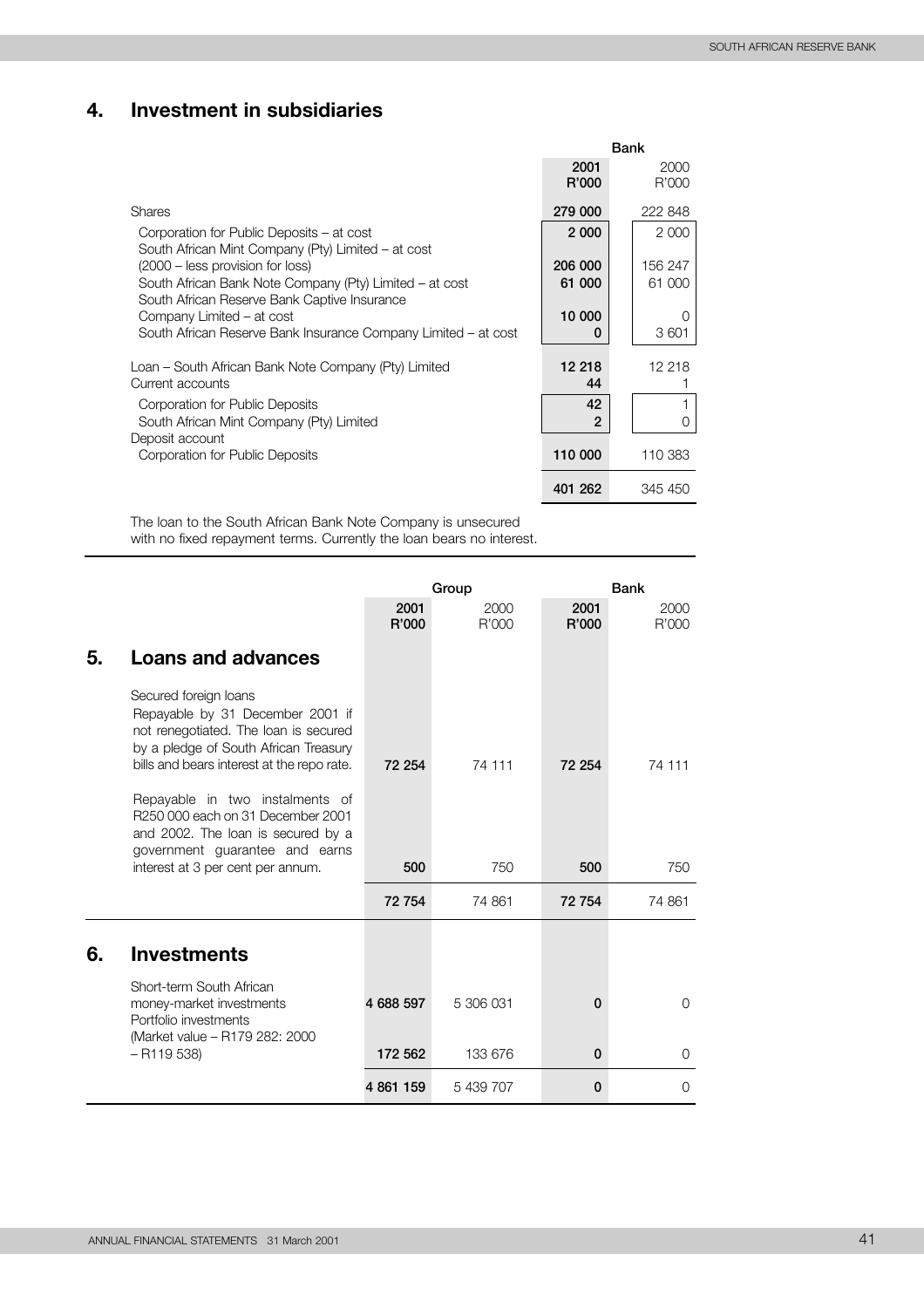## 4. Investment in subsidiaries

| | Bank | |
|---|---|---|
| | 2001 R'000 | 2000 R'000 |
| Shares | 279 000 | 222 848 |
| Corporation for Public Deposits – at cost | 2 000 | 2 000 |
| South African Mint Company (Pty) Limited – at cost (2000 – less provision for loss) | 206 000 | 156 247 |
| South African Bank Note Company (Pty) Limited – at cost | 61 000 | 61 000 |
| South African Reserve Bank Captive Insurance Company Limited – at cost | 10 000 | 0 |
| South African Reserve Bank Insurance Company Limited – at cost | 0 | 3 601 |
| Loan – South African Bank Note Company (Pty) Limited | 12 218 | 12 218 |
| Current accounts | 44 | 1 |
| Corporation for Public Deposits | 42 | 1 |
| South African Mint Company (Pty) Limited | 2 | 0 |
| Deposit account | | |
| Corporation for Public Deposits | 110 000 | 110 383 |
| | 401 262 | 345 450 |

The loan to the South African Bank Note Company is unsecured with no fixed repayment terms. Currently the loan bears no interest.

| | Group | | Bank | |
|---|---|---|---|---|
| | 2001 R'000 | 2000 R'000 | 2001 R'000 | 2000 R'000 |
| **5. Loans and advances** | | | | |
| Secured foreign loans | | | | |
| Repayable by 31 December 2001 if not renegotiated. The loan is secured by a pledge of South African Treasury bills and bears interest at the repo rate. | 72 254 | 74 111 | 72 254 | 74 111 |
| Repayable in two instalments of R250 000 each on 31 December 2001 and 2002. The loan is secured by a government guarantee and earns interest at 3 per cent per annum. | 500 | 750 | 500 | 750 |
| | 72 754 | 74 861 | 72 754 | 74 861 |
| **6. Investments** | | | | |
| Short-term South African money-market investments | 4 688 597 | 5 306 031 | 0 | 0 |
| Portfolio investments (Market value – R179 282: 2000 – R119 538) | 172 562 | 133 676 | 0 | 0 |
| | 4 861 159 | 5 439 707 | 0 | 0 |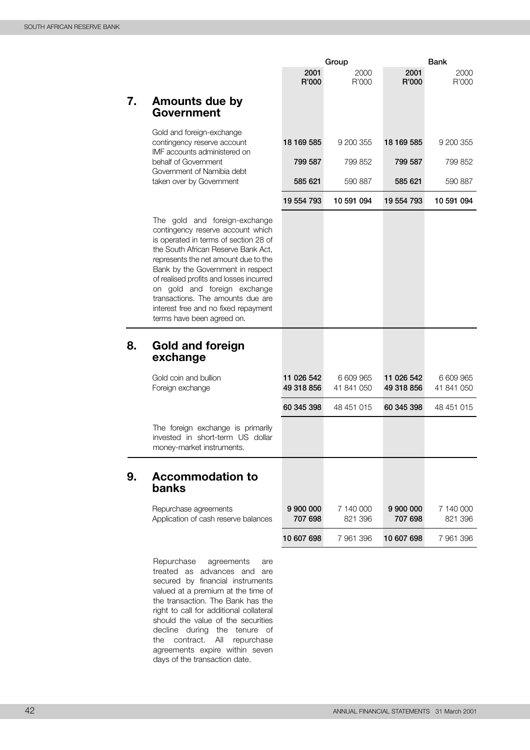| | Group | | Bank | |
|---|---|---|---|---|
| | **2001** **R'000** | 2000 R'000 | **2001** **R'000** | 2000 R'000 |

## 7. Amounts due by Government

| | Group 2001 R'000 | Group 2000 R'000 | Bank 2001 R'000 | Bank 2000 R'000 |
|---|---|---|---|---|
| Gold and foreign-exchange contingency reserve account | **18 169 585** | 9 200 355 | **18 169 585** | 9 200 355 |
| IMF accounts administered on behalf of Government | **799 587** | 799 852 | **799 587** | 799 852 |
| Government of Namibia debt taken over by Government | **585 621** | 590 887 | **585 621** | 590 887 |
| | **19 554 793** | **10 591 094** | **19 554 793** | **10 591 094** |

The gold and foreign-exchange contingency reserve account which is operated in terms of section 28 of the South African Reserve Bank Act, represents the net amount due to the Bank by the Government in respect of realised profits and losses incurred on gold and foreign exchange transactions. The amounts due are interest free and no fixed repayment terms have been agreed on.

## 8. Gold and foreign exchange

| | Group 2001 R'000 | Group 2000 R'000 | Bank 2001 R'000 | Bank 2000 R'000 |
|---|---|---|---|---|
| Gold coin and bullion | **11 026 542** | 6 609 965 | **11 026 542** | 6 609 965 |
| Foreign exchange | **49 318 856** | 41 841 050 | **49 318 856** | 41 841 050 |
| | **60 345 398** | 48 451 015 | **60 345 398** | 48 451 015 |

The foreign exchange is primarily invested in short-term US dollar money-market instruments.

## 9. Accommodation to banks

| | Group 2001 R'000 | Group 2000 R'000 | Bank 2001 R'000 | Bank 2000 R'000 |
|---|---|---|---|---|
| Repurchase agreements | **9 900 000** | 7 140 000 | **9 900 000** | 7 140 000 |
| Application of cash reserve balances | **707 698** | 821 396 | **707 698** | 821 396 |
| | **10 607 698** | 7 961 396 | **10 607 698** | 7 961 396 |

Repurchase agreements are treated as advances and are secured by financial instruments valued at a premium at the time of the transaction. The Bank has the right to call for additional collateral should the value of the securities decline during the tenure of the contract. All repurchase agreements expire within seven days of the transaction date.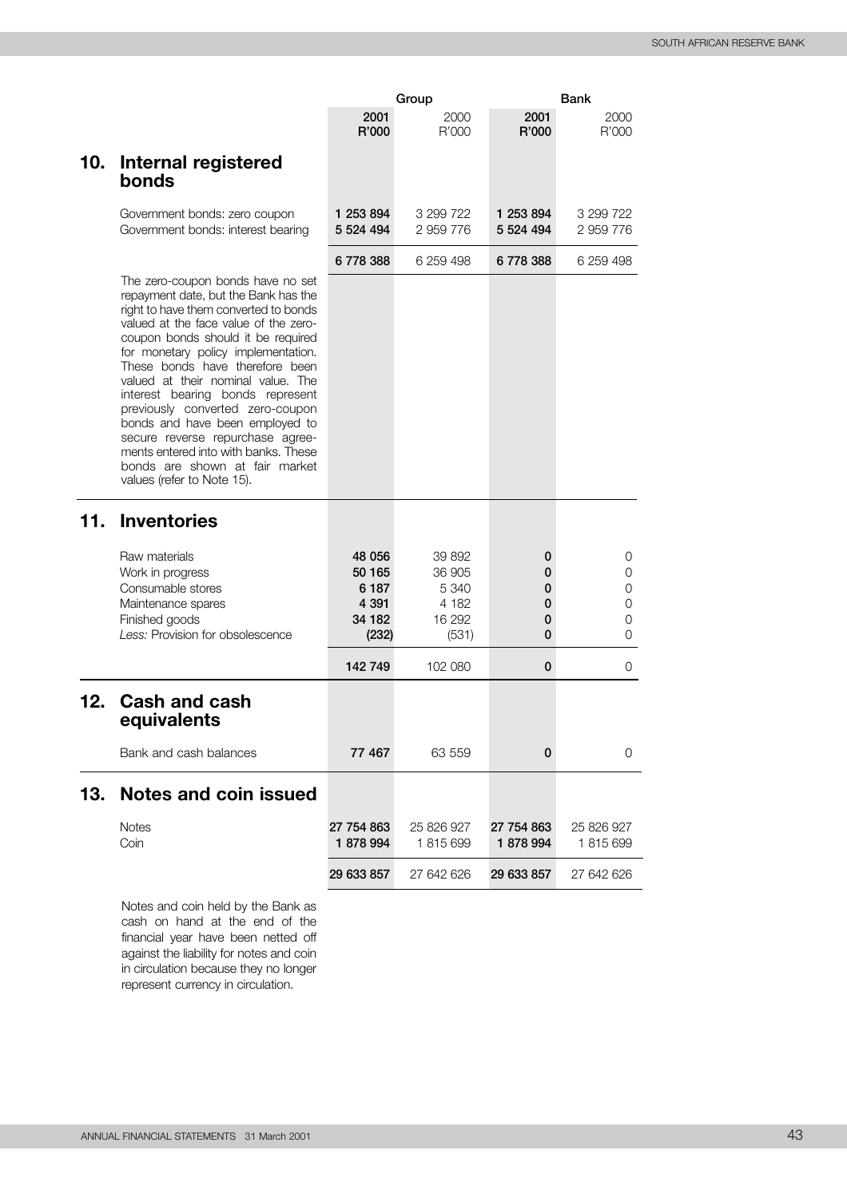| | Group | | Bank | |
|---|---|---|---|---|
| | **2001** | 2000 | **2001** | 2000 |
| | **R'000** | R'000 | **R'000** | R'000 |

## 10. Internal registered bonds

| | Group 2001 R'000 | Group 2000 R'000 | Bank 2001 R'000 | Bank 2000 R'000 |
|---|---|---|---|---|
| Government bonds: zero coupon | **1 253 894** | 3 299 722 | **1 253 894** | 3 299 722 |
| Government bonds: interest bearing | **5 524 494** | 2 959 776 | **5 524 494** | 2 959 776 |
| | **6 778 388** | 6 259 498 | **6 778 388** | 6 259 498 |

The zero-coupon bonds have no set repayment date, but the Bank has the right to have them converted to bonds valued at the face value of the zero-coupon bonds should it be required for monetary policy implementation. These bonds have therefore been valued at their nominal value. The interest bearing bonds represent previously converted zero-coupon bonds and have been employed to secure reverse repurchase agreements entered into with banks. These bonds are shown at fair market values (refer to Note 15).

## 11. Inventories

| | Group 2001 R'000 | Group 2000 R'000 | Bank 2001 R'000 | Bank 2000 R'000 |
|---|---|---|---|---|
| Raw materials | **48 056** | 39 892 | **0** | 0 |
| Work in progress | **50 165** | 36 905 | **0** | 0 |
| Consumable stores | **6 187** | 5 340 | **0** | 0 |
| Maintenance spares | **4 391** | 4 182 | **0** | 0 |
| Finished goods | **34 182** | 16 292 | **0** | 0 |
| *Less:* Provision for obsolescence | **(232)** | (531) | **0** | 0 |
| | **142 749** | 102 080 | **0** | 0 |

## 12. Cash and cash equivalents

| | Group 2001 R'000 | Group 2000 R'000 | Bank 2001 R'000 | Bank 2000 R'000 |
|---|---|---|---|---|
| Bank and cash balances | **77 467** | 63 559 | **0** | 0 |

## 13. Notes and coin issued

| | Group 2001 R'000 | Group 2000 R'000 | Bank 2001 R'000 | Bank 2000 R'000 |
|---|---|---|---|---|
| Notes | **27 754 863** | 25 826 927 | **27 754 863** | 25 826 927 |
| Coin | **1 878 994** | 1 815 699 | **1 878 994** | 1 815 699 |
| | **29 633 857** | 27 642 626 | **29 633 857** | 27 642 626 |

Notes and coin held by the Bank as cash on hand at the end of the financial year have been netted off against the liability for notes and coin in circulation because they no longer represent currency in circulation.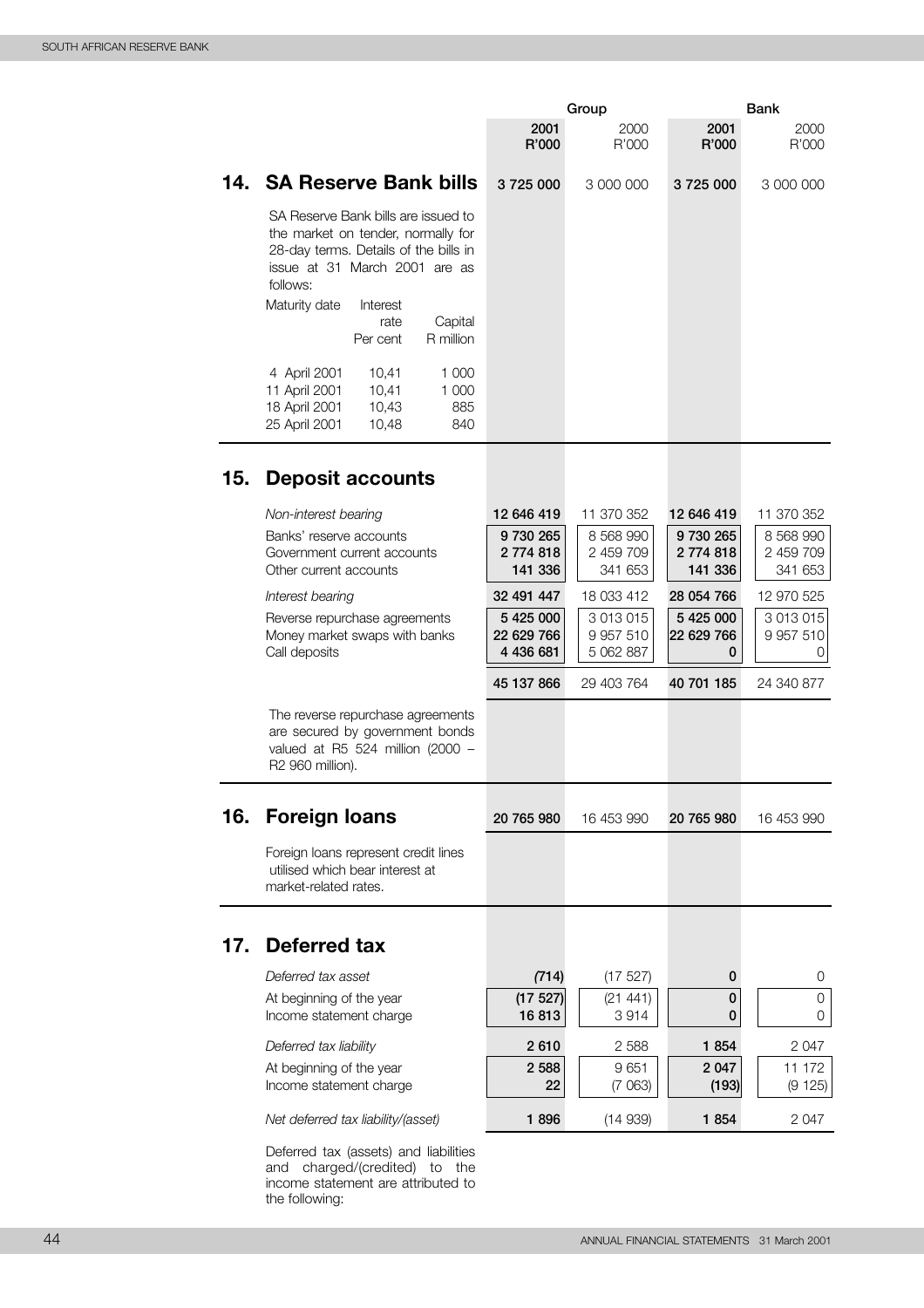| | Group | | Bank | |
|---|---|---|---|---|
| | **2001** | 2000 | **2001** | 2000 |
| | **R'000** | R'000 | **R'000** | R'000 |

## 14. SA Reserve Bank bills

| | Group 2001 R'000 | Group 2000 R'000 | Bank 2001 R'000 | Bank 2000 R'000 |
|---|---|---|---|---|
| **SA Reserve Bank bills** | **3 725 000** | 3 000 000 | **3 725 000** | 3 000 000 |

SA Reserve Bank bills are issued to the market on tender, normally for 28-day terms. Details of the bills in issue at 31 March 2001 are as follows:

| Maturity date | Interest rate Per cent | Capital R million |
|---|---|---|
| 4 April 2001 | 10,41 | 1 000 |
| 11 April 2001 | 10,41 | 1 000 |
| 18 April 2001 | 10,43 | 885 |
| 25 April 2001 | 10,48 | 840 |

## 15. Deposit accounts

| | Group 2001 R'000 | Group 2000 R'000 | Bank 2001 R'000 | Bank 2000 R'000 |
|---|---|---|---|---|
| *Non-interest bearing* | **12 646 419** | 11 370 352 | **12 646 419** | 11 370 352 |
| Banks' reserve accounts | **9 730 265** | 8 568 990 | **9 730 265** | 8 568 990 |
| Government current accounts | **2 774 818** | 2 459 709 | **2 774 818** | 2 459 709 |
| Other current accounts | **141 336** | 341 653 | **141 336** | 341 653 |
| *Interest bearing* | **32 491 447** | 18 033 412 | **28 054 766** | 12 970 525 |
| Reverse repurchase agreements | **5 425 000** | 3 013 015 | **5 425 000** | 3 013 015 |
| Money market swaps with banks | **22 629 766** | 9 957 510 | **22 629 766** | 9 957 510 |
| Call deposits | **4 436 681** | 5 062 887 | **0** | 0 |
| | **45 137 866** | 29 403 764 | **40 701 185** | 24 340 877 |

The reverse repurchase agreements are secured by government bonds valued at R5 524 million (2000 – R2 960 million).

## 16. Foreign loans

| | Group 2001 R'000 | Group 2000 R'000 | Bank 2001 R'000 | Bank 2000 R'000 |
|---|---|---|---|---|
| **Foreign loans** | **20 765 980** | 16 453 990 | **20 765 980** | 16 453 990 |

Foreign loans represent credit lines utilised which bear interest at market-related rates.

## 17. Deferred tax

| | Group 2001 R'000 | Group 2000 R'000 | Bank 2001 R'000 | Bank 2000 R'000 |
|---|---|---|---|---|
| *Deferred tax asset* | **(714)** | (17 527) | **0** | 0 |
| At beginning of the year | **(17 527)** | (21 441) | **0** | 0 |
| Income statement charge | **16 813** | 3 914 | **0** | 0 |
| *Deferred tax liability* | **2 610** | 2 588 | **1 854** | 2 047 |
| At beginning of the year | **2 588** | 9 651 | **2 047** | 11 172 |
| Income statement charge | **22** | (7 063) | **(193)** | (9 125) |
| *Net deferred tax liability/(asset)* | **1 896** | (14 939) | **1 854** | 2 047 |

Deferred tax (assets) and liabilities and charged/(credited) to the income statement are attributed to the following: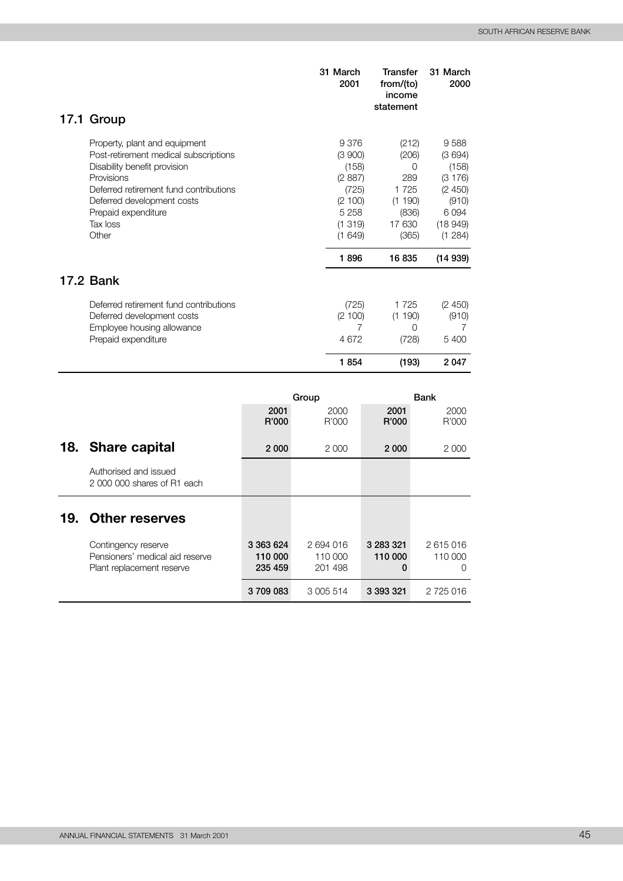## 17.1 Group

| | 31 March 2001 | Transfer from/(to) income statement | 31 March 2000 |
|---|---|---|---|
| Property, plant and equipment | 9 376 | (212) | 9 588 |
| Post-retirement medical subscriptions | (3 900) | (206) | (3 694) |
| Disability benefit provision | (158) | 0 | (158) |
| Provisions | (2 887) | 289 | (3 176) |
| Deferred retirement fund contributions | (725) | 1 725 | (2 450) |
| Deferred development costs | (2 100) | (1 190) | (910) |
| Prepaid expenditure | 5 258 | (836) | 6 094 |
| Tax loss | (1 319) | 17 630 | (18 949) |
| Other | (1 649) | (365) | (1 284) |
| | **1 896** | **16 835** | **(14 939)** |

## 17.2 Bank

| | 31 March 2001 | Transfer from/(to) income statement | 31 March 2000 |
|---|---|---|---|
| Deferred retirement fund contributions | (725) | 1 725 | (2 450) |
| Deferred development costs | (2 100) | (1 190) | (910) |
| Employee housing allowance | 7 | 0 | 7 |
| Prepaid expenditure | 4 672 | (728) | 5 400 |
| | **1 854** | **(193)** | **2 047** |

| | Group | | Bank | |
|---|---|---|---|---|
| | **2001 R'000** | 2000 R'000 | **2001 R'000** | 2000 R'000 |
| **18. Share capital** | **2 000** | 2 000 | **2 000** | 2 000 |
| Authorised and issued 2 000 000 shares of R1 each | | | | |
| **19. Other reserves** | | | | |
| Contingency reserve | **3 363 624** | 2 694 016 | **3 283 321** | 2 615 016 |
| Pensioners' medical aid reserve | **110 000** | 110 000 | **110 000** | 110 000 |
| Plant replacement reserve | **235 459** | 201 498 | **0** | 0 |
| | **3 709 083** | 3 005 514 | **3 393 321** | 2 725 016 |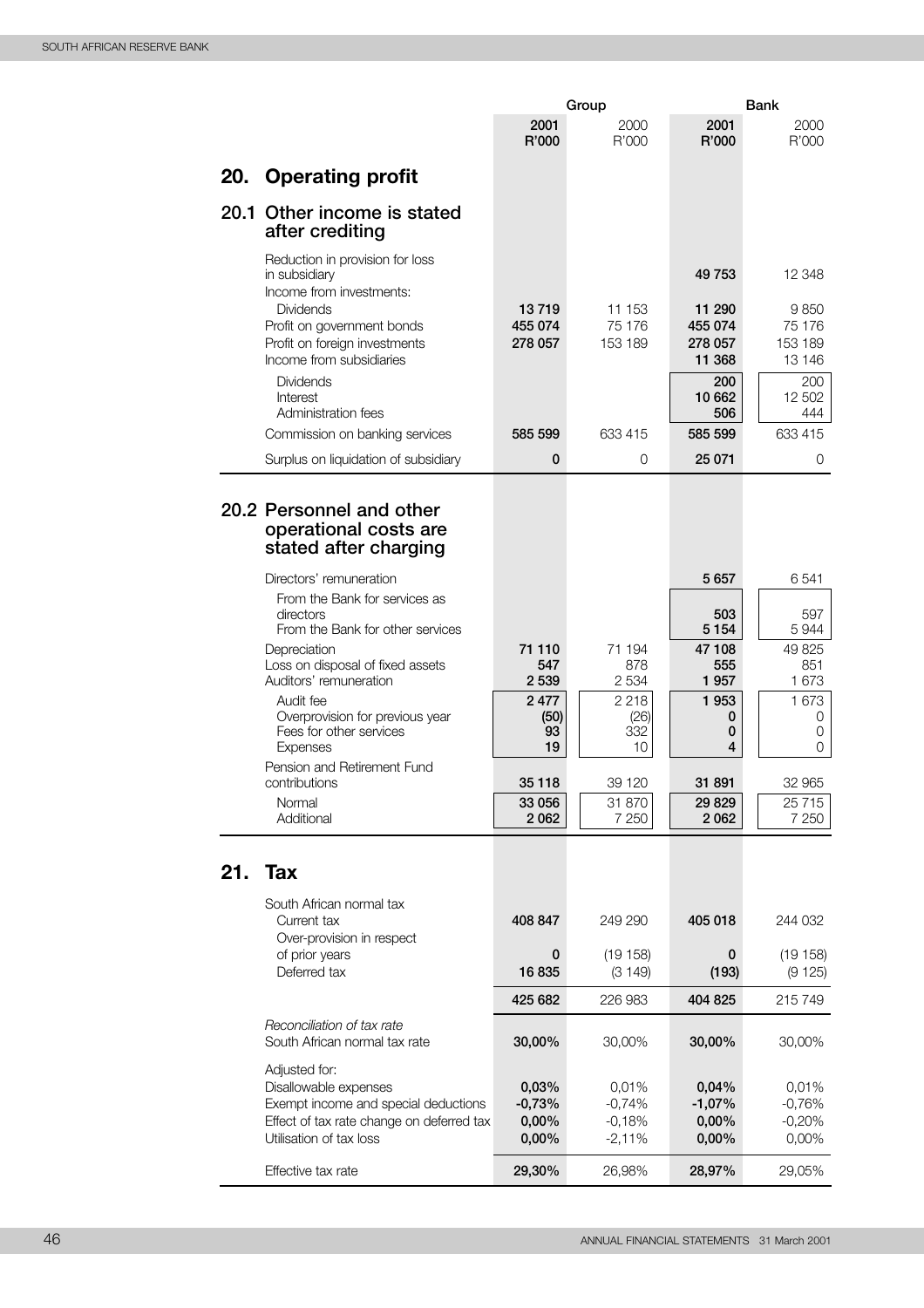| | Group | | Bank | |
|---|---|---|---|---|
| | 2001 R'000 | 2000 R'000 | 2001 R'000 | 2000 R'000 |

## 20. Operating profit

### 20.1 Other income is stated after crediting

| | Group 2001 R'000 | Group 2000 R'000 | Bank 2001 R'000 | Bank 2000 R'000 |
|---|---|---|---|---|
| Reduction in provision for loss in subsidiary | | | 49 753 | 12 348 |
| Income from investments: | | | | |
| Dividends | 13 719 | 11 153 | 11 290 | 9 850 |
| Profit on government bonds | 455 074 | 75 176 | 455 074 | 75 176 |
| Profit on foreign investments | 278 057 | 153 189 | 278 057 | 153 189 |
| Income from subsidiaries | | | 11 368 | 13 146 |
| Dividends | | | 200 | 200 |
| Interest | | | 10 662 | 12 502 |
| Administration fees | | | 506 | 444 |
| Commission on banking services | 585 599 | 633 415 | 585 599 | 633 415 |
| Surplus on liquidation of subsidiary | 0 | 0 | 25 071 | 0 |

### 20.2 Personnel and other operational costs are stated after charging

| | Group 2001 R'000 | Group 2000 R'000 | Bank 2001 R'000 | Bank 2000 R'000 |
|---|---|---|---|---|
| Directors' remuneration | | | 5 657 | 6 541 |
| From the Bank for services as directors | | | 503 | 597 |
| From the Bank for other services | | | 5 154 | 5 944 |
| Depreciation | 71 110 | 71 194 | 47 108 | 49 825 |
| Loss on disposal of fixed assets | 547 | 878 | 555 | 851 |
| Auditors' remuneration | 2 539 | 2 534 | 1 957 | 1 673 |
| Audit fee | 2 477 | 2 218 | 1 953 | 1 673 |
| Overprovision for previous year | (50) | (26) | 0 | 0 |
| Fees for other services | 93 | 332 | 0 | 0 |
| Expenses | 19 | 10 | 4 | 0 |
| Pension and Retirement Fund contributions | 35 118 | 39 120 | 31 891 | 32 965 |
| Normal | 33 056 | 31 870 | 29 829 | 25 715 |
| Additional | 2 062 | 7 250 | 2 062 | 7 250 |

## 21. Tax

| | Group 2001 R'000 | Group 2000 R'000 | Bank 2001 R'000 | Bank 2000 R'000 |
|---|---|---|---|---|
| South African normal tax | | | | |
| Current tax | 408 847 | 249 290 | 405 018 | 244 032 |
| Over-provision in respect of prior years | 0 | (19 158) | 0 | (19 158) |
| Deferred tax | 16 835 | (3 149) | (193) | (9 125) |
| | 425 682 | 226 983 | 404 825 | 215 749 |
| *Reconciliation of tax rate* | | | | |
| South African normal tax rate | 30,00% | 30,00% | 30,00% | 30,00% |
| Adjusted for: | | | | |
| Disallowable expenses | 0,03% | 0,01% | 0,04% | 0,01% |
| Exempt income and special deductions | -0,73% | -0,74% | -1,07% | -0,76% |
| Effect of tax rate change on deferred tax | 0,00% | -0,18% | 0,00% | -0,20% |
| Utilisation of tax loss | 0,00% | -2,11% | 0,00% | 0,00% |
| Effective tax rate | 29,30% | 26,98% | 28,97% | 29,05% |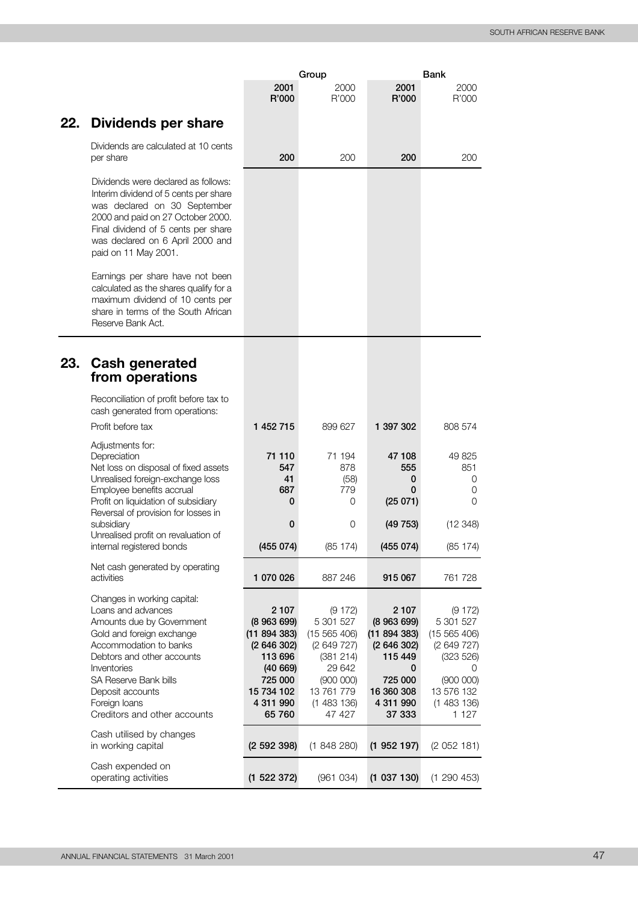| | Group | | Bank | |
|---|---|---|---|---|
| | **2001** | 2000 | **2001** | 2000 |
| | **R'000** | R'000 | **R'000** | R'000 |

## 22. Dividends per share

| | Group 2001 R'000 | Group 2000 R'000 | Bank 2001 R'000 | Bank 2000 R'000 |
|---|---|---|---|---|
| Dividends are calculated at 10 cents per share | **200** | 200 | **200** | 200 |

Dividends were declared as follows: Interim dividend of 5 cents per share was declared on 30 September 2000 and paid on 27 October 2000. Final dividend of 5 cents per share was declared on 6 April 2000 and paid on 11 May 2001.

Earnings per share have not been calculated as the shares qualify for a maximum dividend of 10 cents per share in terms of the South African Reserve Bank Act.

## 23. Cash generated from operations

Reconciliation of profit before tax to cash generated from operations:

| | Group 2001 R'000 | Group 2000 R'000 | Bank 2001 R'000 | Bank 2000 R'000 |
|---|---|---|---|---|
| Profit before tax | **1 452 715** | 899 627 | **1 397 302** | 808 574 |
| Adjustments for: | | | | |
| Depreciation | **71 110** | 71 194 | **47 108** | 49 825 |
| Net loss on disposal of fixed assets | **547** | 878 | **555** | 851 |
| Unrealised foreign-exchange loss | **41** | (58) | **0** | 0 |
| Employee benefits accrual | **687** | 779 | **0** | 0 |
| Profit on liquidation of subsidiary | **0** | 0 | **(25 071)** | 0 |
| Reversal of provision for losses in subsidiary | **0** | 0 | **(49 753)** | (12 348) |
| Unrealised profit on revaluation of internal registered bonds | **(455 074)** | (85 174) | **(455 074)** | (85 174) |
| Net cash generated by operating activities | **1 070 026** | 887 246 | **915 067** | 761 728 |
| Changes in working capital: | | | | |
| Loans and advances | **2 107** | (9 172) | **2 107** | (9 172) |
| Amounts due by Government | **(8 963 699)** | 5 301 527 | **(8 963 699)** | 5 301 527 |
| Gold and foreign exchange | **(11 894 383)** | (15 565 406) | **(11 894 383)** | (15 565 406) |
| Accommodation to banks | **(2 646 302)** | (2 649 727) | **(2 646 302)** | (2 649 727) |
| Debtors and other accounts | **113 696** | (381 214) | **115 449** | (323 526) |
| Inventories | **(40 669)** | 29 642 | **0** | 0 |
| SA Reserve Bank bills | **725 000** | (900 000) | **725 000** | (900 000) |
| Deposit accounts | **15 734 102** | 13 761 779 | **16 360 308** | 13 576 132 |
| Foreign loans | **4 311 990** | (1 483 136) | **4 311 990** | (1 483 136) |
| Creditors and other accounts | **65 760** | 47 427 | **37 333** | 1 127 |
| Cash utilised by changes in working capital | **(2 592 398)** | (1 848 280) | **(1 952 197)** | (2 052 181) |
| Cash expended on operating activities | **(1 522 372)** | (961 034) | **(1 037 130)** | (1 290 453) |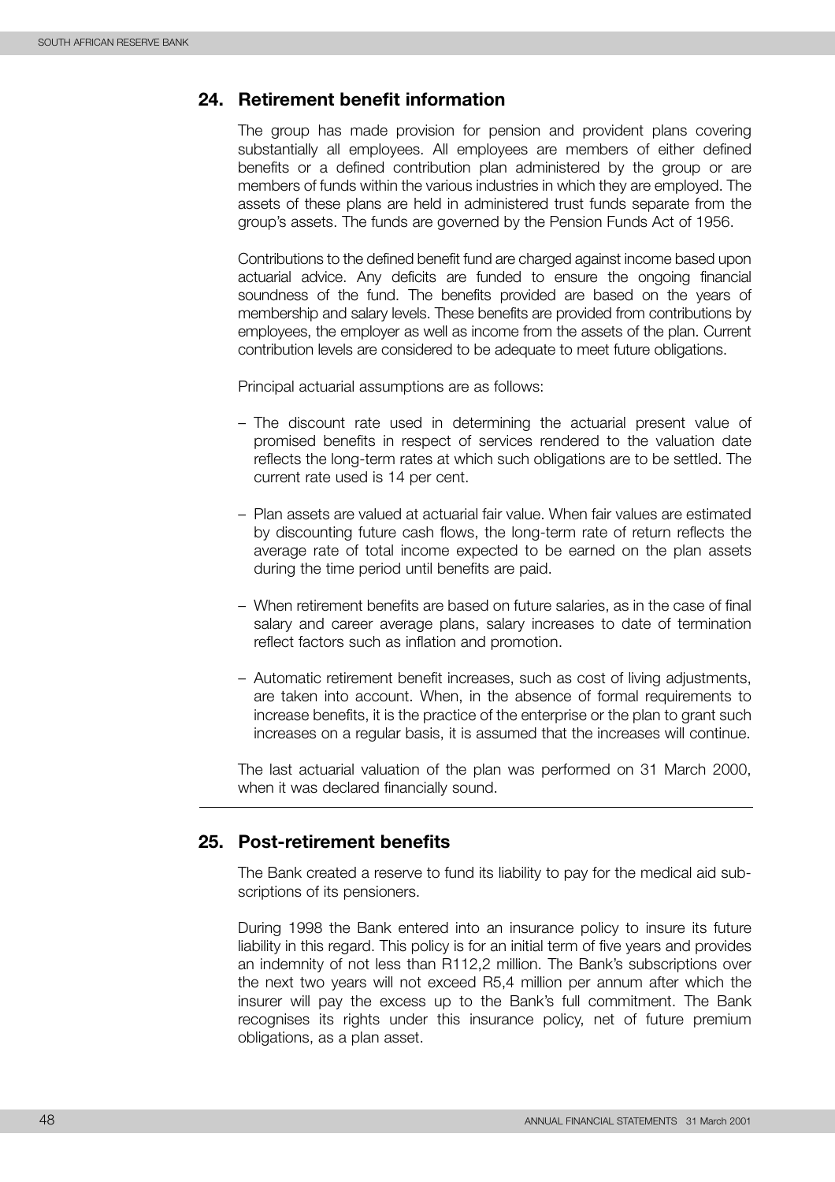## 24. Retirement benefit information

The group has made provision for pension and provident plans covering substantially all employees. All employees are members of either defined benefits or a defined contribution plan administered by the group or are members of funds within the various industries in which they are employed. The assets of these plans are held in administered trust funds separate from the group's assets. The funds are governed by the Pension Funds Act of 1956.

Contributions to the defined benefit fund are charged against income based upon actuarial advice. Any deficits are funded to ensure the ongoing financial soundness of the fund. The benefits provided are based on the years of membership and salary levels. These benefits are provided from contributions by employees, the employer as well as income from the assets of the plan. Current contribution levels are considered to be adequate to meet future obligations.

Principal actuarial assumptions are as follows:

- The discount rate used in determining the actuarial present value of promised benefits in respect of services rendered to the valuation date reflects the long-term rates at which such obligations are to be settled. The current rate used is 14 per cent.
- Plan assets are valued at actuarial fair value. When fair values are estimated by discounting future cash flows, the long-term rate of return reflects the average rate of total income expected to be earned on the plan assets during the time period until benefits are paid.
- When retirement benefits are based on future salaries, as in the case of final salary and career average plans, salary increases to date of termination reflect factors such as inflation and promotion.
- Automatic retirement benefit increases, such as cost of living adjustments, are taken into account. When, in the absence of formal requirements to increase benefits, it is the practice of the enterprise or the plan to grant such increases on a regular basis, it is assumed that the increases will continue.

The last actuarial valuation of the plan was performed on 31 March 2000, when it was declared financially sound.

## 25. Post-retirement benefits

The Bank created a reserve to fund its liability to pay for the medical aid subscriptions of its pensioners.

During 1998 the Bank entered into an insurance policy to insure its future liability in this regard. This policy is for an initial term of five years and provides an indemnity of not less than R112,2 million. The Bank's subscriptions over the next two years will not exceed R5,4 million per annum after which the insurer will pay the excess up to the Bank's full commitment. The Bank recognises its rights under this insurance policy, net of future premium obligations, as a plan asset.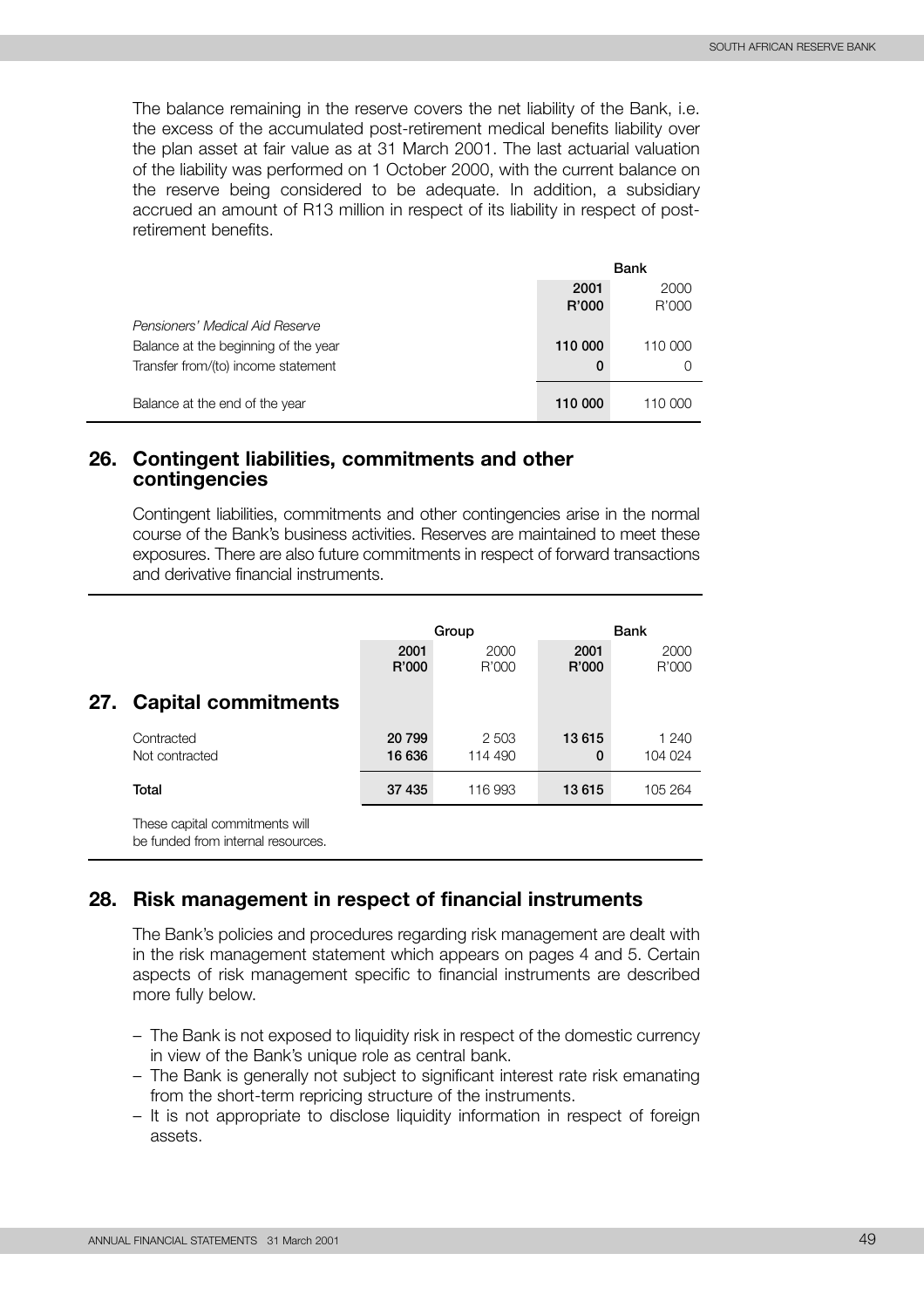The balance remaining in the reserve covers the net liability of the Bank, i.e. the excess of the accumulated post-retirement medical benefits liability over the plan asset at fair value as at 31 March 2001. The last actuarial valuation of the liability was performed on 1 October 2000, with the current balance on the reserve being considered to be adequate. In addition, a subsidiary accrued an amount of R13 million in respect of its liability in respect of post-retirement benefits.

| | Bank | |
|---|---|---|
| | **2001 R'000** | 2000 R'000 |
| *Pensioners' Medical Aid Reserve* | | |
| Balance at the beginning of the year | **110 000** | 110 000 |
| Transfer from/(to) income statement | **0** | 0 |
| Balance at the end of the year | **110 000** | 110 000 |

## 26. Contingent liabilities, commitments and other contingencies

Contingent liabilities, commitments and other contingencies arise in the normal course of the Bank's business activities. Reserves are maintained to meet these exposures. There are also future commitments in respect of forward transactions and derivative financial instruments.

## 27. Capital commitments

| | Group | | Bank | |
|---|---|---|---|---|
| | **2001 R'000** | 2000 R'000 | **2001 R'000** | 2000 R'000 |
| Contracted | **20 799** | 2 503 | **13 615** | 1 240 |
| Not contracted | **16 636** | 114 490 | **0** | 104 024 |
| **Total** | **37 435** | 116 993 | **13 615** | 105 264 |

These capital commitments will be funded from internal resources.

## 28. Risk management in respect of financial instruments

The Bank's policies and procedures regarding risk management are dealt with in the risk management statement which appears on pages 4 and 5. Certain aspects of risk management specific to financial instruments are described more fully below.

- The Bank is not exposed to liquidity risk in respect of the domestic currency in view of the Bank's unique role as central bank.
- The Bank is generally not subject to significant interest rate risk emanating from the short-term repricing structure of the instruments.
- It is not appropriate to disclose liquidity information in respect of foreign assets.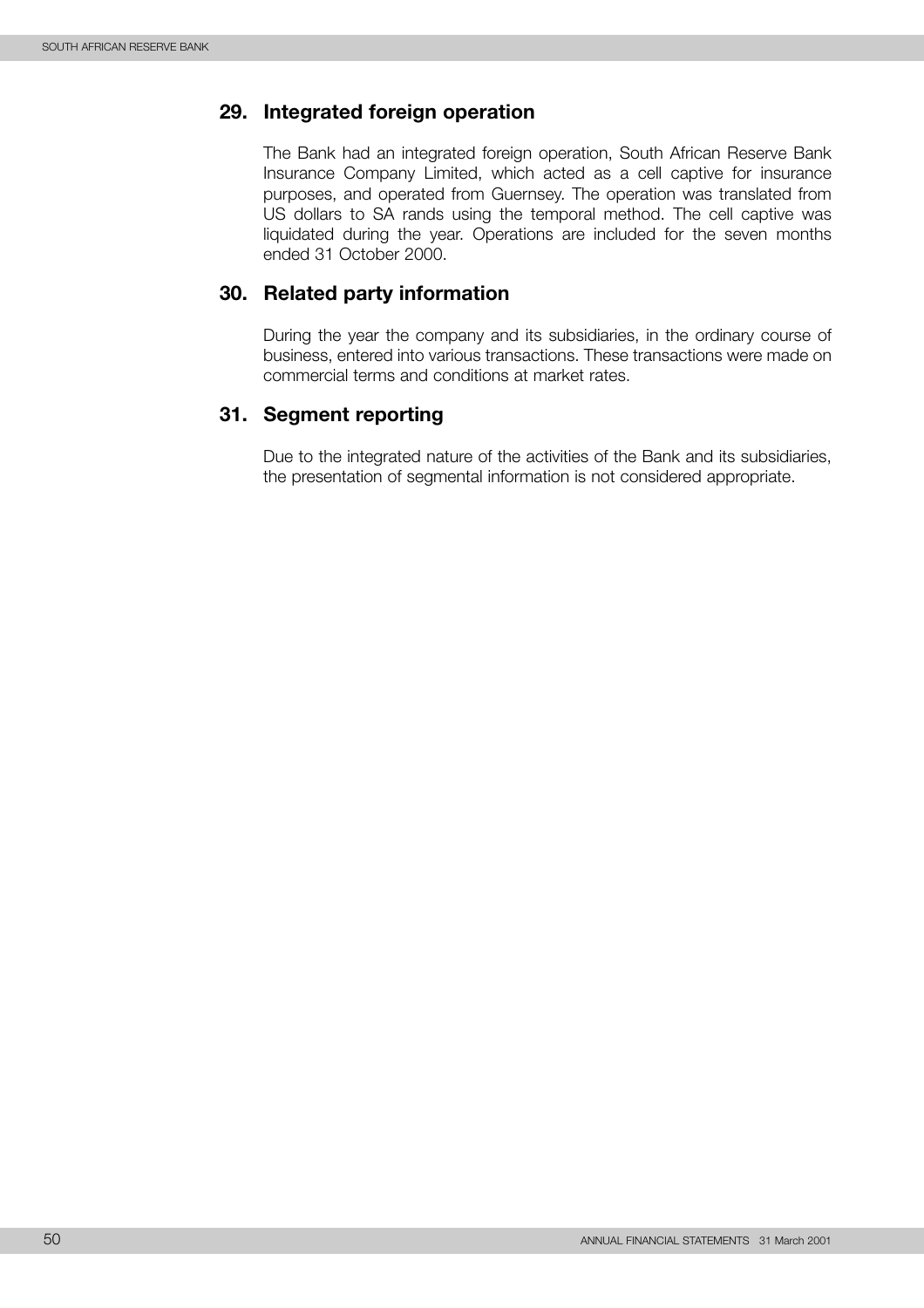## 29. Integrated foreign operation

The Bank had an integrated foreign operation, South African Reserve Bank Insurance Company Limited, which acted as a cell captive for insurance purposes, and operated from Guernsey. The operation was translated from US dollars to SA rands using the temporal method. The cell captive was liquidated during the year. Operations are included for the seven months ended 31 October 2000.

## 30. Related party information

During the year the company and its subsidiaries, in the ordinary course of business, entered into various transactions. These transactions were made on commercial terms and conditions at market rates.

## 31. Segment reporting

Due to the integrated nature of the activities of the Bank and its subsidiaries, the presentation of segmental information is not considered appropriate.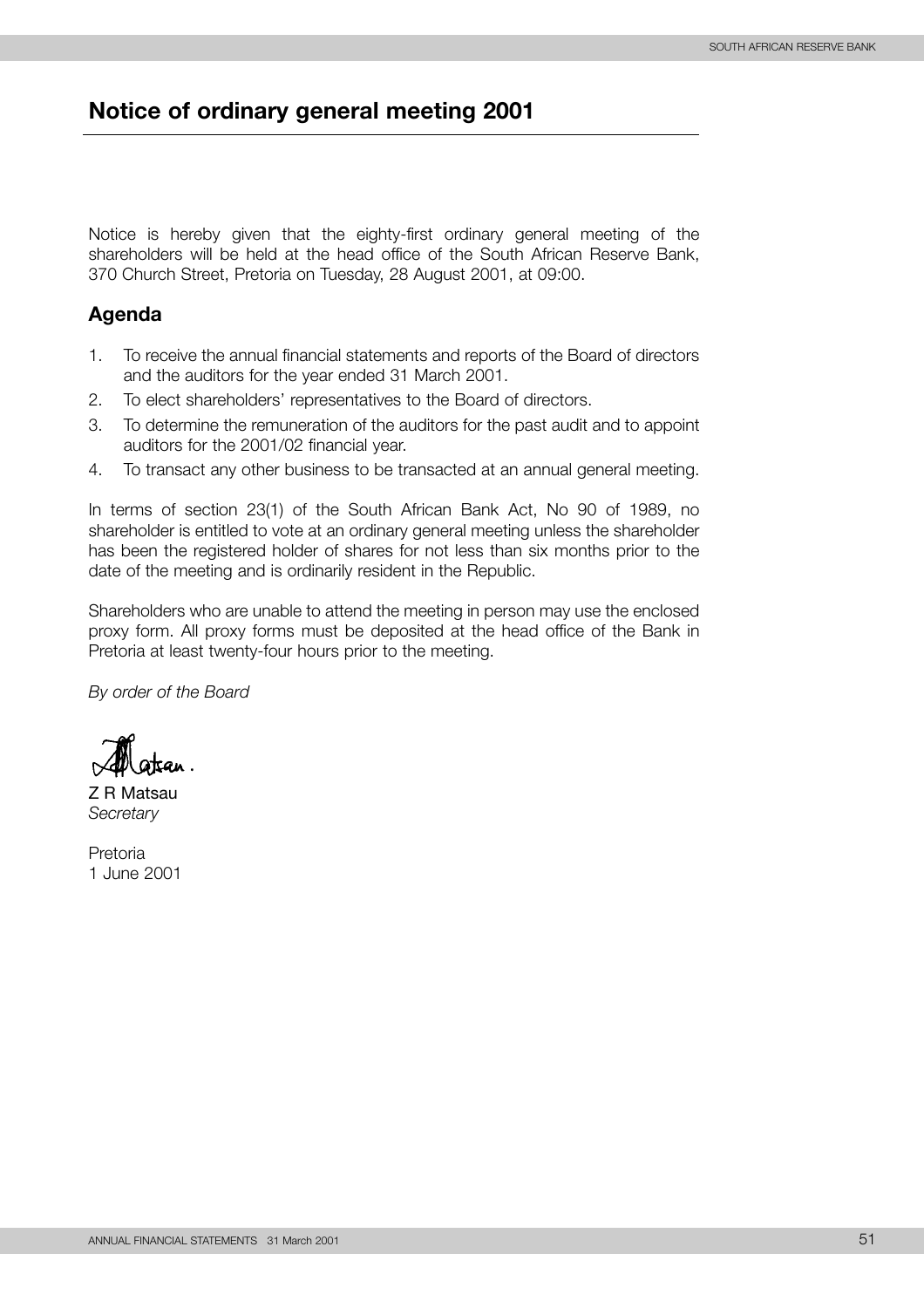# Notice of ordinary general meeting 2001

Notice is hereby given that the eighty-first ordinary general meeting of the shareholders will be held at the head office of the South African Reserve Bank, 370 Church Street, Pretoria on Tuesday, 28 August 2001, at 09:00.

## Agenda

1. To receive the annual financial statements and reports of the Board of directors and the auditors for the year ended 31 March 2001.
2. To elect shareholders' representatives to the Board of directors.
3. To determine the remuneration of the auditors for the past audit and to appoint auditors for the 2001/02 financial year.
4. To transact any other business to be transacted at an annual general meeting.

In terms of section 23(1) of the South African Bank Act, No 90 of 1989, no shareholder is entitled to vote at an ordinary general meeting unless the shareholder has been the registered holder of shares for not less than six months prior to the date of the meeting and is ordinarily resident in the Republic.

Shareholders who are unable to attend the meeting in person may use the enclosed proxy form. All proxy forms must be deposited at the head office of the Bank in Pretoria at least twenty-four hours prior to the meeting.

*By order of the Board*

Z R Matsau
*Secretary*

Pretoria
1 June 2001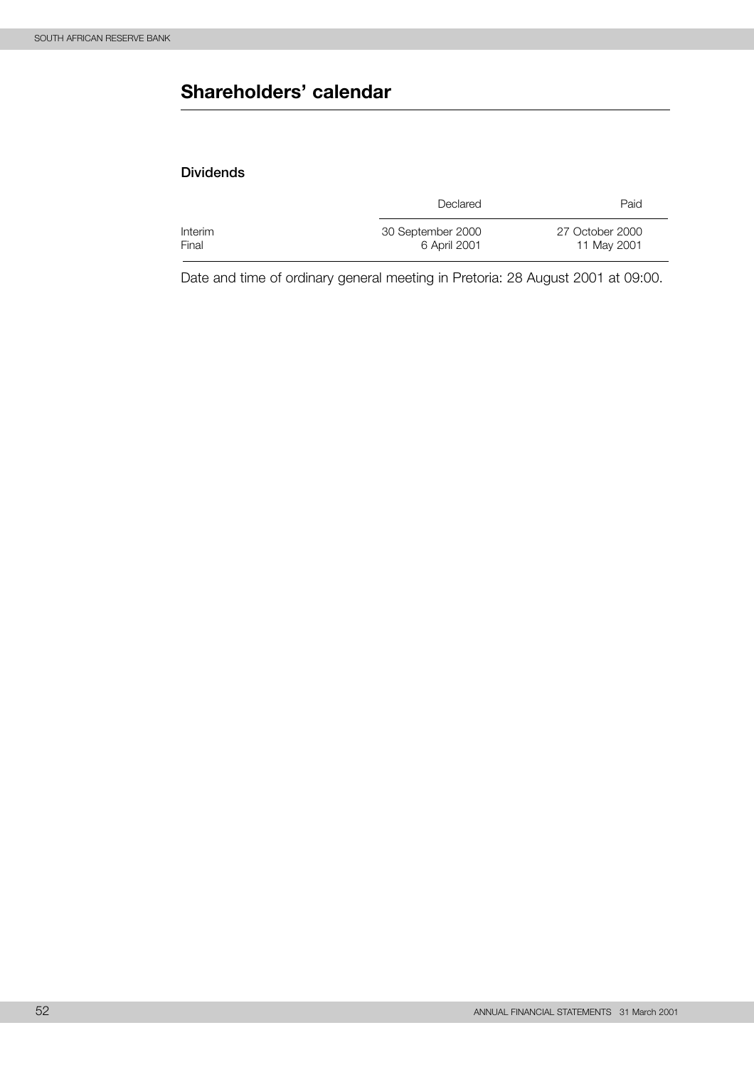# Shareholders' calendar

### Dividends

| | Declared | Paid |
|---|---|---|
| Interim | 30 September 2000 | 27 October 2000 |
| Final | 6 April 2001 | 11 May 2001 |

Date and time of ordinary general meeting in Pretoria: 28 August 2001 at 09:00.